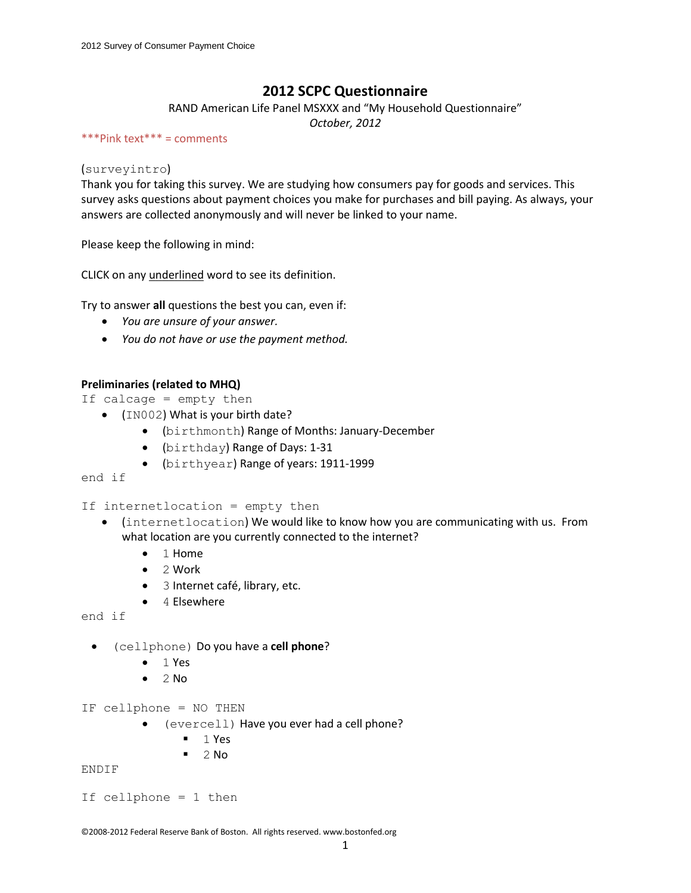# 2012 SCPC Questionnaire

RAND American Life Panel MSXXX and "My Household Questionnaire"

*October, 2012*

\*\*\*Pink text\*\*\* = comments

(surveyintro)

Thank you for taking this survey. We are studying how consumers pay for goods and services. This survey asks questions about payment choices you make for purchases and bill paying. As always, your answers are collected anonymously and will never be linked to your name.

Please keep the following in mind:

CLICK on any <u>underlined</u> word to see its definition.

Try to answer **all** questions the best you can, even if:

- *You are unsure of your answer.*
- *You do not have or use the payment method.*

**Preliminaries (related to MHQ)**

If calcage = empty then

- (IN002) What is your birth date?
  - (birthmonth) Range of Months: January-December
  - (birthday) Range of Days: 1-31
  - (birthyear) Range of years: 1911-1999

end if

If internetlocation = empty then

- (internetlocation) We would like to know how you are communicating with us. From what location are you currently connected to the internet?
  - 1 Home
  - 2 Work
  - 3 Internet café, library, etc.
  - 4 Elsewhere

end if

- (cellphone) Do you have a **cell phone**?
  - 1 Yes
  - 2 No

IF cellphone = NO THEN

- (evercell) Have you ever had a cell phone?
  - 1 Yes
  - 2 No

ENDIF

If cellphone = 1 then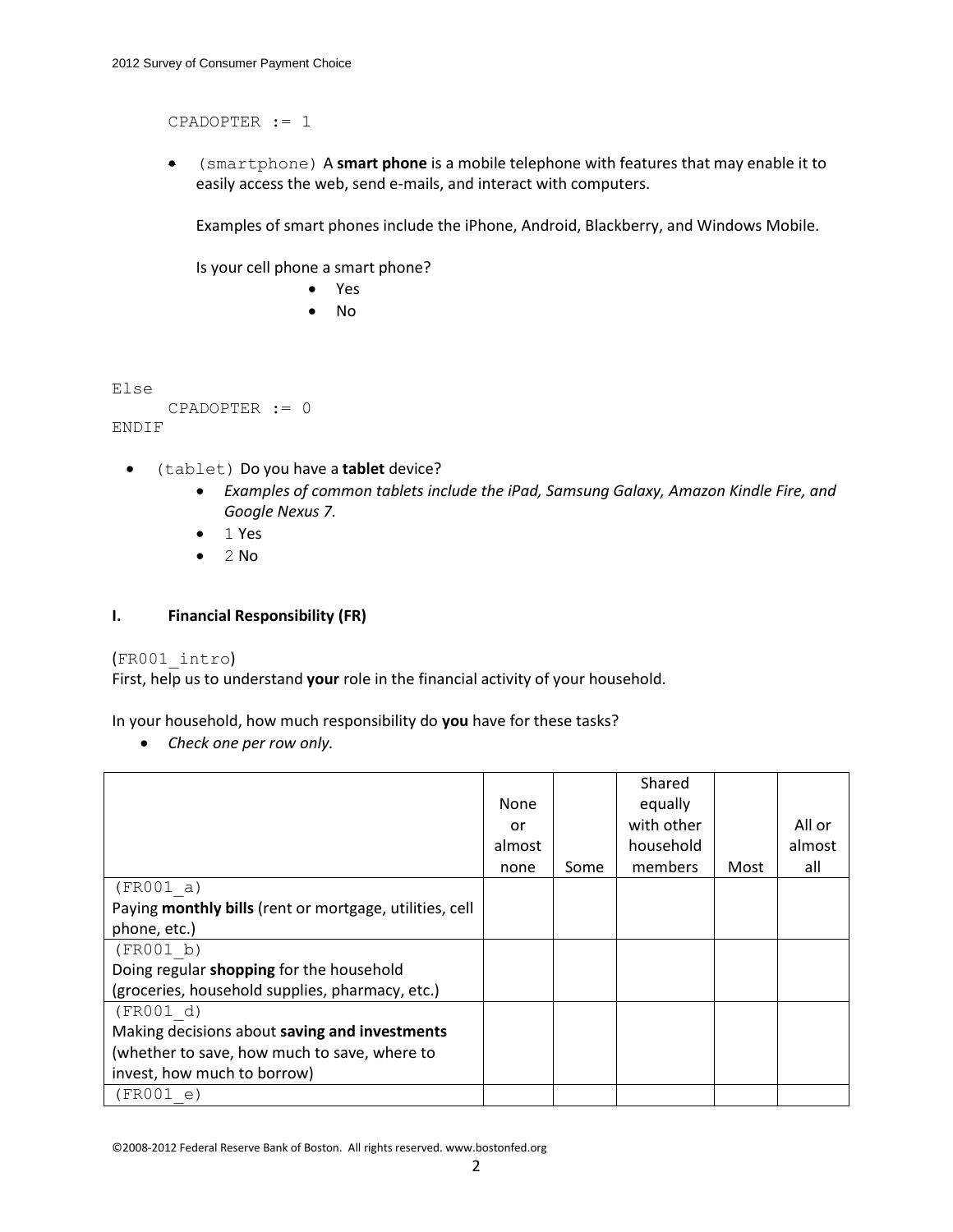CPADOPTER := 1

- (smartphone) A **smart phone** is a mobile telephone with features that may enable it to easily access the web, send e-mails, and interact with computers.

  Examples of smart phones include the iPhone, Android, Blackberry, and Windows Mobile.

  Is your cell phone a smart phone?
  - Yes
  - No

Else
    CPADOPTER := 0
ENDIF

- (tablet) Do you have a **tablet** device?
  - *Examples of common tablets include the iPad, Samsung Galaxy, Amazon Kindle Fire, and Google Nexus 7.*
  - 1 Yes
  - 2 No

## I. Financial Responsibility (FR)

(FR001_intro)
First, help us to understand **your** role in the financial activity of your household.

In your household, how much responsibility do **you** have for these tasks?

- *Check one per row only.*

| | None or almost none | Some | Shared equally with other household members | Most | All or almost all |
|---|---|---|---|---|---|
| (FR001_a) Paying **monthly bills** (rent or mortgage, utilities, cell phone, etc.) | | | | | |
| (FR001_b) Doing regular **shopping** for the household (groceries, household supplies, pharmacy, etc.) | | | | | |
| (FR001_d) Making decisions about **saving and investments** (whether to save, how much to save, where to invest, how much to borrow) | | | | | |
| (FR001_e) | | | | | |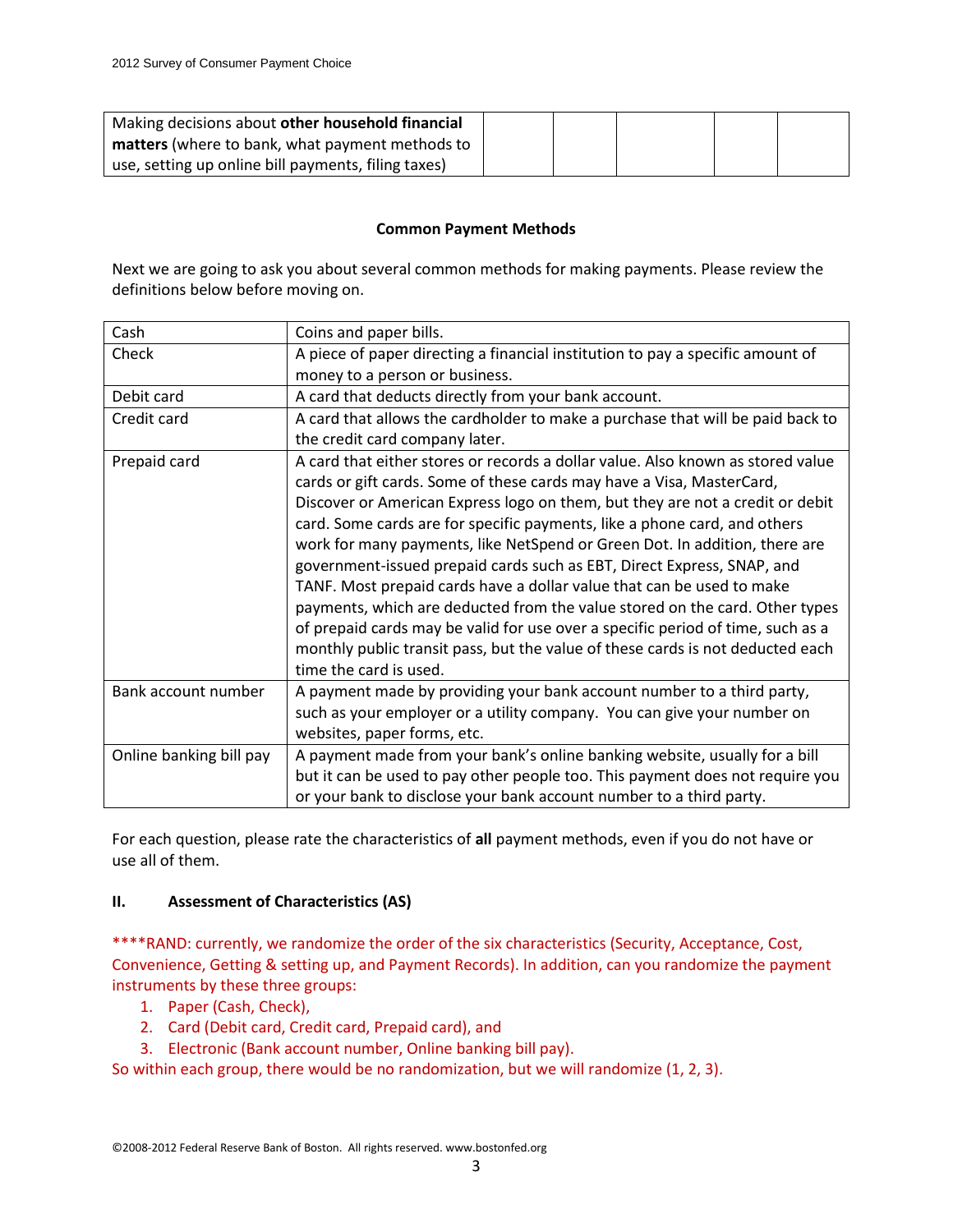| Making decisions about **other household financial matters** (where to bank, what payment methods to use, setting up online bill payments, filing taxes) | | | | | |
|---|---|---|---|---|---|

**Common Payment Methods**

Next we are going to ask you about several common methods for making payments. Please review the definitions below before moving on.

| Cash | Coins and paper bills. |
|---|---|
| Check | A piece of paper directing a financial institution to pay a specific amount of money to a person or business. |
| Debit card | A card that deducts directly from your bank account. |
| Credit card | A card that allows the cardholder to make a purchase that will be paid back to the credit card company later. |
| Prepaid card | A card that either stores or records a dollar value. Also known as stored value cards or gift cards. Some of these cards may have a Visa, MasterCard, Discover or American Express logo on them, but they are not a credit or debit card. Some cards are for specific payments, like a phone card, and others work for many payments, like NetSpend or Green Dot. In addition, there are government-issued prepaid cards such as EBT, Direct Express, SNAP, and TANF. Most prepaid cards have a dollar value that can be used to make payments, which are deducted from the value stored on the card. Other types of prepaid cards may be valid for use over a specific period of time, such as a monthly public transit pass, but the value of these cards is not deducted each time the card is used. |
| Bank account number | A payment made by providing your bank account number to a third party, such as your employer or a utility company. You can give your number on websites, paper forms, etc. |
| Online banking bill pay | A payment made from your bank's online banking website, usually for a bill but it can be used to pay other people too. This payment does not require you or your bank to disclose your bank account number to a third party. |

For each question, please rate the characteristics of **all** payment methods, even if you do not have or use all of them.

## II. Assessment of Characteristics (AS)

****RAND: currently, we randomize the order of the six characteristics (Security, Acceptance, Cost, Convenience, Getting & setting up, and Payment Records). In addition, can you randomize the payment instruments by these three groups:

1. Paper (Cash, Check),
2. Card (Debit card, Credit card, Prepaid card), and
3. Electronic (Bank account number, Online banking bill pay).

So within each group, there would be no randomization, but we will randomize (1, 2, 3).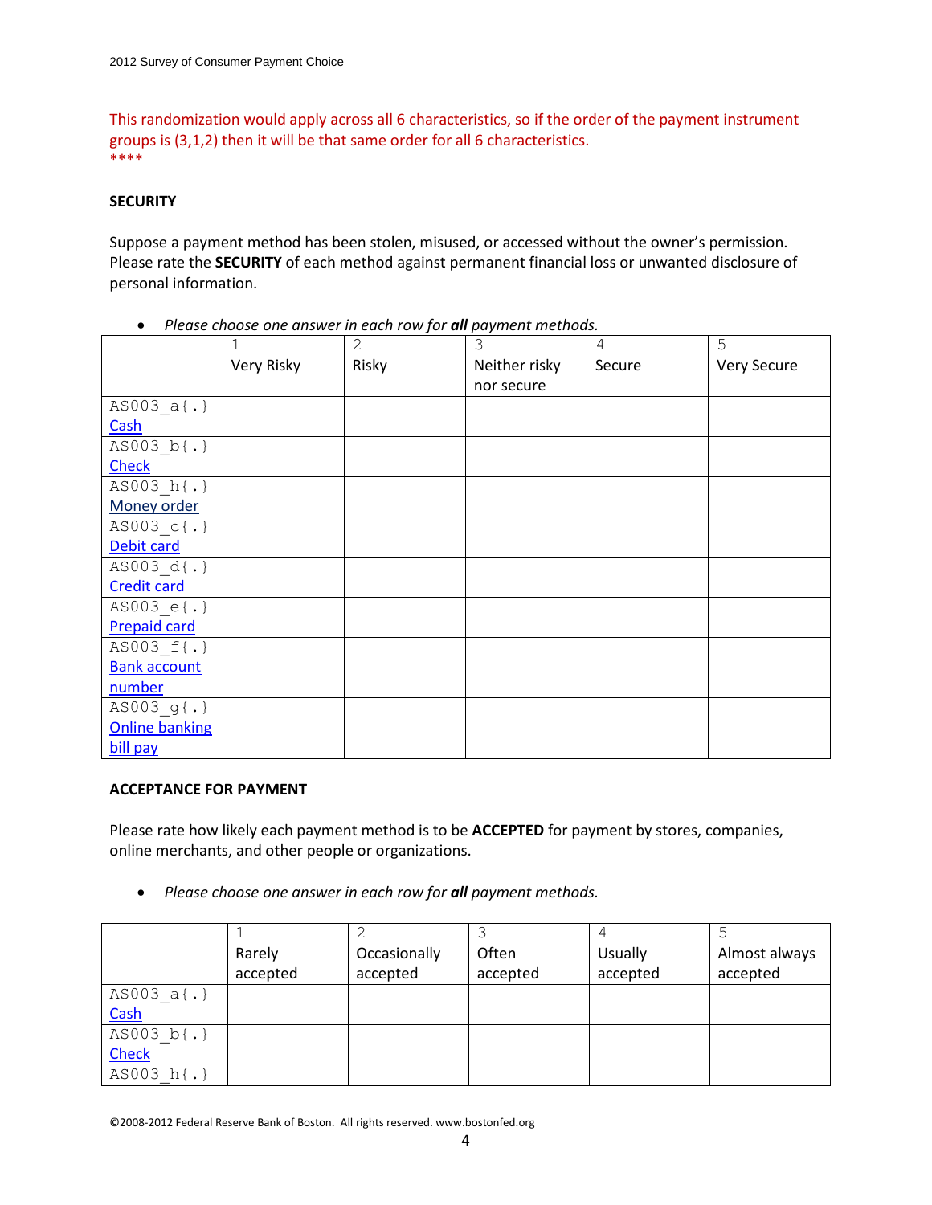This randomization would apply across all 6 characteristics, so if the order of the payment instrument groups is (3,1,2) then it will be that same order for all 6 characteristics.
****

**SECURITY**

Suppose a payment method has been stolen, misused, or accessed without the owner's permission. Please rate the **SECURITY** of each method against permanent financial loss or unwanted disclosure of personal information.

- *Please choose one answer in each row for **all** payment methods.*

| | 1 Very Risky | 2 Risky | 3 Neither risky nor secure | 4 Secure | 5 Very Secure |
|---|---|---|---|---|---|
| AS003_a{.} Cash | | | | | |
| AS003_b{.} Check | | | | | |
| AS003_h{.} Money order | | | | | |
| AS003_c{.} Debit card | | | | | |
| AS003_d{.} Credit card | | | | | |
| AS003_e{.} Prepaid card | | | | | |
| AS003_f{.} Bank account number | | | | | |
| AS003_g{.} Online banking bill pay | | | | | |

**ACCEPTANCE FOR PAYMENT**

Please rate how likely each payment method is to be **ACCEPTED** for payment by stores, companies, online merchants, and other people or organizations.

- *Please choose one answer in each row for **all** payment methods.*

| | 1 Rarely accepted | 2 Occasionally accepted | 3 Often accepted | 4 Usually accepted | 5 Almost always accepted |
|---|---|---|---|---|---|
| AS003_a{.} Cash | | | | | |
| AS003_b{.} Check | | | | | |
| AS003_h{.} | | | | | |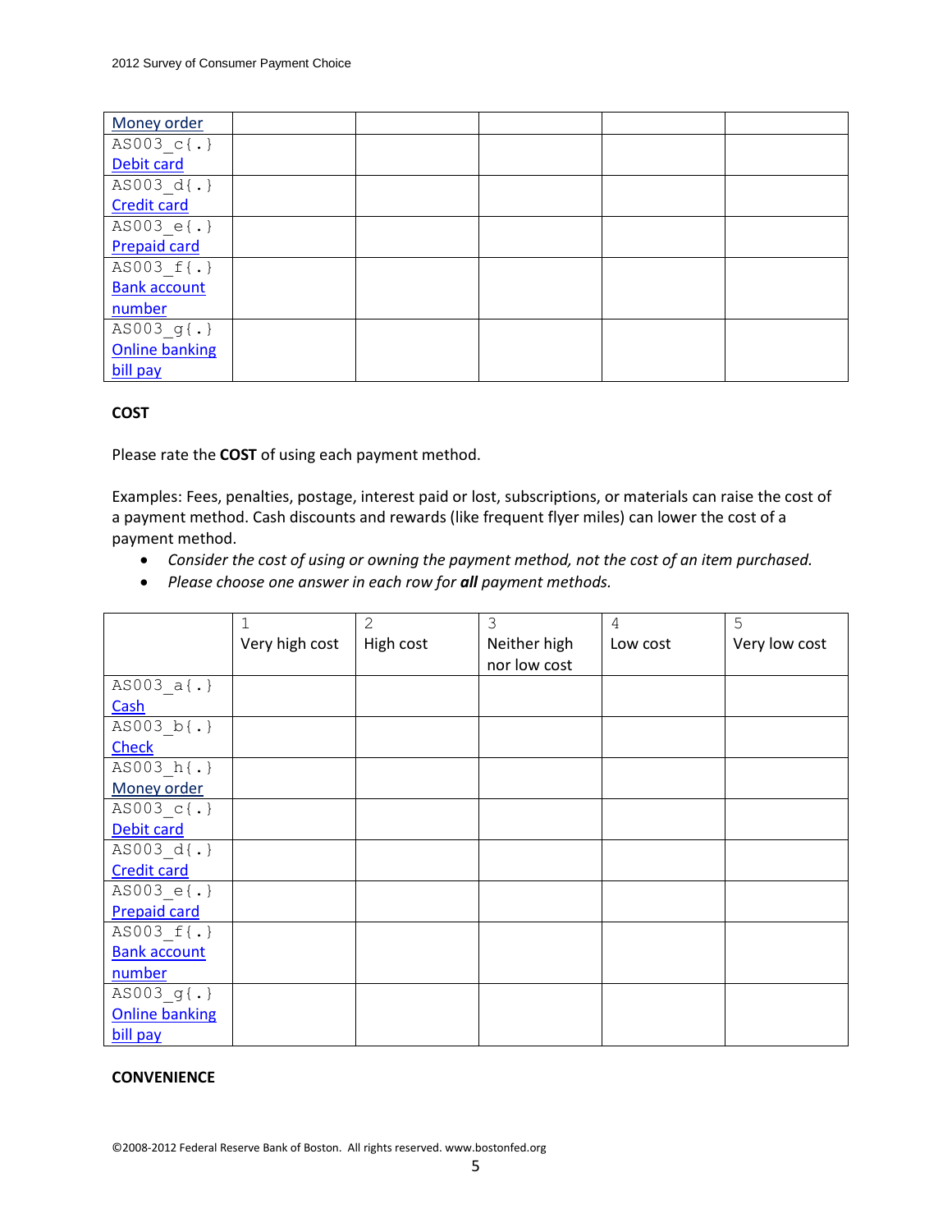| | | | | | |
|---|---|---|---|---|---|
| Money order | | | | | |
| AS003_c{.} Debit card | | | | | |
| AS003_d{.} Credit card | | | | | |
| AS003_e{.} Prepaid card | | | | | |
| AS003_f{.} Bank account number | | | | | |
| AS003_g{.} Online banking bill pay | | | | | |

**COST**

Please rate the **COST** of using each payment method.

Examples: Fees, penalties, postage, interest paid or lost, subscriptions, or materials can raise the cost of a payment method. Cash discounts and rewards (like frequent flyer miles) can lower the cost of a payment method.

- *Consider the cost of using or owning the payment method, not the cost of an item purchased.*
- *Please choose one answer in each row for **all** payment methods.*

| | 1 Very high cost | 2 High cost | 3 Neither high nor low cost | 4 Low cost | 5 Very low cost |
|---|---|---|---|---|---|
| AS003_a{.} Cash | | | | | |
| AS003_b{.} Check | | | | | |
| AS003_h{.} Money order | | | | | |
| AS003_c{.} Debit card | | | | | |
| AS003_d{.} Credit card | | | | | |
| AS003_e{.} Prepaid card | | | | | |
| AS003_f{.} Bank account number | | | | | |
| AS003_g{.} Online banking bill pay | | | | | |

**CONVENIENCE**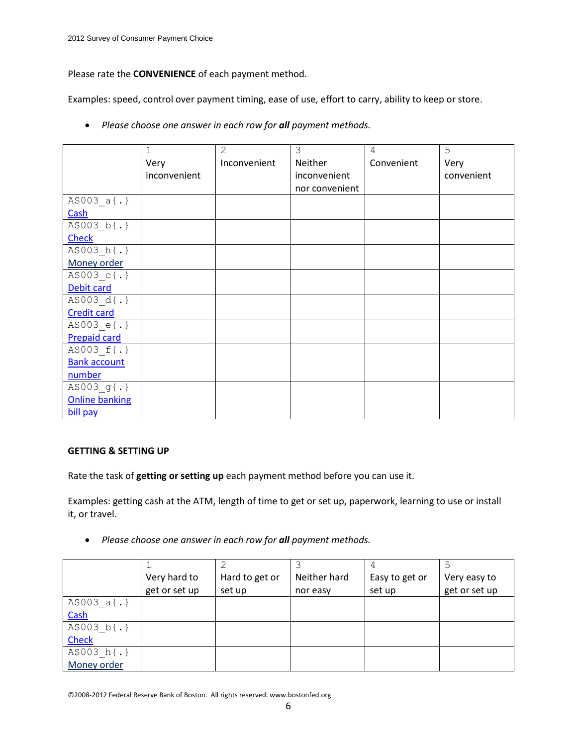Please rate the **CONVENIENCE** of each payment method.

Examples: speed, control over payment timing, ease of use, effort to carry, ability to keep or store.

- *Please choose one answer in each row for **all** payment methods.*

| | 1 Very inconvenient | 2 Inconvenient | 3 Neither inconvenient nor convenient | 4 Convenient | 5 Very convenient |
|---|---|---|---|---|---|
| AS003_a{.} Cash | | | | | |
| AS003_b{.} Check | | | | | |
| AS003_h{.} Money order | | | | | |
| AS003_c{.} Debit card | | | | | |
| AS003_d{.} Credit card | | | | | |
| AS003_e{.} Prepaid card | | | | | |
| AS003_f{.} Bank account number | | | | | |
| AS003_g{.} Online banking bill pay | | | | | |

**GETTING & SETTING UP**

Rate the task of **getting or setting up** each payment method before you can use it.

Examples: getting cash at the ATM, length of time to get or set up, paperwork, learning to use or install it, or travel.

- *Please choose one answer in each row for **all** payment methods.*

| | 1 Very hard to get or set up | 2 Hard to get or set up | 3 Neither hard nor easy | 4 Easy to get or set up | 5 Very easy to get or set up |
|---|---|---|---|---|---|
| AS003_a{.} Cash | | | | | |
| AS003_b{.} Check | | | | | |
| AS003_h{.} Money order | | | | | |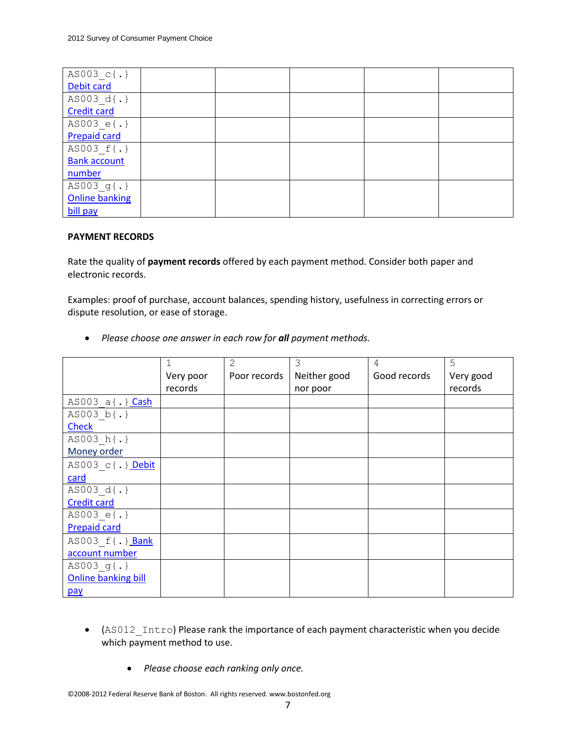| | | | | | |
|---|---|---|---|---|---|
| AS003_c{.} Debit card | | | | | |
| AS003_d{.} Credit card | | | | | |
| AS003_e{.} Prepaid card | | | | | |
| AS003_f{.} Bank account number | | | | | |
| AS003_g{.} Online banking bill pay | | | | | |

**PAYMENT RECORDS**

Rate the quality of **payment records** offered by each payment method. Consider both paper and electronic records.

Examples: proof of purchase, account balances, spending history, usefulness in correcting errors or dispute resolution, or ease of storage.

- *Please choose one answer in each row for **all** payment methods.*

| | 1 Very poor records | 2 Poor records | 3 Neither good nor poor | 4 Good records | 5 Very good records |
|---|---|---|---|---|---|
| AS003_a{.} Cash | | | | | |
| AS003_b{.} Check | | | | | |
| AS003_h{.} Money order | | | | | |
| AS003_c{.} Debit card | | | | | |
| AS003_d{.} Credit card | | | | | |
| AS003_e{.} Prepaid card | | | | | |
| AS003_f{.} Bank account number | | | | | |
| AS003_g{.} Online banking bill pay | | | | | |

- (AS012_Intro) Please rank the importance of each payment characteristic when you decide which payment method to use.
  - *Please choose each ranking only once.*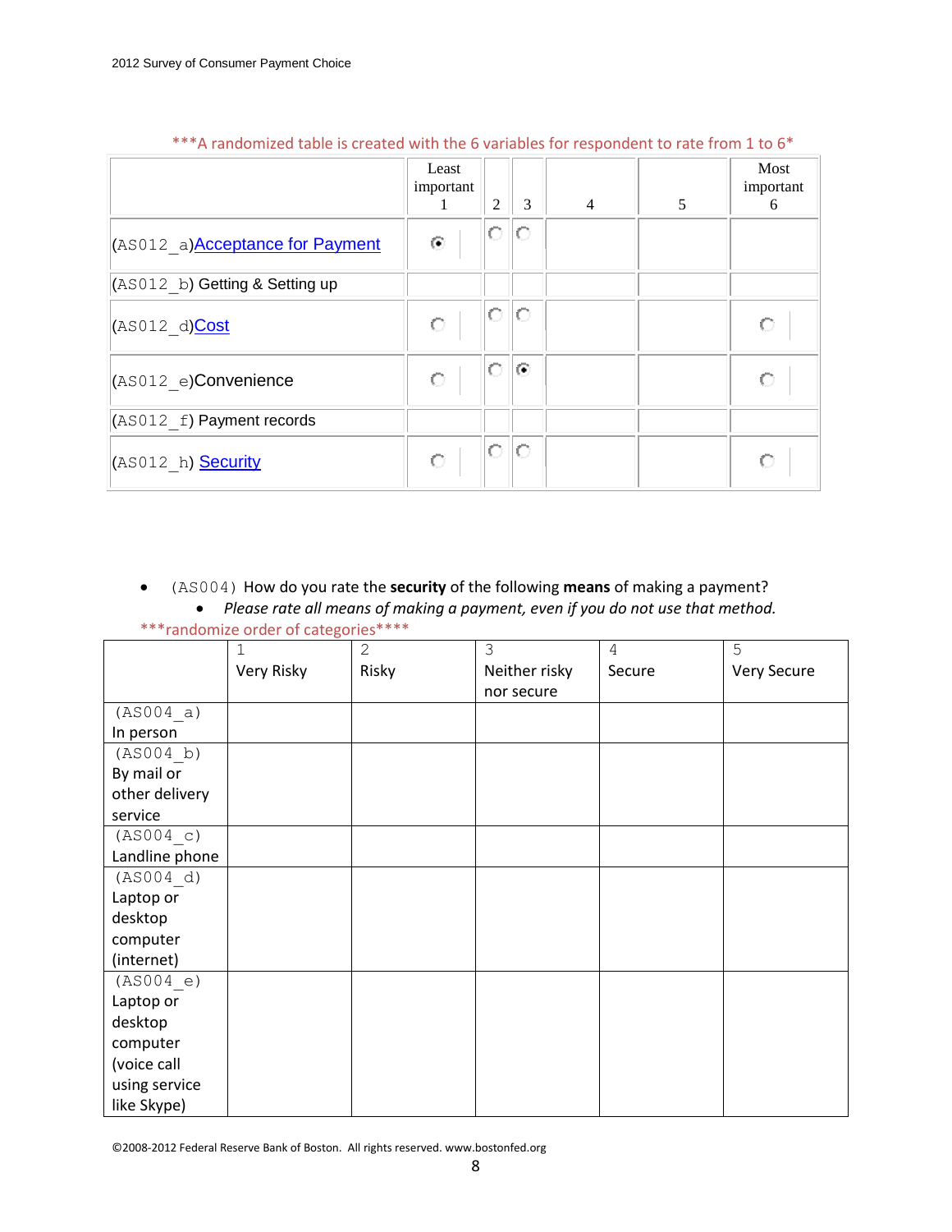***A randomized table is created with the 6 variables for respondent to rate from 1 to 6*

| | Least important 1 | 2 | 3 | 4 | 5 | Most important 6 |
|---|---|---|---|---|---|---|
| (AS012_a)Acceptance for Payment | ◉ | ○ | ○ | | | |
| (AS012_b) Getting & Setting up | | | | | | |
| (AS012_d)Cost | ○ | ○ | ○ | | | ○ |
| (AS012_e)Convenience | ○ | ○ | ◉ | | | ○ |
| (AS012_f) Payment records | | | | | | |
| (AS012_h) Security | ○ | ○ | ○ | | | ○ |

- (AS004) How do you rate the **security** of the following **means** of making a payment?
    - *Please rate all means of making a payment, even if you do not use that method.*

***randomize order of categories****

| | 1 Very Risky | 2 Risky | 3 Neither risky nor secure | 4 Secure | 5 Very Secure |
|---|---|---|---|---|---|
| (AS004_a) In person | | | | | |
| (AS004_b) By mail or other delivery service | | | | | |
| (AS004_c) Landline phone | | | | | |
| (AS004_d) Laptop or desktop computer (internet) | | | | | |
| (AS004_e) Laptop or desktop computer (voice call using service like Skype) | | | | | |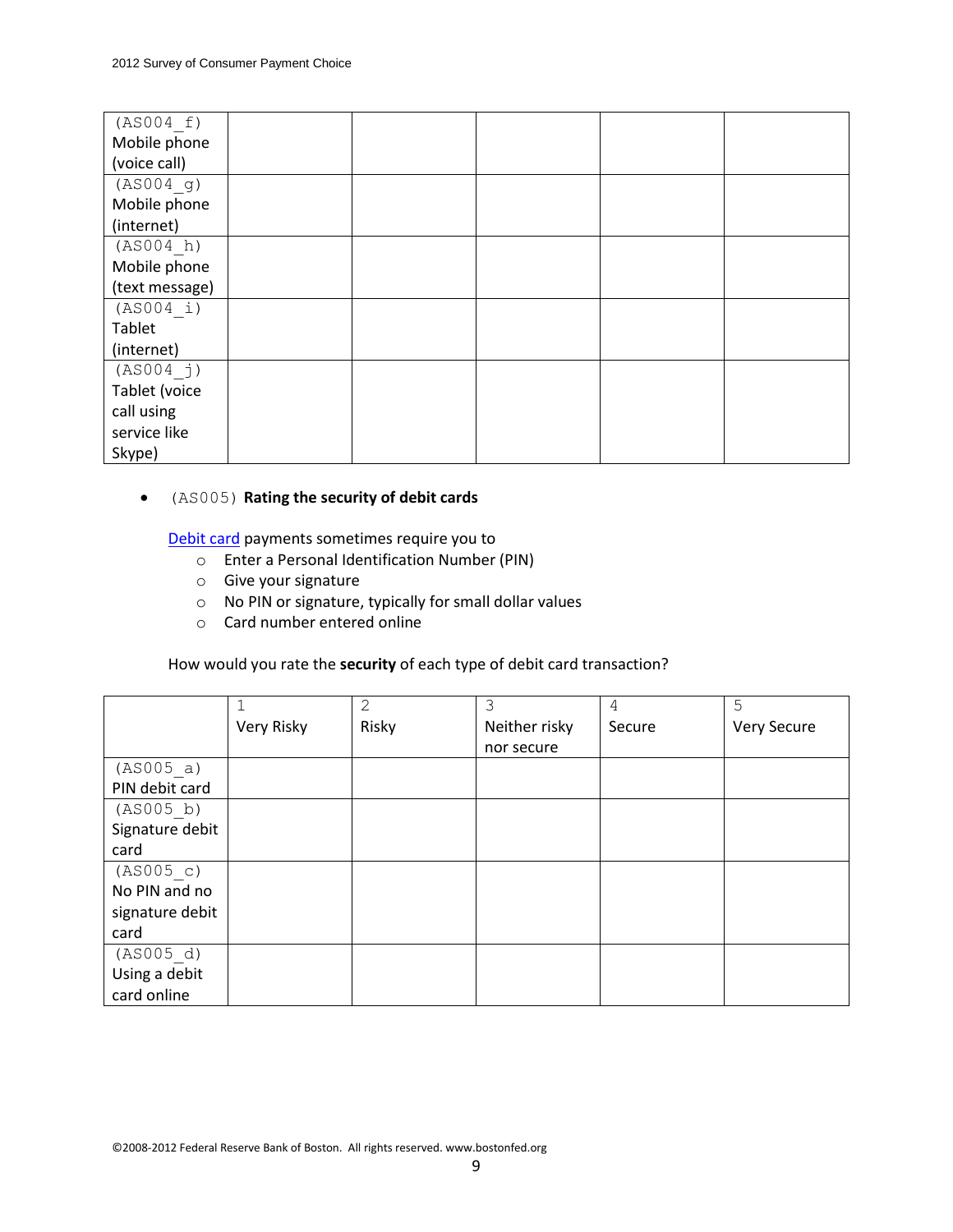| | | | | | |
|---|---|---|---|---|---|
| (AS004_f) Mobile phone (voice call) | | | | | |
| (AS004_g) Mobile phone (internet) | | | | | |
| (AS004_h) Mobile phone (text message) | | | | | |
| (AS004_i) Tablet (internet) | | | | | |
| (AS004_j) Tablet (voice call using service like Skype) | | | | | |

- (AS005) **Rating the security of debit cards**

  Debit card payments sometimes require you to
  - Enter a Personal Identification Number (PIN)
  - Give your signature
  - No PIN or signature, typically for small dollar values
  - Card number entered online

  How would you rate the **security** of each type of debit card transaction?

| | 1 Very Risky | 2 Risky | 3 Neither risky nor secure | 4 Secure | 5 Very Secure |
|---|---|---|---|---|---|
| (AS005_a) PIN debit card | | | | | |
| (AS005_b) Signature debit card | | | | | |
| (AS005_c) No PIN and no signature debit card | | | | | |
| (AS005_d) Using a debit card online | | | | | |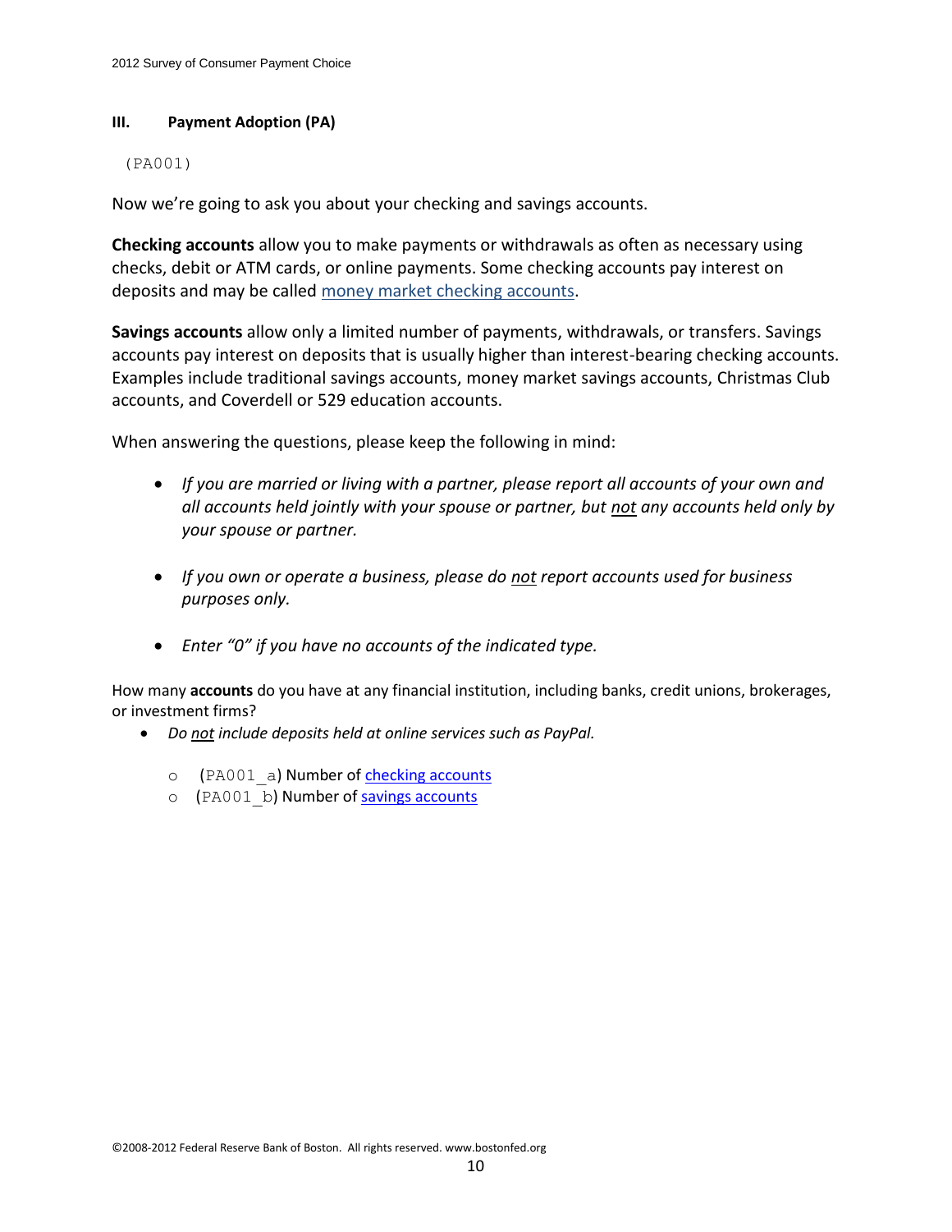## III. Payment Adoption (PA)

(PA001)

Now we're going to ask you about your checking and savings accounts.

**Checking accounts** allow you to make payments or withdrawals as often as necessary using checks, debit or ATM cards, or online payments. Some checking accounts pay interest on deposits and may be called money market checking accounts.

**Savings accounts** allow only a limited number of payments, withdrawals, or transfers. Savings accounts pay interest on deposits that is usually higher than interest-bearing checking accounts. Examples include traditional savings accounts, money market savings accounts, Christmas Club accounts, and Coverdell or 529 education accounts.

When answering the questions, please keep the following in mind:

- *If you are married or living with a partner, please report all accounts of your own and all accounts held jointly with your spouse or partner, but not any accounts held only by your spouse or partner.*
- *If you own or operate a business, please do not report accounts used for business purposes only.*
- *Enter "0" if you have no accounts of the indicated type.*

How many **accounts** do you have at any financial institution, including banks, credit unions, brokerages, or investment firms?

- *Do not include deposits held at online services such as PayPal.*
  - (PA001_a) Number of checking accounts
  - (PA001_b) Number of savings accounts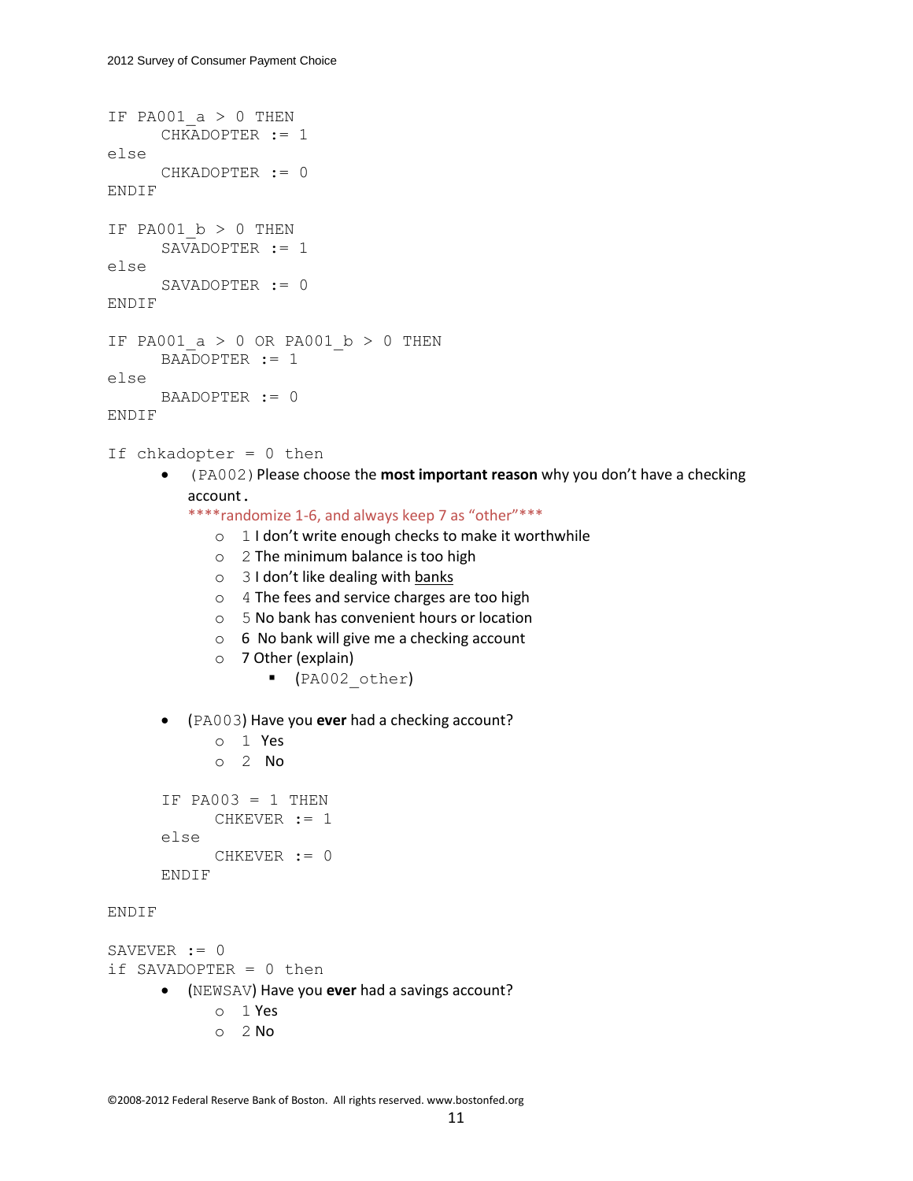```
IF PA001_a > 0 THEN
      CHKADOPTER := 1
else
      CHKADOPTER := 0
ENDIF

IF PA001_b > 0 THEN
      SAVADOPTER := 1
else
      SAVADOPTER := 0
ENDIF

IF PA001_a > 0 OR PA001_b > 0 THEN
      BAADOPTER := 1
else
      BAADOPTER := 0
ENDIF

If chkadopter = 0 then
```

- (PA002) Please choose the **most important reason** why you don't have a checking account.
  ****randomize 1-6, and always keep 7 as "other"***
  - 1 I don't write enough checks to make it worthwhile
  - 2 The minimum balance is too high
  - 3 I don't like dealing with banks
  - 4 The fees and service charges are too high
  - 5 No bank has convenient hours or location
  - 6 No bank will give me a checking account
  - 7 Other (explain)
    - (PA002_other)

- (PA003) Have you **ever** had a checking account?
  - 1 Yes
  - 2 No

```
      IF PA003 = 1 THEN
            CHKEVER := 1
      else
            CHKEVER := 0
      ENDIF

ENDIF

SAVEVER := 0
if SAVADOPTER = 0 then
```

- (NEWSAV) Have you **ever** had a savings account?
  - 1 Yes
  - 2 No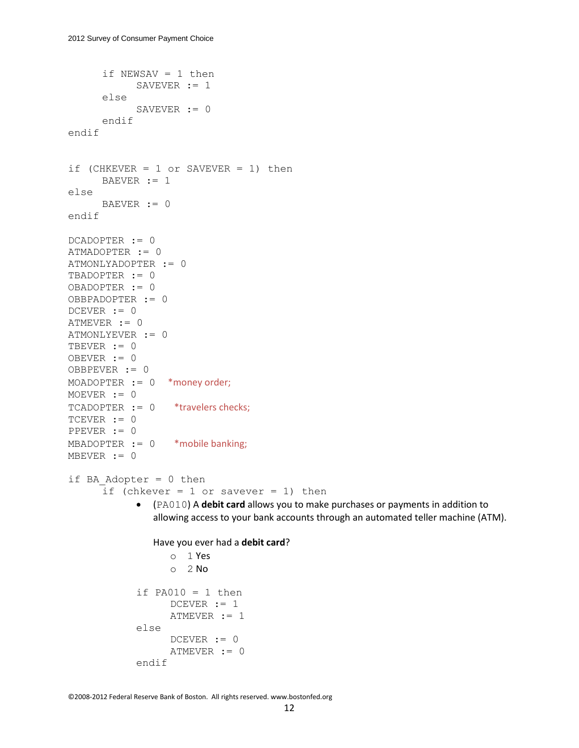```
      if NEWSAV = 1 then
            SAVEVER := 1
      else
            SAVEVER := 0
      endif
endif


if (CHKEVER = 1 or SAVEVER = 1) then
      BAEVER := 1
else
      BAEVER := 0
endif

DCADOPTER := 0
ATMADOPTER := 0
ATMONLYADOPTER := 0
TBADOPTER := 0
OBADOPTER := 0
OBBPADOPTER := 0
DCEVER := 0
ATMEVER := 0
ATMONLYEVER := 0
TBEVER := 0
OBEVER := 0
OBBPEVER := 0
MOADOPTER := 0    *money order;
MOEVER := 0
TCADOPTER := 0     *travelers checks;
TCEVER := 0
PPEVER := 0
MBADOPTER := 0     *mobile banking;
MBEVER := 0

if BA_Adopter = 0 then
      if (chkever = 1 or savever = 1) then
```

- (PA010) A **debit card** allows you to make purchases or payments in addition to allowing access to your bank accounts through an automated teller machine (ATM).

  Have you ever had a **debit card**?
  - 1 Yes
  - 2 No

```
            if PA010 = 1 then
                  DCEVER := 1
                  ATMEVER := 1
            else
                  DCEVER := 0
                  ATMEVER := 0
            endif
```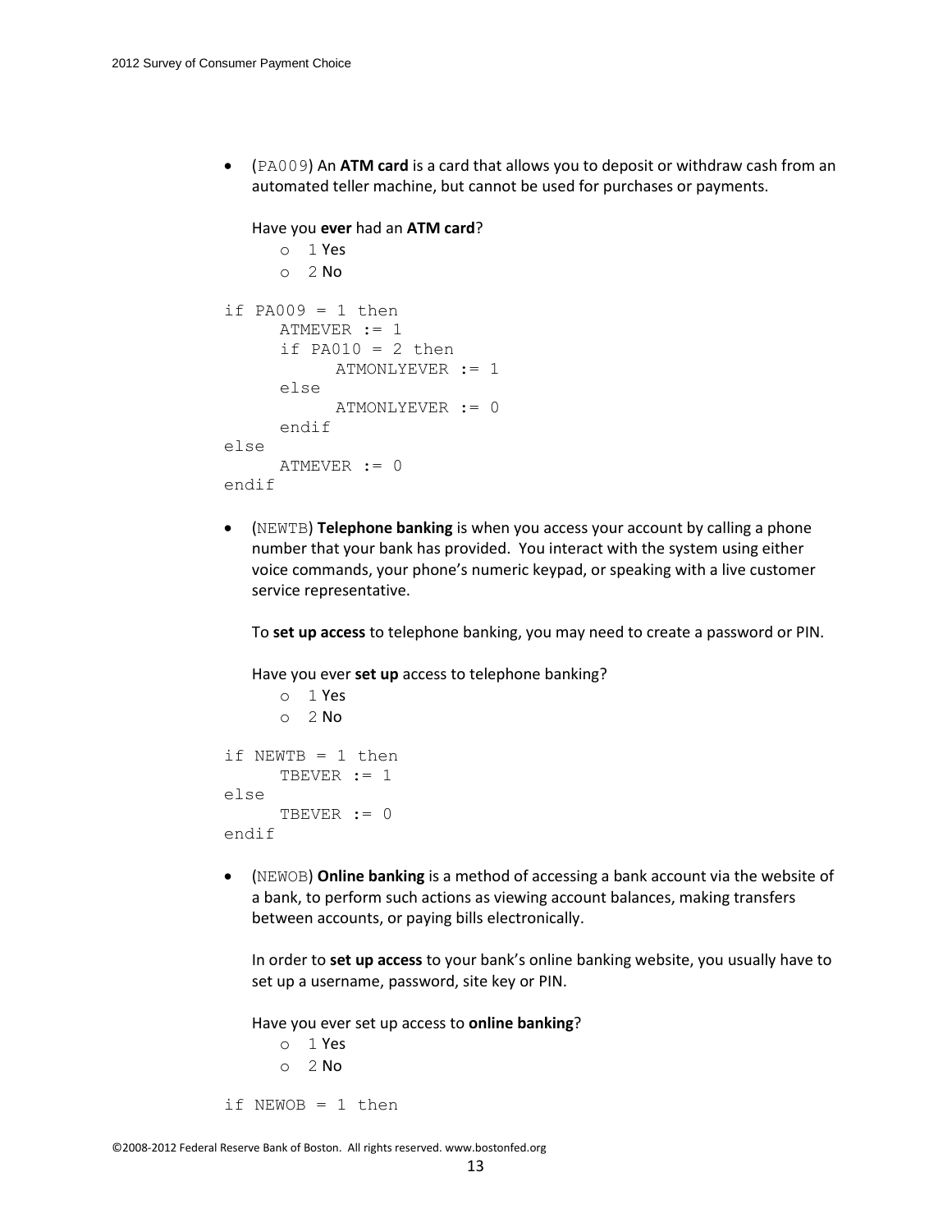- (PA009) An **ATM card** is a card that allows you to deposit or withdraw cash from an automated teller machine, but cannot be used for purchases or payments.

  Have you **ever** had an **ATM card**?
  - 1 Yes
  - 2 No

```
if PA009 = 1 then
      ATMEVER := 1
      if PA010 = 2 then
            ATMONLYEVER := 1
      else
            ATMONLYEVER := 0
      endif
else
      ATMEVER := 0
endif
```

- (NEWTB) **Telephone banking** is when you access your account by calling a phone number that your bank has provided. You interact with the system using either voice commands, your phone's numeric keypad, or speaking with a live customer service representative.

  To **set up access** to telephone banking, you may need to create a password or PIN.

  Have you ever **set up** access to telephone banking?
  - 1 Yes
  - 2 No

```
if NEWTB = 1 then
      TBEVER := 1
else
      TBEVER := 0
endif
```

- (NEWOB) **Online banking** is a method of accessing a bank account via the website of a bank, to perform such actions as viewing account balances, making transfers between accounts, or paying bills electronically.

  In order to **set up access** to your bank's online banking website, you usually have to set up a username, password, site key or PIN.

  Have you ever set up access to **online banking**?
  - 1 Yes
  - 2 No

```
if NEWOB = 1 then
```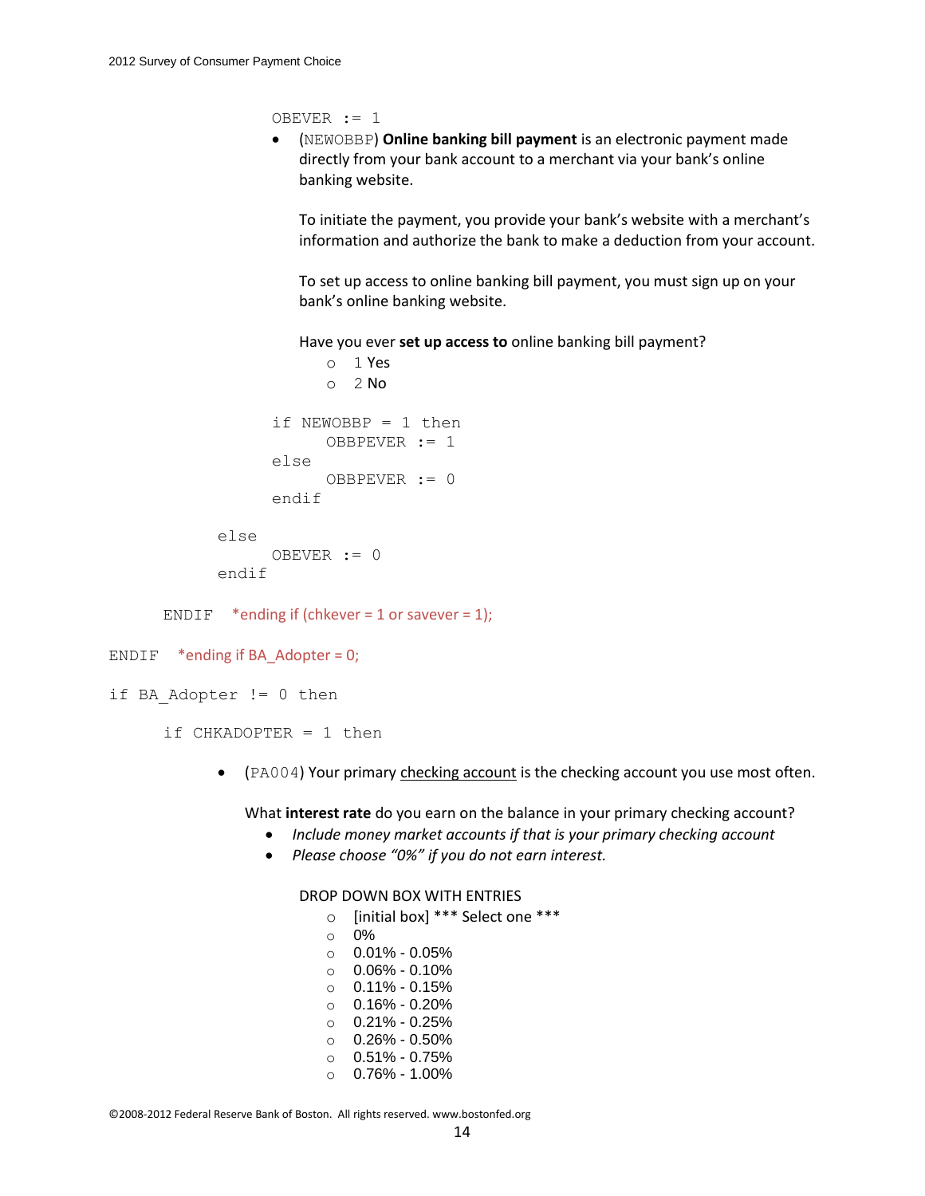```
            OBEVER := 1
```

- (NEWOBBP) **Online banking bill payment** is an electronic payment made directly from your bank account to a merchant via your bank's online banking website.

  To initiate the payment, you provide your bank's website with a merchant's information and authorize the bank to make a deduction from your account.

  To set up access to online banking bill payment, you must sign up on your bank's online banking website.

  Have you ever **set up access to** online banking bill payment?
    - 1 Yes
    - 2 No

```
            if NEWOBBP = 1 then
                 OBBPEVER := 1
            else
                 OBBPEVER := 0
            endif

       else
            OBEVER := 0
       endif

   ENDIF    *ending if (chkever = 1 or savever = 1);

ENDIF   *ending if BA_Adopter = 0;

if BA_Adopter != 0 then

   if CHKADOPTER = 1 then
```

- (PA004) Your primary checking account is the checking account you use most often.

  What **interest rate** do you earn on the balance in your primary checking account?
    - *Include money market accounts if that is your primary checking account*
    - *Please choose "0%" if you do not earn interest.*

  DROP DOWN BOX WITH ENTRIES
    - [initial box] *** Select one ***
    - 0%
    - 0.01% - 0.05%
    - 0.06% - 0.10%
    - 0.11% - 0.15%
    - 0.16% - 0.20%
    - 0.21% - 0.25%
    - 0.26% - 0.50%
    - 0.51% - 0.75%
    - 0.76% - 1.00%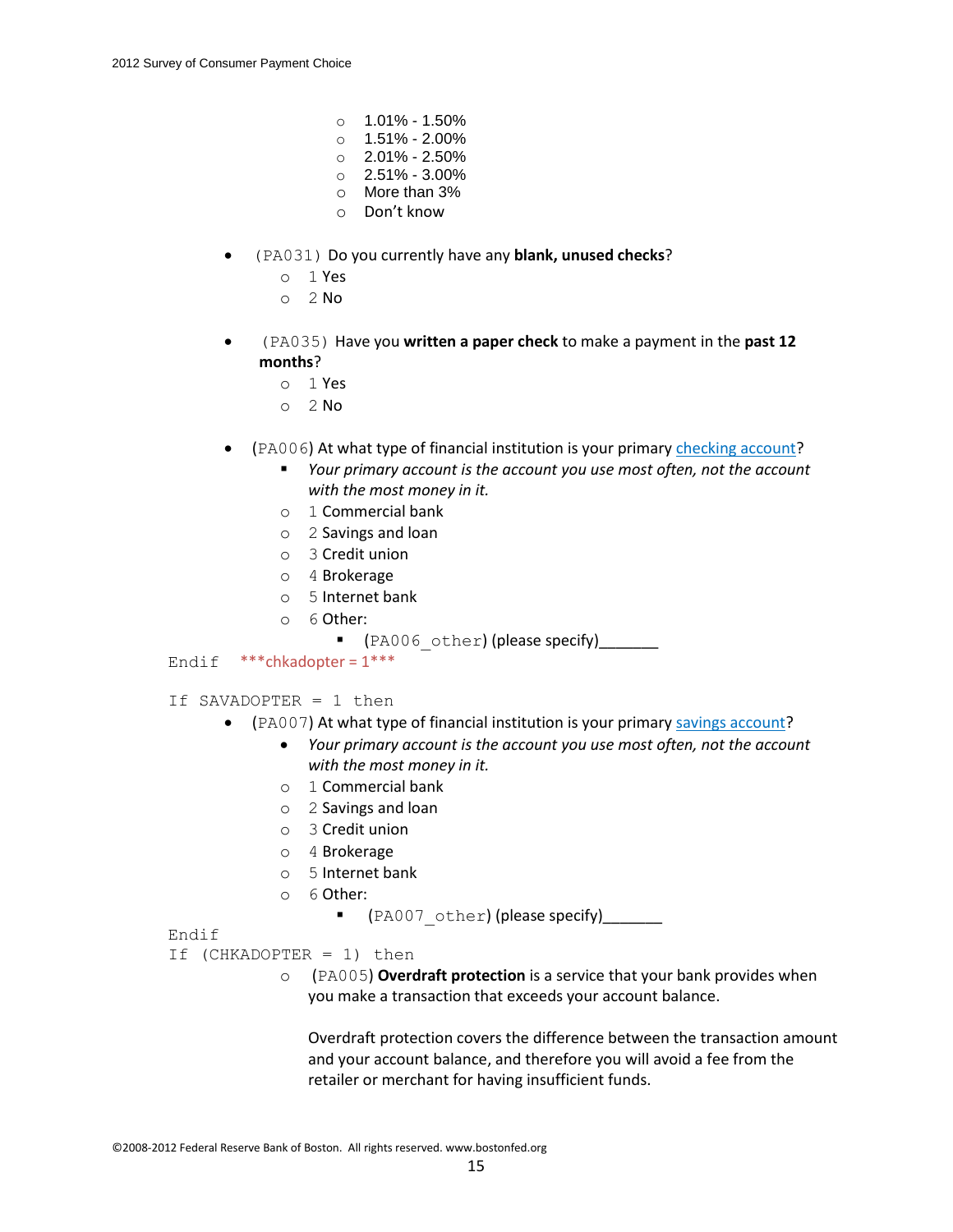- 1.01% - 1.50%
- 1.51% - 2.00%
- 2.01% - 2.50%
- 2.51% - 3.00%
- More than 3%
- Don't know

- (PA031) Do you currently have any **blank, unused checks**?
  - 1 Yes
  - 2 No

- (PA035) Have you **written a paper check** to make a payment in the **past 12 months**?
  - 1 Yes
  - 2 No

- (PA006) At what type of financial institution is your primary checking account?
  - *Your primary account is the account you use most often, not the account with the most money in it.*
  - 1 Commercial bank
  - 2 Savings and loan
  - 3 Credit union
  - 4 Brokerage
  - 5 Internet bank
  - 6 Other:
    - (PA006_other) (please specify)_______

```
Endif   ***chkadopter = 1***

If SAVADOPTER = 1 then
```

- (PA007) At what type of financial institution is your primary savings account?
  - *Your primary account is the account you use most often, not the account with the most money in it.*
  - 1 Commercial bank
  - 2 Savings and loan
  - 3 Credit union
  - 4 Brokerage
  - 5 Internet bank
  - 6 Other:
    - (PA007_other) (please specify)_______

```
Endif
If (CHKADOPTER = 1) then
```

- (PA005) **Overdraft protection** is a service that your bank provides when you make a transaction that exceeds your account balance.

  Overdraft protection covers the difference between the transaction amount and your account balance, and therefore you will avoid a fee from the retailer or merchant for having insufficient funds.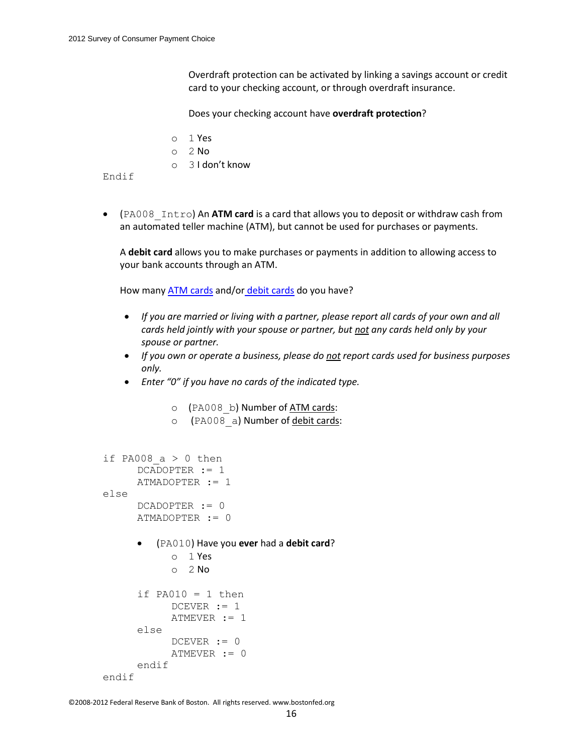Overdraft protection can be activated by linking a savings account or credit card to your checking account, or through overdraft insurance.

Does your checking account have **overdraft protection**?

- 1 Yes
- 2 No
- 3 I don't know

```
Endif
```

- (PA008_Intro) An **ATM card** is a card that allows you to deposit or withdraw cash from an automated teller machine (ATM), but cannot be used for purchases or payments.

  A **debit card** allows you to make purchases or payments in addition to allowing access to your bank accounts through an ATM.

  How many ATM cards and/or debit cards do you have?

  - *If you are married or living with a partner, please report all cards of your own and all cards held jointly with your spouse or partner, but not any cards held only by your spouse or partner.*
  - *If you own or operate a business, please do not report cards used for business purposes only.*
  - *Enter "0" if you have no cards of the indicated type.*

    - (PA008_b) Number of ATM cards:
    - (PA008_a) Number of debit cards:

```
if PA008_a > 0 then
      DCADOPTER := 1
      ATMADOPTER := 1
else
      DCADOPTER := 0
      ATMADOPTER := 0
```

- (PA010) Have you **ever** had a **debit card**?
  - 1 Yes
  - 2 No

```
      if PA010 = 1 then
            DCEVER := 1
            ATMEVER := 1
      else
            DCEVER := 0
            ATMEVER := 0
      endif
endif
```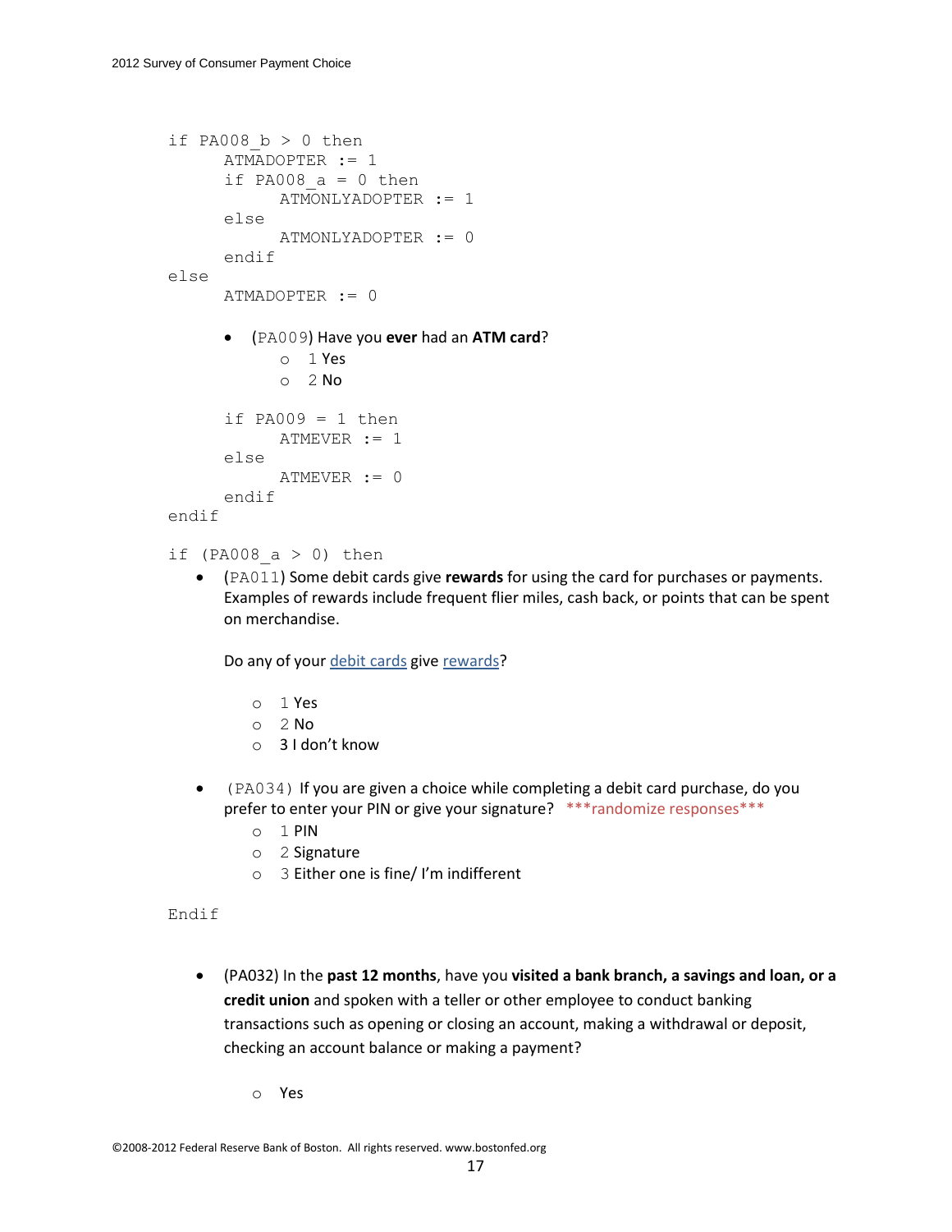```
if PA008_b > 0 then
      ATMADOPTER := 1
      if PA008_a = 0 then
            ATMONLYADOPTER := 1
      else
            ATMONLYADOPTER := 0
      endif
else
      ATMADOPTER := 0
```

- (PA009) Have you **ever** had an **ATM card**?
  - 1 Yes
  - 2 No

```
      if PA009 = 1 then
            ATMEVER := 1
      else
            ATMEVER := 0
      endif
endif

if (PA008_a > 0) then
```

- (PA011) Some debit cards give **rewards** for using the card for purchases or payments. Examples of rewards include frequent flier miles, cash back, or points that can be spent on merchandise.

  Do any of your debit cards give rewards?

  - 1 Yes
  - 2 No
  - 3 I don't know

- (PA034) If you are given a choice while completing a debit card purchase, do you prefer to enter your PIN or give your signature? ***randomize responses***
  - 1 PIN
  - 2 Signature
  - 3 Either one is fine/ I'm indifferent

```
Endif
```

- (PA032) In the **past 12 months**, have you **visited a bank branch, a savings and loan, or a credit union** and spoken with a teller or other employee to conduct banking transactions such as opening or closing an account, making a withdrawal or deposit, checking an account balance or making a payment?

  - Yes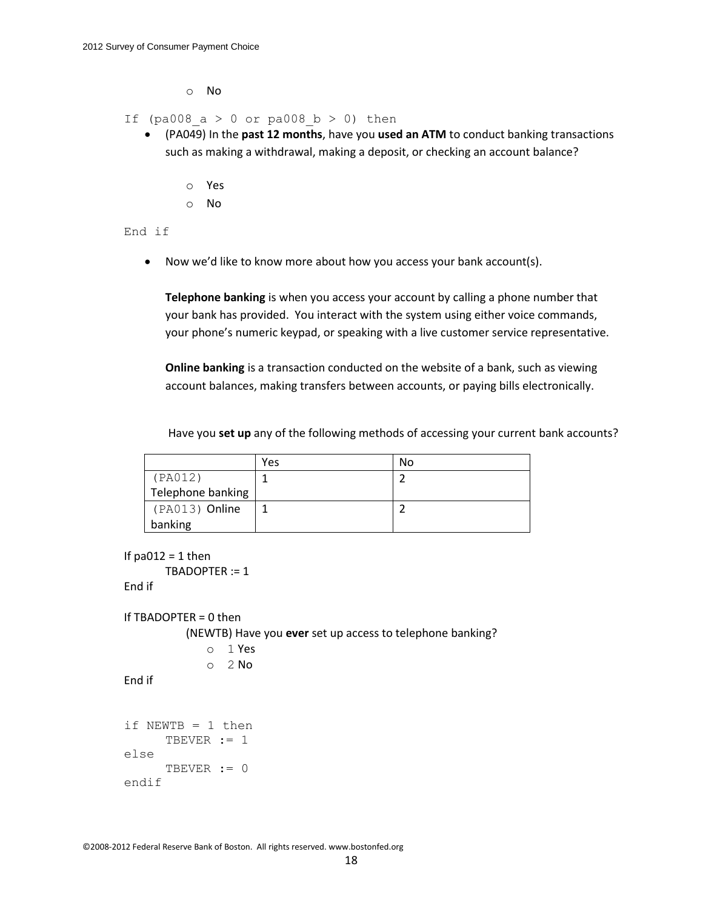- No

```
If (pa008_a > 0 or pa008_b > 0) then
```

- (PA049) In the **past 12 months**, have you **used an ATM** to conduct banking transactions such as making a withdrawal, making a deposit, or checking an account balance?
  - Yes
  - No

```
End if
```

- Now we'd like to know more about how you access your bank account(s).

  **Telephone banking** is when you access your account by calling a phone number that your bank has provided. You interact with the system using either voice commands, your phone's numeric keypad, or speaking with a live customer service representative.

  **Online banking** is a transaction conducted on the website of a bank, such as viewing account balances, making transfers between accounts, or paying bills electronically.

  Have you **set up** any of the following methods of accessing your current bank accounts?

| | Yes | No |
|---|---|---|
| (PA012) Telephone banking | 1 | 2 |
| (PA013) Online banking | 1 | 2 |

```
If pa012 = 1 then
    TBADOPTER := 1
End if

If TBADOPTER = 0 then
```

(NEWTB) Have you **ever** set up access to telephone banking?
- 1 Yes
- 2 No

```
End if


if NEWTB = 1 then
     TBEVER := 1
else
     TBEVER := 0
endif
```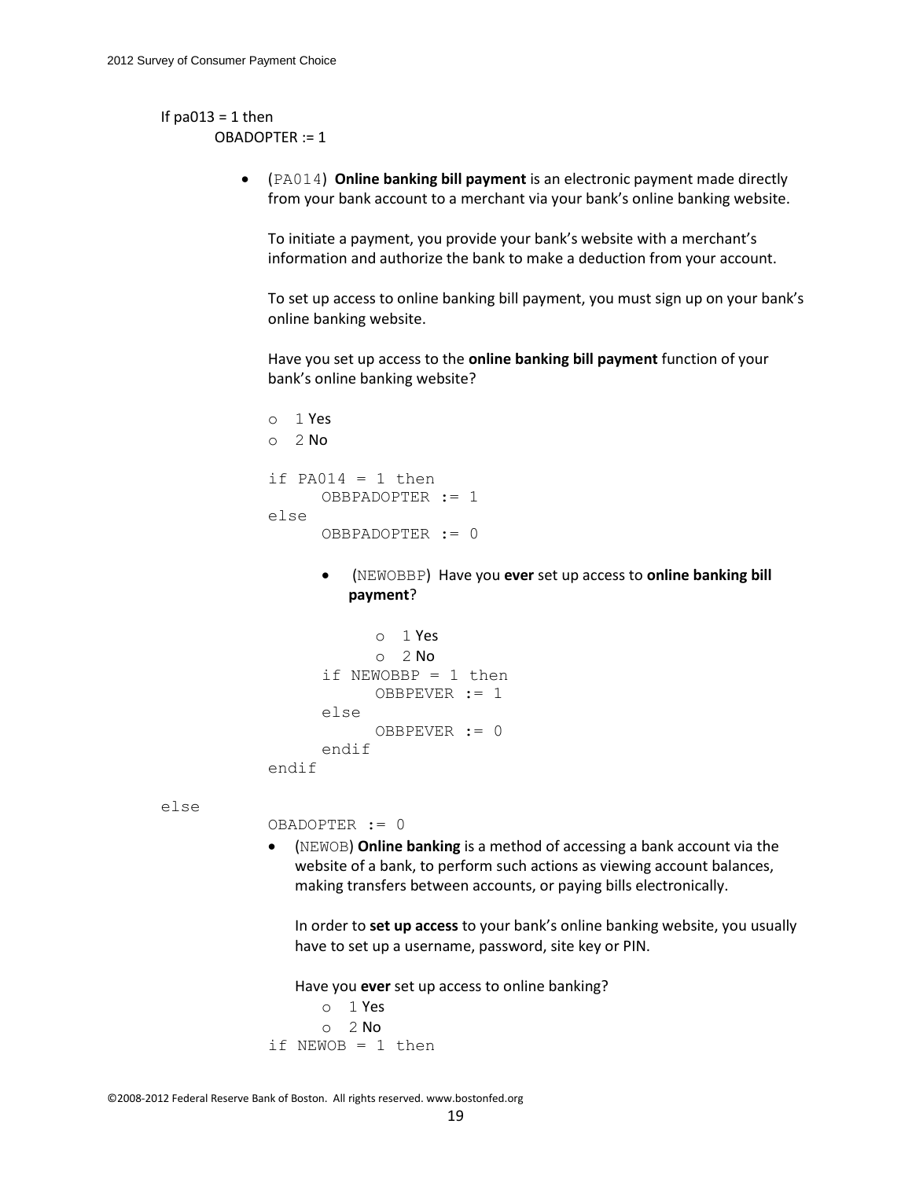If pa013 = 1 then
OBADOPTER := 1

- (PA014) **Online banking bill payment** is an electronic payment made directly from your bank account to a merchant via your bank's online banking website.

  To initiate a payment, you provide your bank's website with a merchant's information and authorize the bank to make a deduction from your account.

  To set up access to online banking bill payment, you must sign up on your bank's online banking website.

  Have you set up access to the **online banking bill payment** function of your bank's online banking website?

  - 1 Yes
  - 2 No

```
if PA014 = 1 then
      OBBPADOPTER := 1
else
      OBBPADOPTER := 0
```

  - (NEWOBBP) Have you **ever** set up access to **online banking bill payment**?

    - 1 Yes
    - 2 No

```
      if NEWOBBP = 1 then
            OBBPEVER := 1
      else
            OBBPEVER := 0
      endif
endif
```

```
else
      OBADOPTER := 0
```

- (NEWOB) **Online banking** is a method of accessing a bank account via the website of a bank, to perform such actions as viewing account balances, making transfers between accounts, or paying bills electronically.

  In order to **set up access** to your bank's online banking website, you usually have to set up a username, password, site key or PIN.

  Have you **ever** set up access to online banking?

  - 1 Yes
  - 2 No

```
if NEWOB = 1 then
```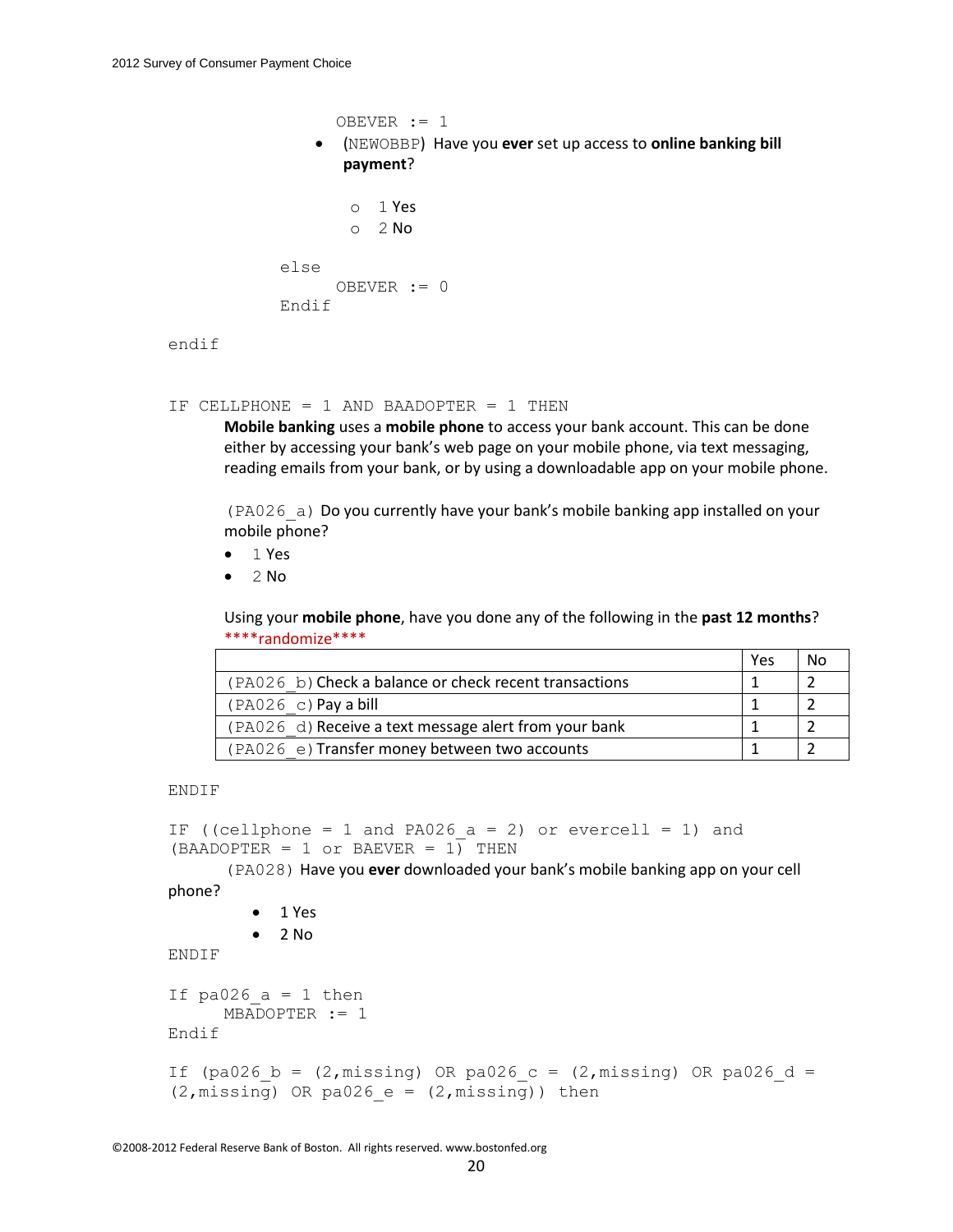OBEVER := 1

- (NEWOBBP) Have you **ever** set up access to **online banking bill payment**?
    - 1 Yes
    - 2 No

else
OBEVER := 0
Endif

endif

IF CELLPHONE = 1 AND BAADOPTER = 1 THEN

**Mobile banking** uses a **mobile phone** to access your bank account. This can be done either by accessing your bank's web page on your mobile phone, via text messaging, reading emails from your bank, or by using a downloadable app on your mobile phone.

(PA026_a) Do you currently have your bank's mobile banking app installed on your mobile phone?

- 1 Yes
- 2 No

Using your **mobile phone**, have you done any of the following in the **past 12 months**?
****randomize****

| | Yes | No |
|---|---|---|
| (PA026_b) Check a balance or check recent transactions | 1 | 2 |
| (PA026_c) Pay a bill | 1 | 2 |
| (PA026_d) Receive a text message alert from your bank | 1 | 2 |
| (PA026_e) Transfer money between two accounts | 1 | 2 |

ENDIF

IF ((cellphone = 1 and PA026_a = 2) or evercell = 1) and (BAADOPTER = 1 or BAEVER = 1) THEN

(PA028) Have you **ever** downloaded your bank's mobile banking app on your cell phone?

- 1 Yes
- 2 No

ENDIF

```
If pa026_a = 1 then
      MBADOPTER := 1
Endif

If (pa026_b = (2,missing) OR pa026_c = (2,missing) OR pa026_d =
(2,missing) OR pa026_e = (2,missing)) then
```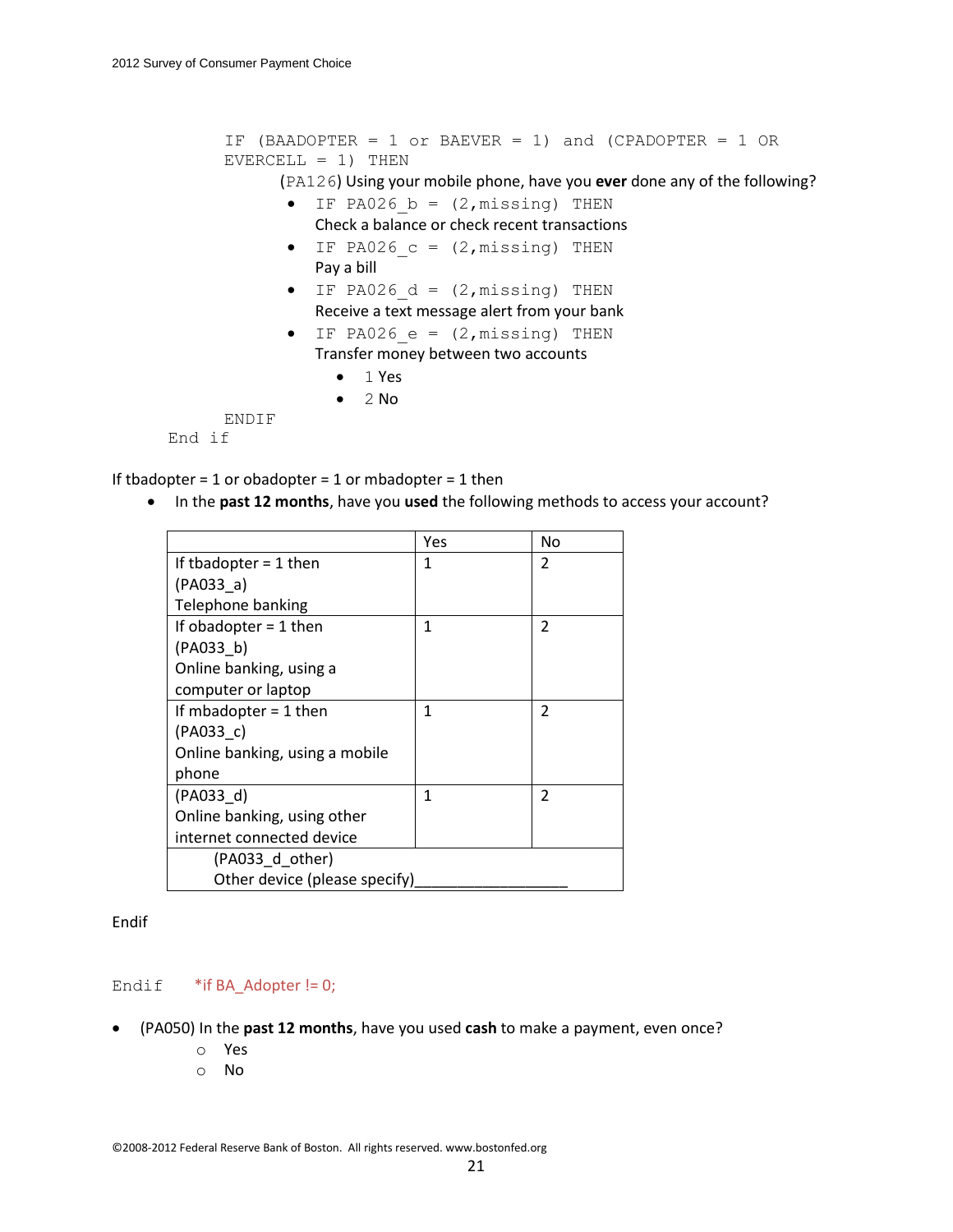IF (BAADOPTER = 1 or BAEVER = 1) and (CPADOPTER = 1 OR EVERCELL = 1) THEN

(PA126) Using your mobile phone, have you **ever** done any of the following?

- IF PA026_b = (2,missing) THEN
  Check a balance or check recent transactions
- IF PA026_c = (2,missing) THEN
  Pay a bill
- IF PA026_d = (2,missing) THEN
  Receive a text message alert from your bank
- IF PA026_e = (2,missing) THEN
  Transfer money between two accounts
    - 1 Yes
    - 2 No

ENDIF

End if

If tbadopter = 1 or obadopter = 1 or mbadopter = 1 then

- In the **past 12 months**, have you **used** the following methods to access your account?

| | Yes | No |
|---|---|---|
| If tbadopter = 1 then (PA033_a) Telephone banking | 1 | 2 |
| If obadopter = 1 then (PA033_b) Online banking, using a computer or laptop | 1 | 2 |
| If mbadopter = 1 then (PA033_c) Online banking, using a mobile phone | 1 | 2 |
| (PA033_d) Online banking, using other internet connected device | 1 | 2 |
| (PA033_d_other) Other device (please specify)__________________ | | |

Endif

Endif *if BA_Adopter != 0;

- (PA050) In the **past 12 months**, have you used **cash** to make a payment, even once?
    - Yes
    - No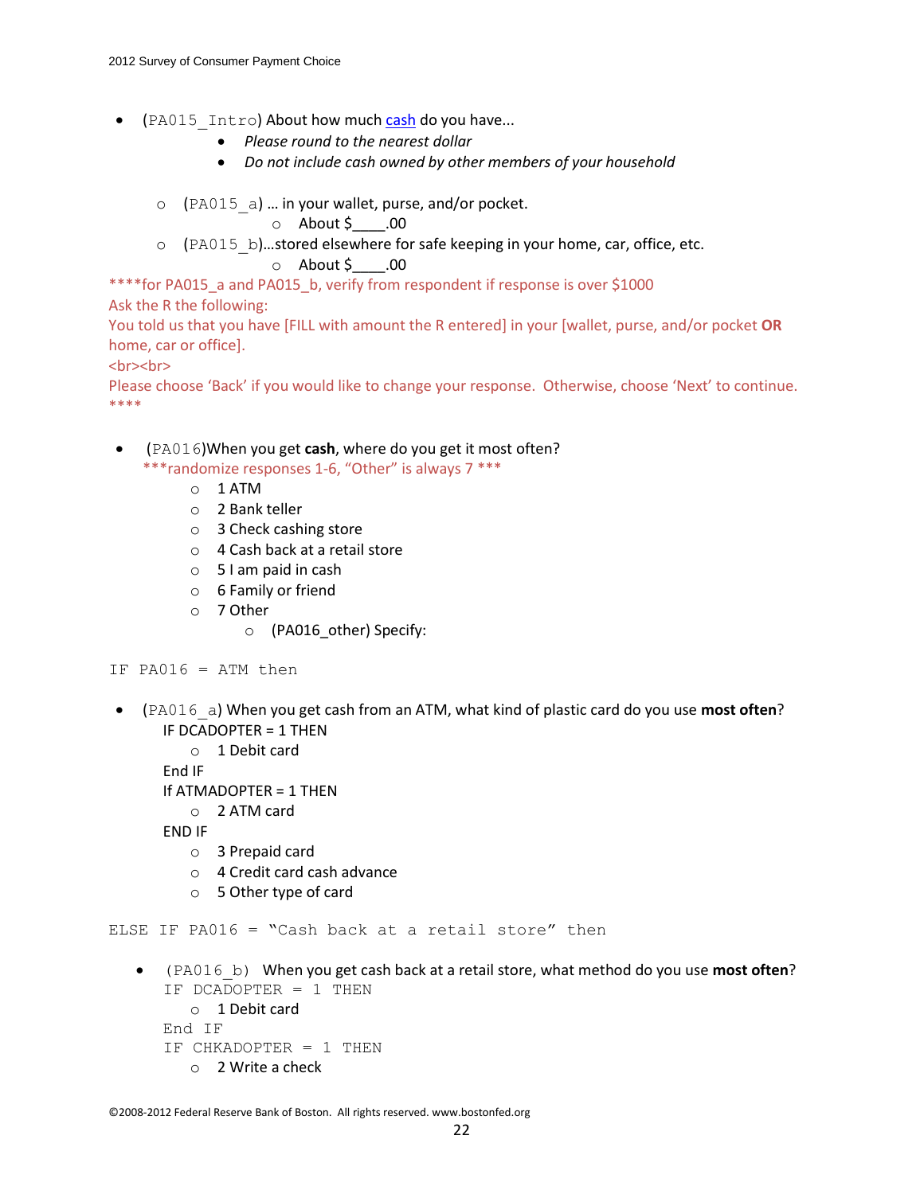- (PA015_Intro) About how much cash do you have...
  - *Please round to the nearest dollar*
  - *Do not include cash owned by other members of your household*

  - (PA015_a) … in your wallet, purse, and/or pocket.
    - About $____.00
  - (PA015_b)…stored elsewhere for safe keeping in your home, car, office, etc.
    - About $____.00

****for PA015_a and PA015_b, verify from respondent if response is over $1000
Ask the R the following:
You told us that you have [FILL with amount the R entered] in your [wallet, purse, and/or pocket **OR** home, car or office].
<br><br>
Please choose 'Back' if you would like to change your response. Otherwise, choose 'Next' to continue.
****

- (PA016)When you get **cash**, where do you get it most often?
  ***randomize responses 1-6, "Other" is always 7 ***
  - 1 ATM
  - 2 Bank teller
  - 3 Check cashing store
  - 4 Cash back at a retail store
  - 5 I am paid in cash
  - 6 Family or friend
  - 7 Other
    - (PA016_other) Specify:

```
IF PA016 = ATM then
```

- (PA016_a) When you get cash from an ATM, what kind of plastic card do you use **most often**?
  IF DCADOPTER = 1 THEN
  - 1 Debit card

  End IF
  If ATMADOPTER = 1 THEN
  - 2 ATM card

  END IF
  - 3 Prepaid card
  - 4 Credit card cash advance
  - 5 Other type of card

```
ELSE IF PA016 = "Cash back at a retail store" then
```

- (PA016_b) When you get cash back at a retail store, what method do you use **most often**?
  IF DCADOPTER = 1 THEN
  - 1 Debit card

  End IF
  IF CHKADOPTER = 1 THEN
  - 2 Write a check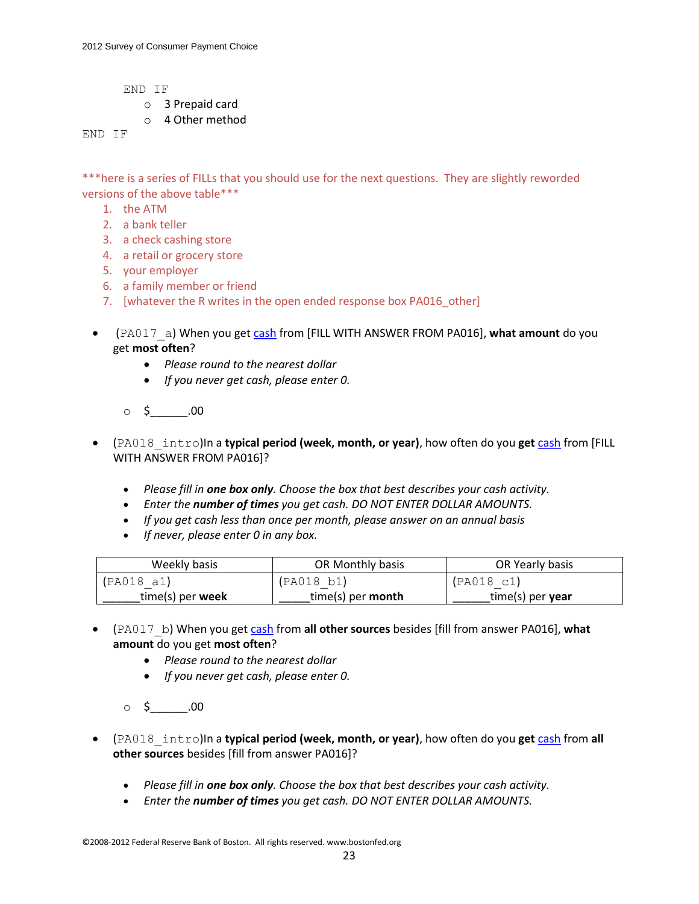END IF

- 3 Prepaid card
- 4 Other method

END IF

***here is a series of FILLs that you should use for the next questions. They are slightly reworded versions of the above table***

1. the ATM
2. a bank teller
3. a check cashing store
4. a retail or grocery store
5. your employer
6. a family member or friend
7. [whatever the R writes in the open ended response box PA016_other]

- (PA017_a) When you get cash from [FILL WITH ANSWER FROM PA016], **what amount** do you get **most often**?
  - *Please round to the nearest dollar*
  - *If you never get cash, please enter 0.*

  - $______.00

- (PA018_intro)In a **typical period (week, month, or year)**, how often do you **get** cash from [FILL WITH ANSWER FROM PA016]?

  - *Please fill in **one box only**. Choose the box that best describes your cash activity.*
  - *Enter the **number of times** you get cash. DO NOT ENTER DOLLAR AMOUNTS.*
  - *If you get cash less than once per month, please answer on an annual basis*
  - *If never, please enter 0 in any box.*

| Weekly basis | OR Monthly basis | OR Yearly basis |
|---|---|---|
| (PA018_a1) ______time(s) per **week** | (PA018_b1) _____time(s) per **month** | (PA018_c1) ______time(s) per **year** |

- (PA017_b) When you get cash from **all other sources** besides [fill from answer PA016], **what amount** do you get **most often**?
  - *Please round to the nearest dollar*
  - *If you never get cash, please enter 0.*

  - $______.00

- (PA018_intro)In a **typical period (week, month, or year)**, how often do you **get** cash from **all other sources** besides [fill from answer PA016]?

  - *Please fill in **one box only**. Choose the box that best describes your cash activity.*
  - *Enter the **number of times** you get cash. DO NOT ENTER DOLLAR AMOUNTS.*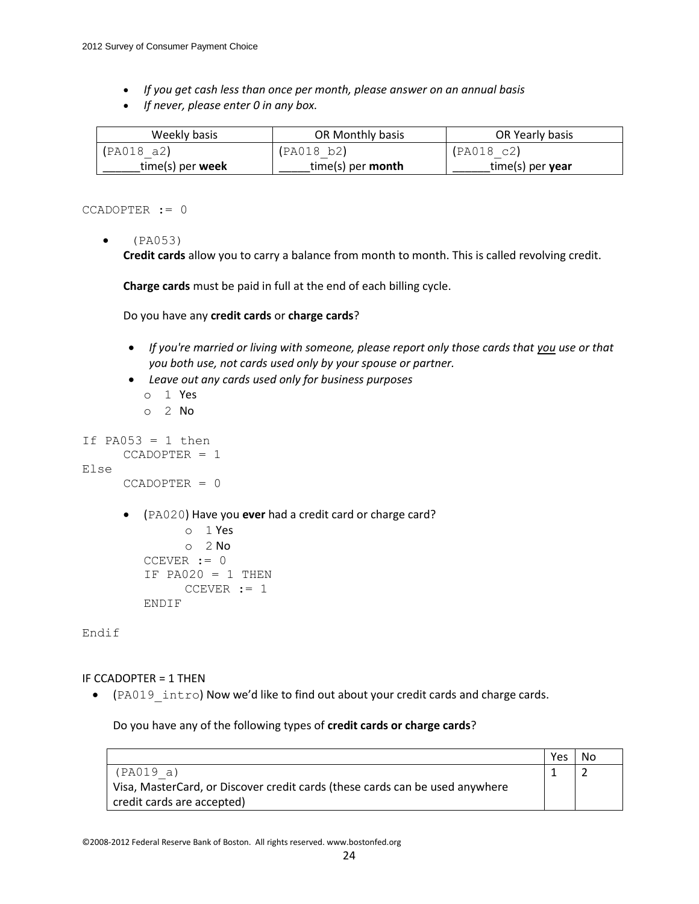- *If you get cash less than once per month, please answer on an annual basis*
- *If never, please enter 0 in any box.*

| Weekly basis | OR Monthly basis | OR Yearly basis |
|---|---|---|
| (PA018_a2) ______time(s) per **week** | (PA018_b2) _____time(s) per **month** | (PA018_c2) ______time(s) per **year** |

```
CCADOPTER := 0
```

- (PA053)
  **Credit cards** allow you to carry a balance from month to month. This is called revolving credit.

  **Charge cards** must be paid in full at the end of each billing cycle.

  Do you have any **credit cards** or **charge cards**?

  - *If you're married or living with someone, please report only those cards that you use or that you both use, not cards used only by your spouse or partner.*
  - *Leave out any cards used only for business purposes*
    - 1 Yes
    - 2 No

```
If PA053 = 1 then
      CCADOPTER = 1
Else
      CCADOPTER = 0
```

- (PA020) Have you **ever** had a credit card or charge card?
  - 1 Yes
  - 2 No

```
    CCEVER := 0
    IF PA020 = 1 THEN
          CCEVER := 1
    ENDIF

Endif
```

IF CCADOPTER = 1 THEN

- (PA019_intro) Now we'd like to find out about your credit cards and charge cards.

  Do you have any of the following types of **credit cards or charge cards**?

| | Yes | No |
|---|---|---|
| (PA019_a) Visa, MasterCard, or Discover credit cards (these cards can be used anywhere credit cards are accepted) | 1 | 2 |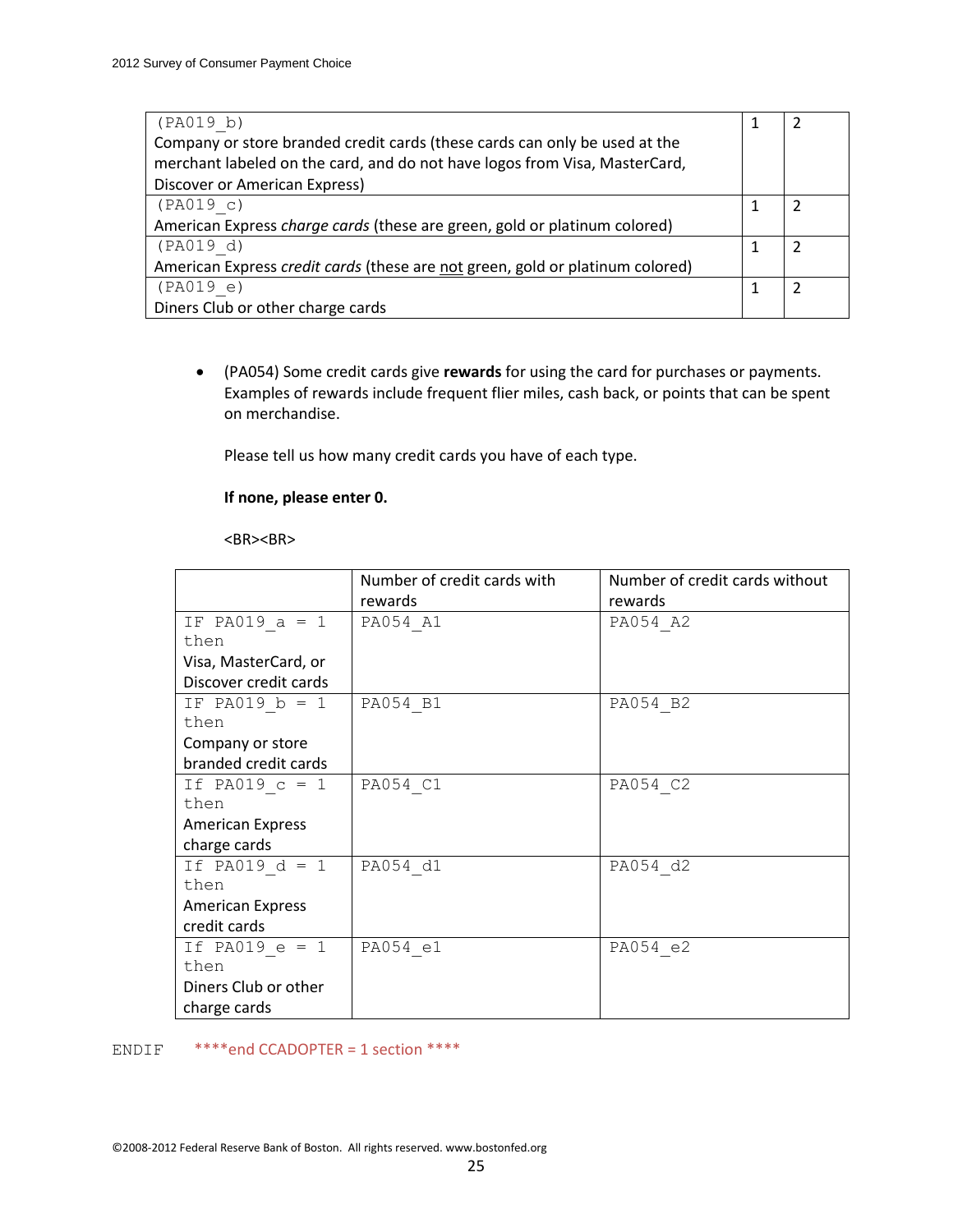| | | |
|---|---|---|
| (PA019_b)<br>Company or store branded credit cards (these cards can only be used at the merchant labeled on the card, and do not have logos from Visa, MasterCard, Discover or American Express) | 1 | 2 |
| (PA019_c)<br>American Express *charge cards* (these are green, gold or platinum colored) | 1 | 2 |
| (PA019_d)<br>American Express *credit cards* (these are not green, gold or platinum colored) | 1 | 2 |
| (PA019_e)<br>Diners Club or other charge cards | 1 | 2 |

- (PA054) Some credit cards give **rewards** for using the card for purchases or payments. Examples of rewards include frequent flier miles, cash back, or points that can be spent on merchandise.

  Please tell us how many credit cards you have of each type.

  **If none, please enter 0.**

  <BR><BR>

| | Number of credit cards with rewards | Number of credit cards without rewards |
|---|---|---|
| IF PA019_a = 1 then<br>Visa, MasterCard, or Discover credit cards | PA054_A1 | PA054_A2 |
| IF PA019_b = 1 then<br>Company or store branded credit cards | PA054_B1 | PA054_B2 |
| If PA019_c = 1 then<br>American Express charge cards | PA054_C1 | PA054_C2 |
| If PA019_d = 1 then<br>American Express credit cards | PA054_d1 | PA054_d2 |
| If PA019_e = 1 then<br>Diners Club or other charge cards | PA054_e1 | PA054_e2 |

ENDIF ****end CCADOPTER = 1 section ****

©2008-2012 Federal Reserve Bank of Boston. All rights reserved. www.bostonfed.org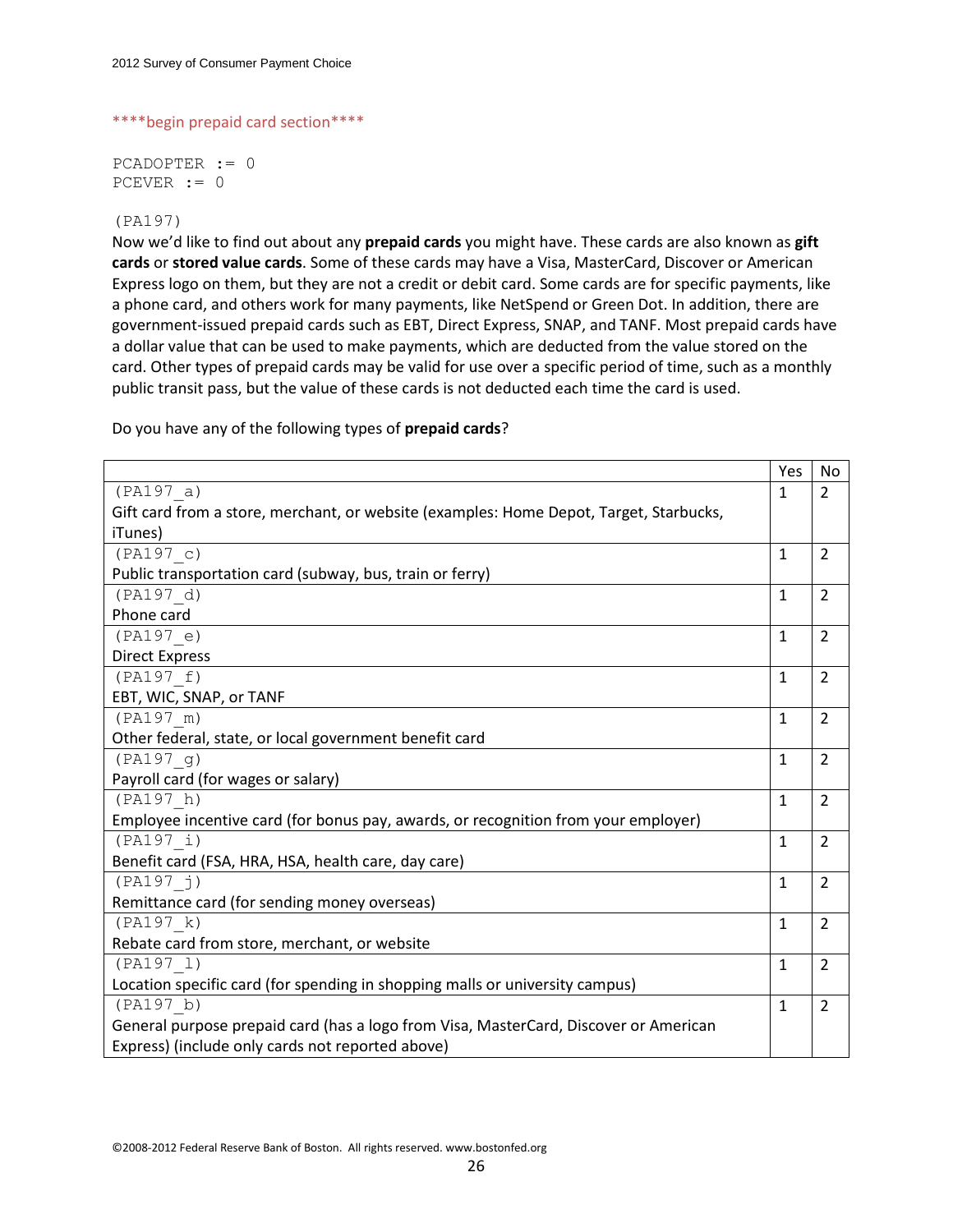\*\*\*\*begin prepaid card section\*\*\*\*

```
PCADOPTER := 0
PCEVER := 0
```

(PA197)

Now we'd like to find out about any **prepaid cards** you might have. These cards are also known as **gift cards** or **stored value cards**. Some of these cards may have a Visa, MasterCard, Discover or American Express logo on them, but they are not a credit or debit card. Some cards are for specific payments, like a phone card, and others work for many payments, like NetSpend or Green Dot. In addition, there are government-issued prepaid cards such as EBT, Direct Express, SNAP, and TANF. Most prepaid cards have a dollar value that can be used to make payments, which are deducted from the value stored on the card. Other types of prepaid cards may be valid for use over a specific period of time, such as a monthly public transit pass, but the value of these cards is not deducted each time the card is used.

Do you have any of the following types of **prepaid cards**?

| | Yes | No |
|---|---|---|
| (PA197_a) Gift card from a store, merchant, or website (examples: Home Depot, Target, Starbucks, iTunes) | 1 | 2 |
| (PA197_c) Public transportation card (subway, bus, train or ferry) | 1 | 2 |
| (PA197_d) Phone card | 1 | 2 |
| (PA197_e) Direct Express | 1 | 2 |
| (PA197_f) EBT, WIC, SNAP, or TANF | 1 | 2 |
| (PA197_m) Other federal, state, or local government benefit card | 1 | 2 |
| (PA197_g) Payroll card (for wages or salary) | 1 | 2 |
| (PA197_h) Employee incentive card (for bonus pay, awards, or recognition from your employer) | 1 | 2 |
| (PA197_i) Benefit card (FSA, HRA, HSA, health care, day care) | 1 | 2 |
| (PA197_j) Remittance card (for sending money overseas) | 1 | 2 |
| (PA197_k) Rebate card from store, merchant, or website | 1 | 2 |
| (PA197_l) Location specific card (for spending in shopping malls or university campus) | 1 | 2 |
| (PA197_b) General purpose prepaid card (has a logo from Visa, MasterCard, Discover or American Express) (include only cards not reported above) | 1 | 2 |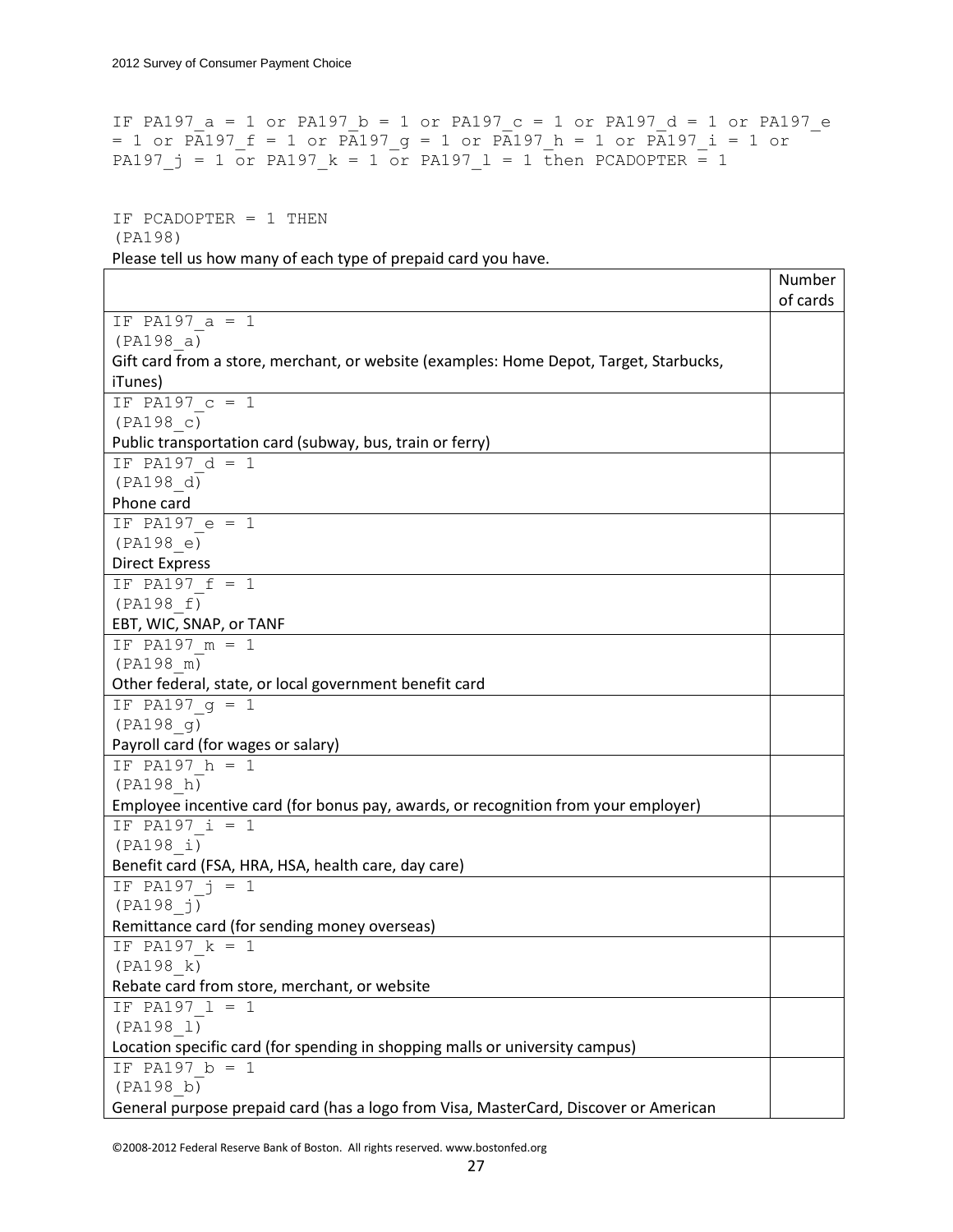IF PA197_a = 1 or PA197_b = 1 or PA197_c = 1 or PA197_d = 1 or PA197_e = 1 or PA197_f = 1 or PA197_g = 1 or PA197_h = 1 or PA197_i = 1 or PA197_j = 1 or PA197_k = 1 or PA197_l = 1 then PCADOPTER = 1

IF PCADOPTER = 1 THEN
(PA198)

Please tell us how many of each type of prepaid card you have.

| | Number of cards |
|---|---|
| IF PA197_a = 1<br>(PA198_a)<br>Gift card from a store, merchant, or website (examples: Home Depot, Target, Starbucks, iTunes) | |
| IF PA197_c = 1<br>(PA198_c)<br>Public transportation card (subway, bus, train or ferry) | |
| IF PA197_d = 1<br>(PA198_d)<br>Phone card | |
| IF PA197_e = 1<br>(PA198_e)<br>Direct Express | |
| IF PA197_f = 1<br>(PA198_f)<br>EBT, WIC, SNAP, or TANF | |
| IF PA197_m = 1<br>(PA198_m)<br>Other federal, state, or local government benefit card | |
| IF PA197_g = 1<br>(PA198_g)<br>Payroll card (for wages or salary) | |
| IF PA197_h = 1<br>(PA198_h)<br>Employee incentive card (for bonus pay, awards, or recognition from your employer) | |
| IF PA197_i = 1<br>(PA198_i)<br>Benefit card (FSA, HRA, HSA, health care, day care) | |
| IF PA197_j = 1<br>(PA198_j)<br>Remittance card (for sending money overseas) | |
| IF PA197_k = 1<br>(PA198_k)<br>Rebate card from store, merchant, or website | |
| IF PA197_l = 1<br>(PA198_l)<br>Location specific card (for spending in shopping malls or university campus) | |
| IF PA197_b = 1<br>(PA198_b)<br>General purpose prepaid card (has a logo from Visa, MasterCard, Discover or American | |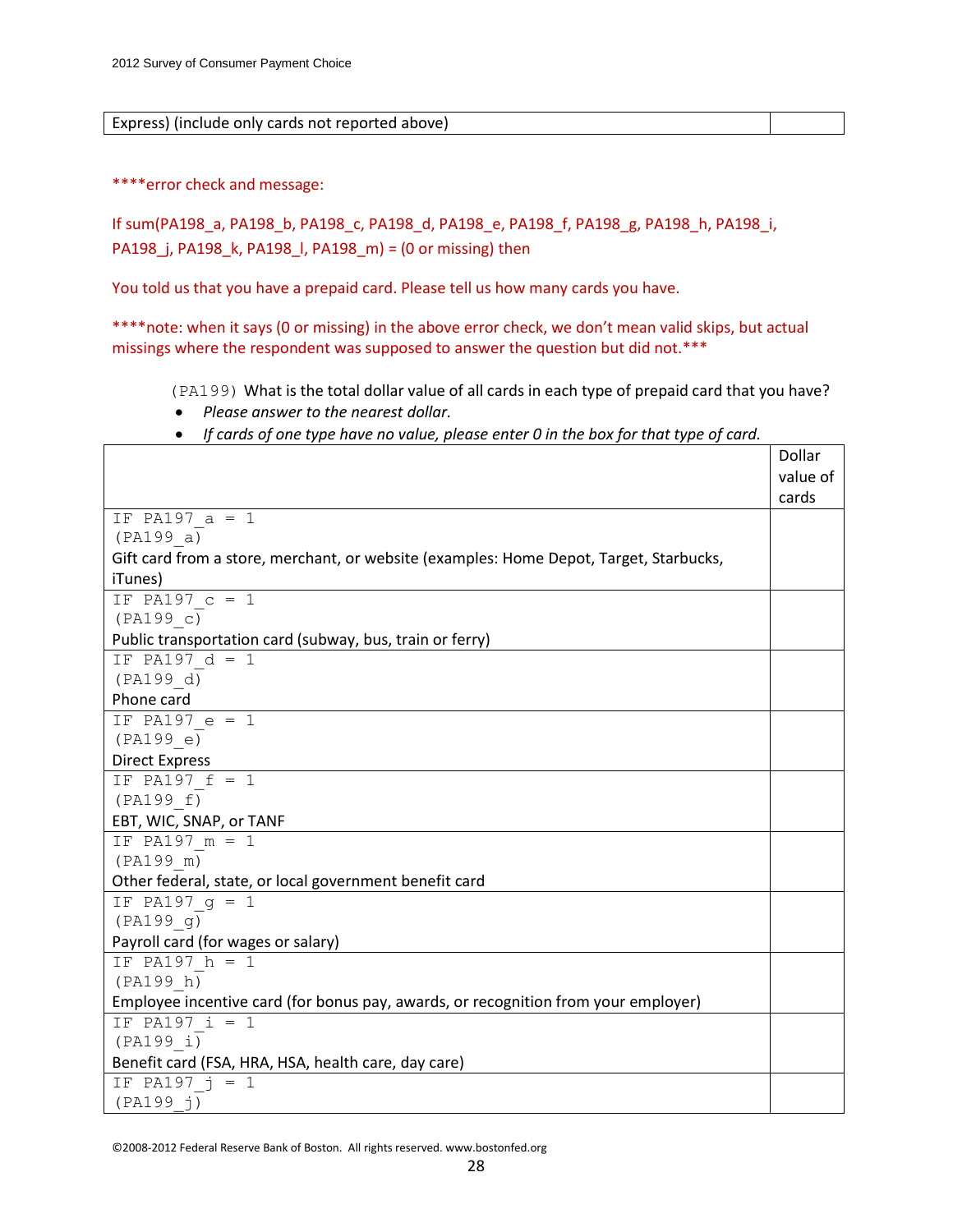| Express) (include only cards not reported above) | |
|---|---|

****error check and message:

If sum(PA198_a, PA198_b, PA198_c, PA198_d, PA198_e, PA198_f, PA198_g, PA198_h, PA198_i, PA198_j, PA198_k, PA198_l, PA198_m) = (0 or missing) then

You told us that you have a prepaid card. Please tell us how many cards you have.

****note: when it says (0 or missing) in the above error check, we don't mean valid skips, but actual missings where the respondent was supposed to answer the question but did not.***

(PA199) What is the total dollar value of all cards in each type of prepaid card that you have?

- *Please answer to the nearest dollar.*
- *If cards of one type have no value, please enter 0 in the box for that type of card.*

| | Dollar value of cards |
|---|---|
| IF PA197_a = 1<br>(PA199_a)<br>Gift card from a store, merchant, or website (examples: Home Depot, Target, Starbucks, iTunes) | |
| IF PA197_c = 1<br>(PA199_c)<br>Public transportation card (subway, bus, train or ferry) | |
| IF PA197_d = 1<br>(PA199_d)<br>Phone card | |
| IF PA197_e = 1<br>(PA199_e)<br>Direct Express | |
| IF PA197_f = 1<br>(PA199_f)<br>EBT, WIC, SNAP, or TANF | |
| IF PA197_m = 1<br>(PA199_m)<br>Other federal, state, or local government benefit card | |
| IF PA197_g = 1<br>(PA199_g)<br>Payroll card (for wages or salary) | |
| IF PA197_h = 1<br>(PA199_h)<br>Employee incentive card (for bonus pay, awards, or recognition from your employer) | |
| IF PA197_i = 1<br>(PA199_i)<br>Benefit card (FSA, HRA, HSA, health care, day care) | |
| IF PA197_j = 1<br>(PA199_j) | |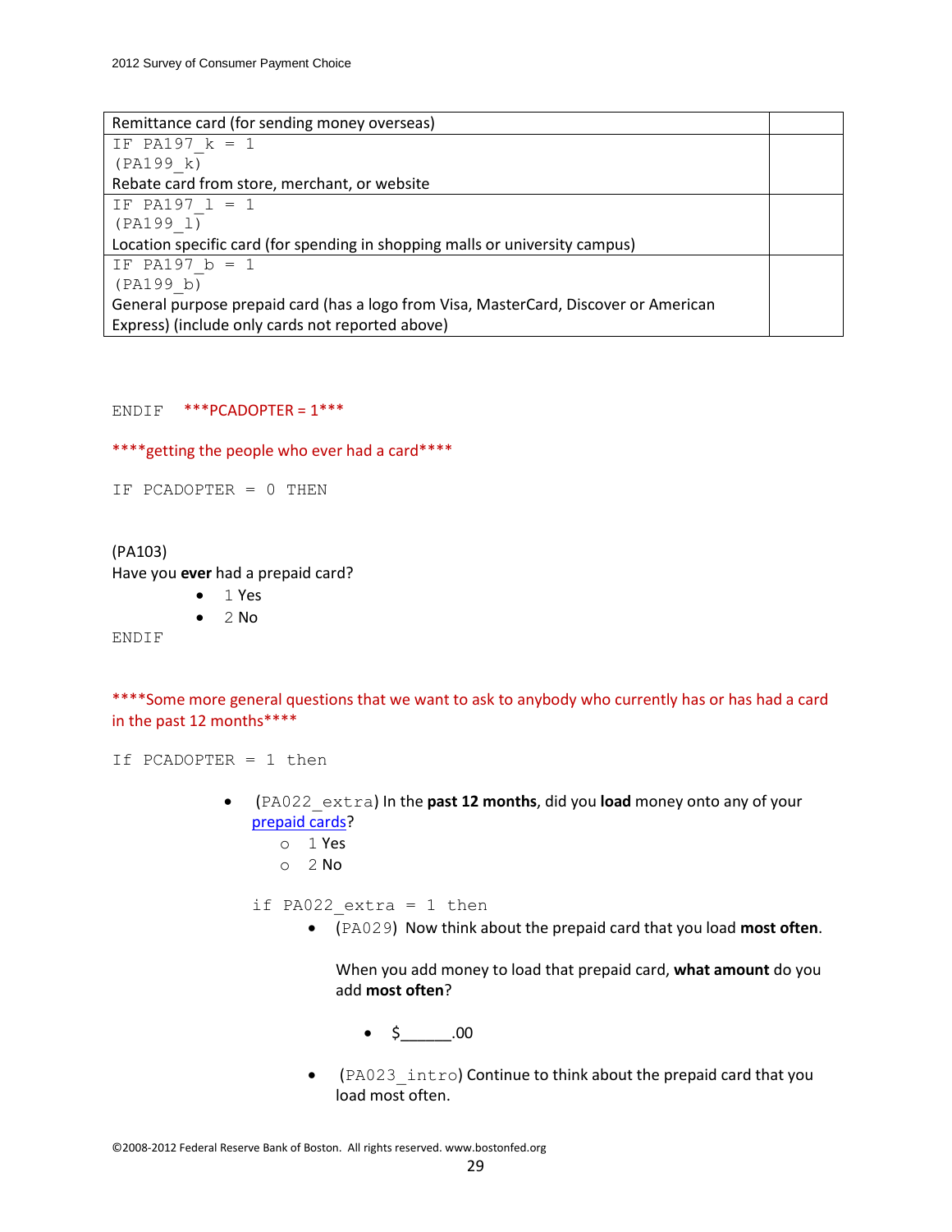| | |
|---|---|
| Remittance card (for sending money overseas) | |
| IF PA197_k = 1<br>(PA199_k)<br>Rebate card from store, merchant, or website | |
| IF PA197_l = 1<br>(PA199_l)<br>Location specific card (for spending in shopping malls or university campus) | |
| IF PA197_b = 1<br>(PA199_b)<br>General purpose prepaid card (has a logo from Visa, MasterCard, Discover or American Express) (include only cards not reported above) | |

ENDIF ***PCADOPTER = 1***

****getting the people who ever had a card****

IF PCADOPTER = 0 THEN

(PA103)
Have you **ever** had a prepaid card?

- 1 Yes
- 2 No

ENDIF

****Some more general questions that we want to ask to anybody who currently has or has had a card in the past 12 months****

If PCADOPTER = 1 then

- (PA022_extra) In the **past 12 months**, did you **load** money onto any of your prepaid cards?
  - 1 Yes
  - 2 No

  if PA022_extra = 1 then

  - (PA029) Now think about the prepaid card that you load **most often**.

    When you add money to load that prepaid card, **what amount** do you add **most often**?

    - $______.00

  - (PA023_intro) Continue to think about the prepaid card that you load most often.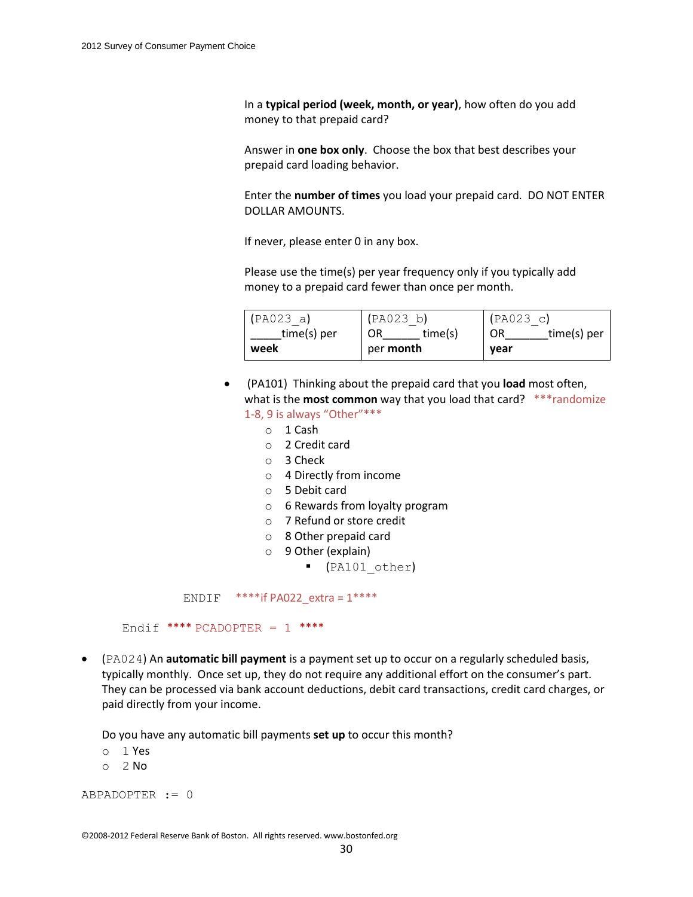In a **typical period (week, month, or year)**, how often do you add money to that prepaid card?

Answer in **one box only**. Choose the box that best describes your prepaid card loading behavior.

Enter the **number of times** you load your prepaid card. DO NOT ENTER DOLLAR AMOUNTS.

If never, please enter 0 in any box.

Please use the time(s) per year frequency only if you typically add money to a prepaid card fewer than once per month.

| (PA023_a) _____time(s) per **week** | (PA023_b) OR______ time(s) per **month** | (PA023_c) OR_______time(s) per **year** |
|---|---|---|

- (PA101) Thinking about the prepaid card that you **load** most often, what is the **most common** way that you load that card? ***randomize 1-8, 9 is always "Other"***
  - 1 Cash
  - 2 Credit card
  - 3 Check
  - 4 Directly from income
  - 5 Debit card
  - 6 Rewards from loyalty program
  - 7 Refund or store credit
  - 8 Other prepaid card
  - 9 Other (explain)
    - (PA101_other)

ENDIF ****if PA022_extra = 1****

Endif **** PCADOPTER = 1 ****

- (PA024) An **automatic bill payment** is a payment set up to occur on a regularly scheduled basis, typically monthly. Once set up, they do not require any additional effort on the consumer's part. They can be processed via bank account deductions, debit card transactions, credit card charges, or paid directly from your income.

  Do you have any automatic bill payments **set up** to occur this month?
  - 1 Yes
  - 2 No

ABPADOPTER := 0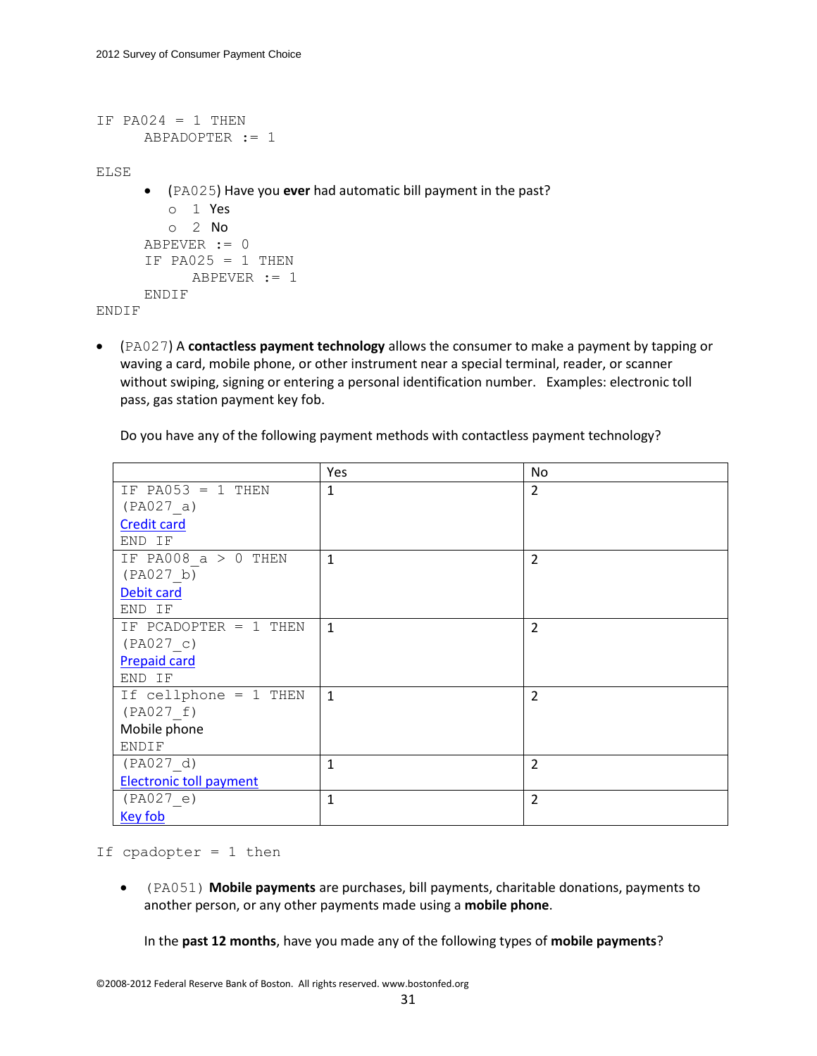```
IF PA024 = 1 THEN
      ABPADOPTER := 1

ELSE
```

- (PA025) Have you **ever** had automatic bill payment in the past?
  - 1 Yes
  - 2 No

```
      ABPEVER := 0
      IF PA025 = 1 THEN
            ABPEVER := 1
      ENDIF
ENDIF
```

- (PA027) A **contactless payment technology** allows the consumer to make a payment by tapping or waving a card, mobile phone, or other instrument near a special terminal, reader, or scanner without swiping, signing or entering a personal identification number. Examples: electronic toll pass, gas station payment key fob.

  Do you have any of the following payment methods with contactless payment technology?

| | Yes | No |
|---|---|---|
| IF PA053 = 1 THEN (PA027_a) Credit card END IF | 1 | 2 |
| IF PA008_a > 0 THEN (PA027_b) Debit card END IF | 1 | 2 |
| IF PCADOPTER = 1 THEN (PA027_c) Prepaid card END IF | 1 | 2 |
| If cellphone = 1 THEN (PA027_f) Mobile phone ENDIF | 1 | 2 |
| (PA027_d) Electronic toll payment | 1 | 2 |
| (PA027_e) Key fob | 1 | 2 |

```
If cpadopter = 1 then
```

- (PA051) **Mobile payments** are purchases, bill payments, charitable donations, payments to another person, or any other payments made using a **mobile phone**.

  In the **past 12 months**, have you made any of the following types of **mobile payments**?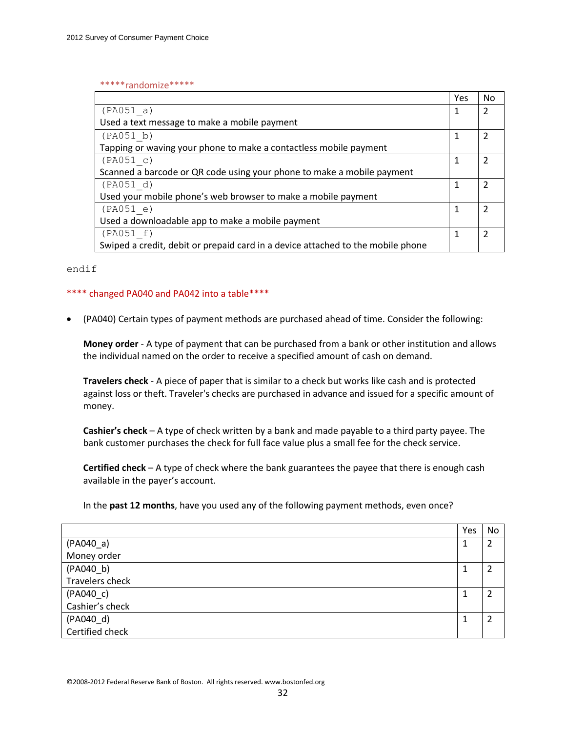*****randomize*****

| | Yes | No |
|---|---|---|
| (PA051_a)<br>Used a text message to make a mobile payment | 1 | 2 |
| (PA051_b)<br>Tapping or waving your phone to make a contactless mobile payment | 1 | 2 |
| (PA051_c)<br>Scanned a barcode or QR code using your phone to make a mobile payment | 1 | 2 |
| (PA051_d)<br>Used your mobile phone's web browser to make a mobile payment | 1 | 2 |
| (PA051_e)<br>Used a downloadable app to make a mobile payment | 1 | 2 |
| (PA051_f)<br>Swiped a credit, debit or prepaid card in a device attached to the mobile phone | 1 | 2 |

```
endif
```

**** changed PA040 and PA042 into a table****

- (PA040) Certain types of payment methods are purchased ahead of time. Consider the following:

  **Money order** - A type of payment that can be purchased from a bank or other institution and allows the individual named on the order to receive a specified amount of cash on demand.

  **Travelers check** - A piece of paper that is similar to a check but works like cash and is protected against loss or theft. Traveler's checks are purchased in advance and issued for a specific amount of money.

  **Cashier's check** – A type of check written by a bank and made payable to a third party payee. The bank customer purchases the check for full face value plus a small fee for the check service.

  **Certified check** – A type of check where the bank guarantees the payee that there is enough cash available in the payer's account.

  In the **past 12 months**, have you used any of the following payment methods, even once?

| | Yes | No |
|---|---|---|
| (PA040_a)<br>Money order | 1 | 2 |
| (PA040_b)<br>Travelers check | 1 | 2 |
| (PA040_c)<br>Cashier's check | 1 | 2 |
| (PA040_d)<br>Certified check | 1 | 2 |

©2008-2012 Federal Reserve Bank of Boston. All rights reserved. www.bostonfed.org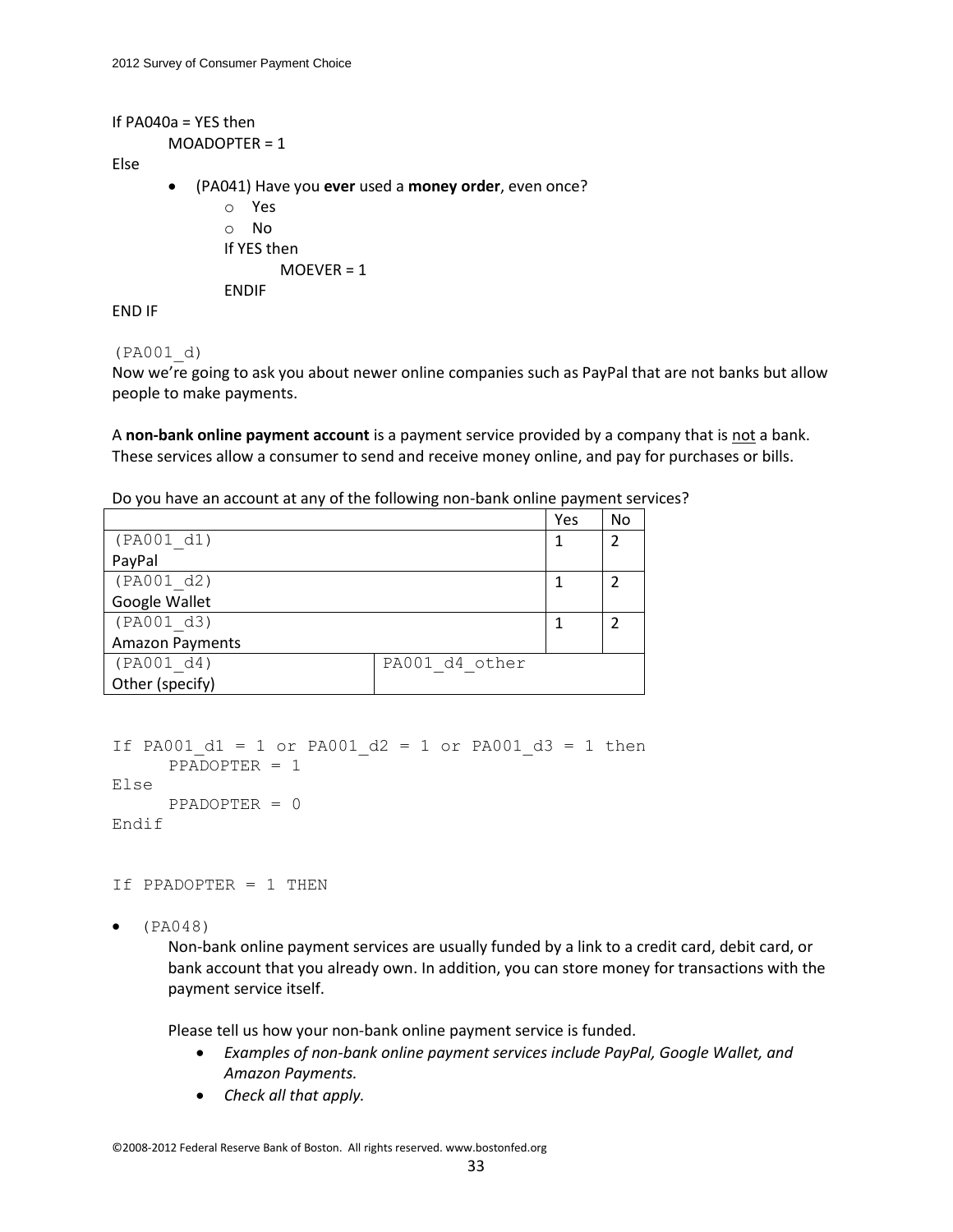If PA040a = YES then
    MOADOPTER = 1
Else

- (PA041) Have you **ever** used a **money order**, even once?
    - Yes
    - No

    If YES then
        MOEVER = 1
    ENDIF

END IF

(PA001_d)
Now we're going to ask you about newer online companies such as PayPal that are not banks but allow people to make payments.

A **non-bank online payment account** is a payment service provided by a company that is not a bank. These services allow a consumer to send and receive money online, and pay for purchases or bills.

Do you have an account at any of the following non-bank online payment services?

| | | Yes | No |
|---|---|---|---|
| (PA001_d1) PayPal | | 1 | 2 |
| (PA001_d2) Google Wallet | | 1 | 2 |
| (PA001_d3) Amazon Payments | | 1 | 2 |
| (PA001_d4) Other (specify) | PA001_d4_other | | |

```
If PA001_d1 = 1 or PA001_d2 = 1 or PA001_d3 = 1 then
     PPADOPTER = 1
Else
     PPADOPTER = 0
Endif


If PPADOPTER = 1 THEN
```

- (PA048)

    Non-bank online payment services are usually funded by a link to a credit card, debit card, or bank account that you already own. In addition, you can store money for transactions with the payment service itself.

    Please tell us how your non-bank online payment service is funded.

    - *Examples of non-bank online payment services include PayPal, Google Wallet, and Amazon Payments.*
    - *Check all that apply.*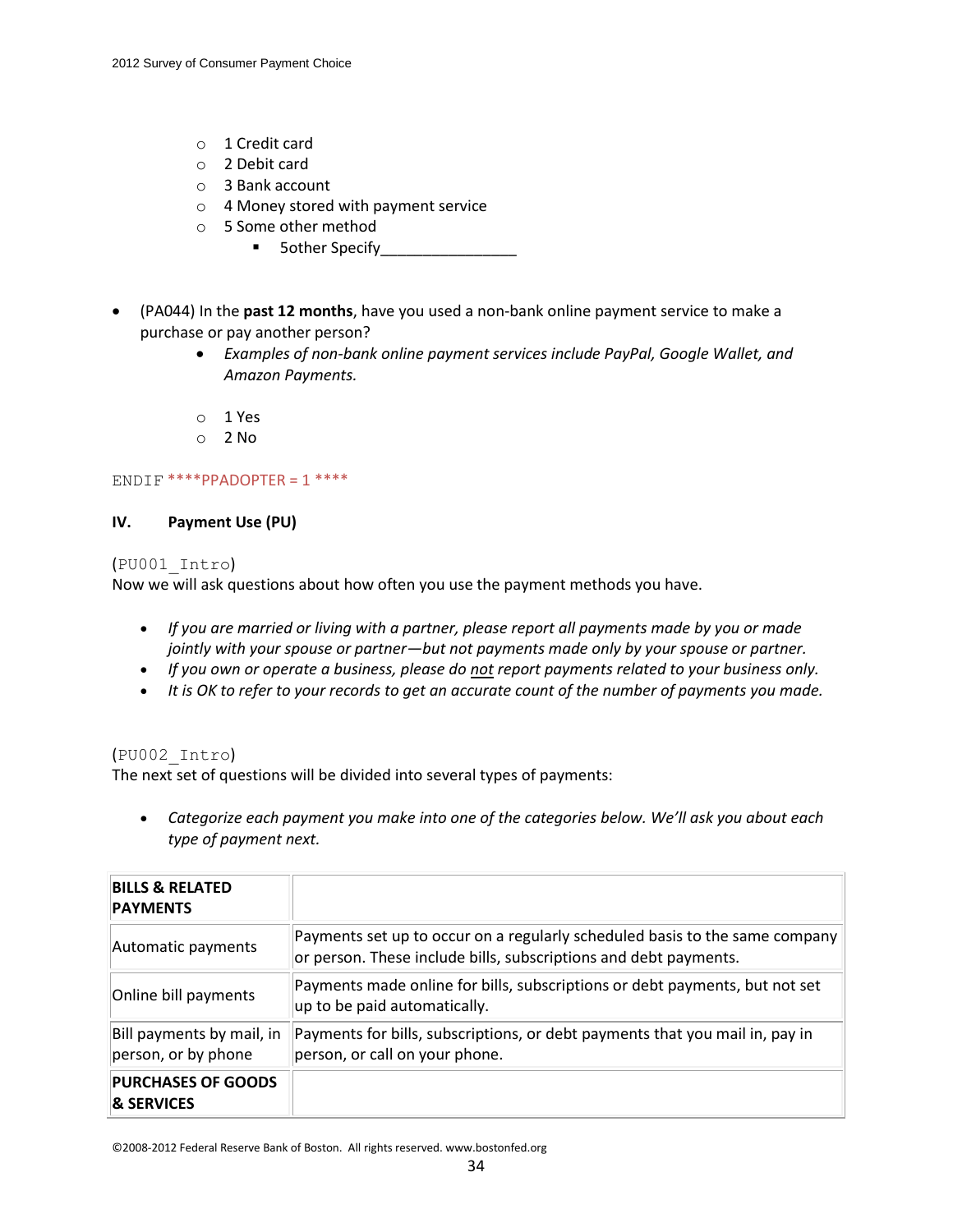- 1 Credit card
- 2 Debit card
- 3 Bank account
- 4 Money stored with payment service
- 5 Some other method
  - 5other Specify________________

- (PA044) In the **past 12 months**, have you used a non-bank online payment service to make a purchase or pay another person?
  - *Examples of non-bank online payment services include PayPal, Google Wallet, and Amazon Payments.*

- 1 Yes
- 2 No

ENDIF ****PPADOPTER = 1 ****

## IV. Payment Use (PU)

(PU001_Intro)
Now we will ask questions about how often you use the payment methods you have.

- *If you are married or living with a partner, please report all payments made by you or made jointly with your spouse or partner—but not payments made only by your spouse or partner.*
- *If you own or operate a business, please do not report payments related to your business only.*
- *It is OK to refer to your records to get an accurate count of the number of payments you made.*

(PU002_Intro)
The next set of questions will be divided into several types of payments:

- *Categorize each payment you make into one of the categories below. We'll ask you about each type of payment next.*

| | |
|---|---|
| **BILLS & RELATED PAYMENTS** | |
| Automatic payments | Payments set up to occur on a regularly scheduled basis to the same company or person. These include bills, subscriptions and debt payments. |
| Online bill payments | Payments made online for bills, subscriptions or debt payments, but not set up to be paid automatically. |
| Bill payments by mail, in person, or by phone | Payments for bills, subscriptions, or debt payments that you mail in, pay in person, or call on your phone. |
| **PURCHASES OF GOODS & SERVICES** | |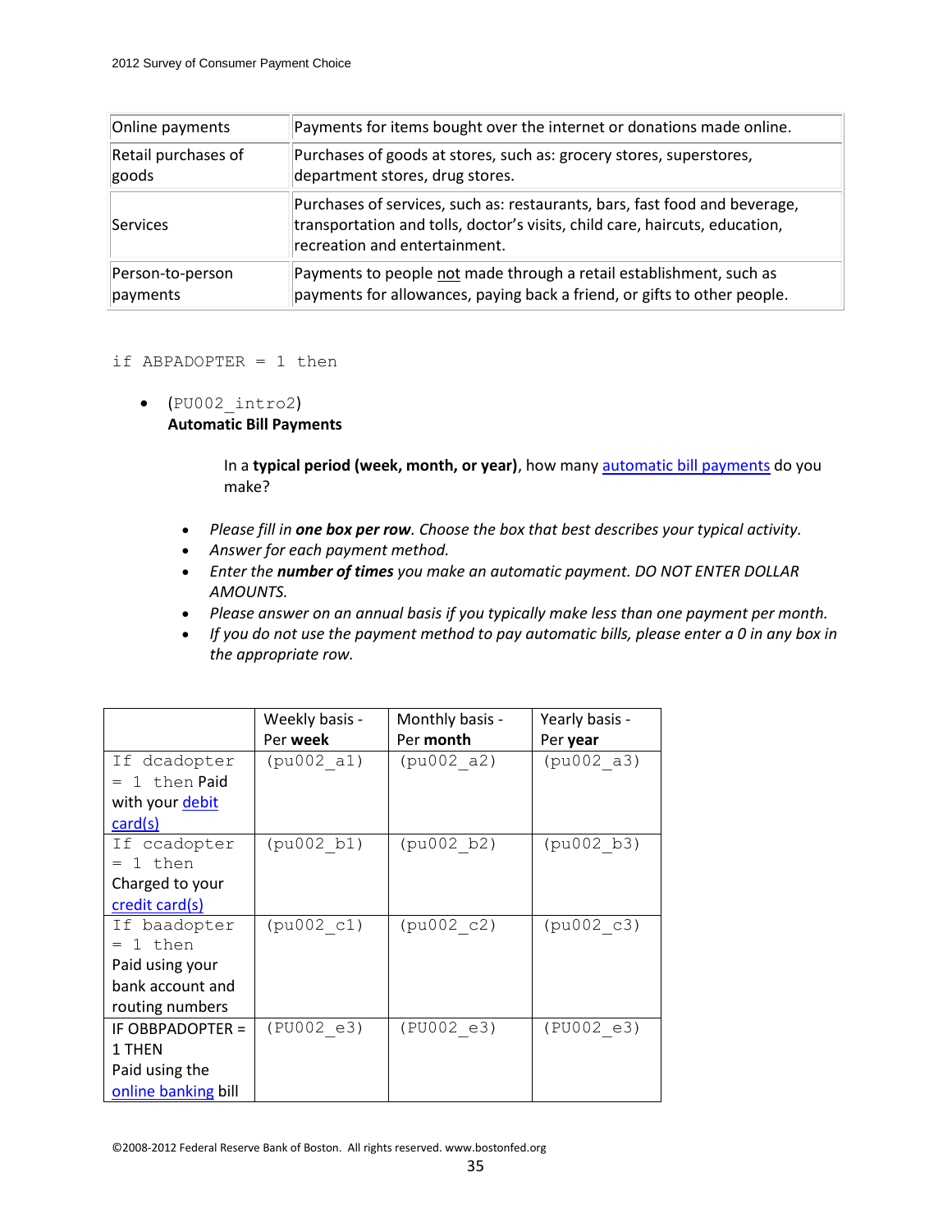| | |
|---|---|
| Online payments | Payments for items bought over the internet or donations made online. |
| Retail purchases of goods | Purchases of goods at stores, such as: grocery stores, superstores, department stores, drug stores. |
| Services | Purchases of services, such as: restaurants, bars, fast food and beverage, transportation and tolls, doctor's visits, child care, haircuts, education, recreation and entertainment. |
| Person-to-person payments | Payments to people not made through a retail establishment, such as payments for allowances, paying back a friend, or gifts to other people. |

```
if ABPADOPTER = 1 then
```

- (PU002_intro2)
  **Automatic Bill Payments**

  In a **typical period (week, month, or year)**, how many automatic bill payments do you make?

- *Please fill in **one box per row**. Choose the box that best describes your typical activity.*
- *Answer for each payment method.*
- *Enter the **number of times** you make an automatic payment. DO NOT ENTER DOLLAR AMOUNTS.*
- *Please answer on an annual basis if you typically make less than one payment per month.*
- *If you do not use the payment method to pay automatic bills, please enter a 0 in any box in the appropriate row.*

| | Weekly basis - Per **week** | Monthly basis - Per **month** | Yearly basis - Per **year** |
|---|---|---|---|
| If dcadopter = 1 then Paid with your debit card(s) | (pu002_a1) | (pu002_a2) | (pu002_a3) |
| If ccadopter = 1 then Charged to your credit card(s) | (pu002_b1) | (pu002_b2) | (pu002_b3) |
| If baadopter = 1 then Paid using your bank account and routing numbers | (pu002_c1) | (pu002_c2) | (pu002_c3) |
| IF OBBPADOPTER = 1 THEN Paid using the online banking bill | (PU002_e3) | (PU002_e3) | (PU002_e3) |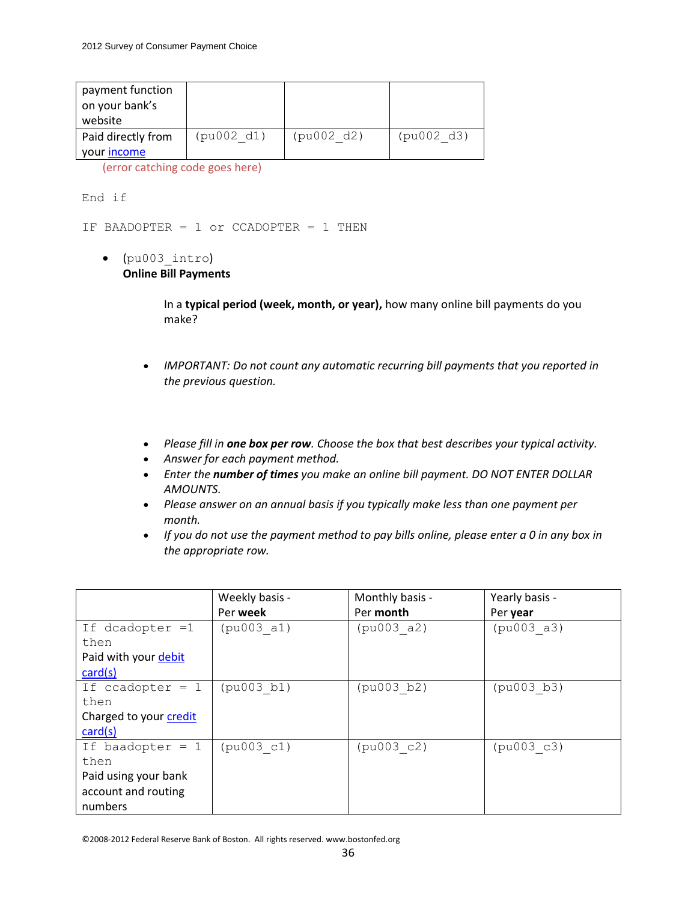| payment function on your bank's website | | | |
|---|---|---|---|
| Paid directly from your income | (pu002_d1) | (pu002_d2) | (pu002_d3) |

(error catching code goes here)

```
End if

IF BAADOPTER = 1 or CCADOPTER = 1 THEN
```

- (pu003_intro)
  **Online Bill Payments**

  In a **typical period (week, month, or year),** how many online bill payments do you make?

  - *IMPORTANT: Do not count any automatic recurring bill payments that you reported in the previous question.*

  - *Please fill in **one box per row**. Choose the box that best describes your typical activity.*
  - *Answer for each payment method.*
  - *Enter the **number of times** you make an online bill payment. DO NOT ENTER DOLLAR AMOUNTS.*
  - *Please answer on an annual basis if you typically make less than one payment per month.*
  - *If you do not use the payment method to pay bills online, please enter a 0 in any box in the appropriate row.*

| | Weekly basis - Per **week** | Monthly basis - Per **month** | Yearly basis - Per **year** |
|---|---|---|---|
| If dcadopter =1 then Paid with your debit card(s) | (pu003_a1) | (pu003_a2) | (pu003_a3) |
| If ccadopter = 1 then Charged to your credit card(s) | (pu003_b1) | (pu003_b2) | (pu003_b3) |
| If baadopter = 1 then Paid using your bank account and routing numbers | (pu003_c1) | (pu003_c2) | (pu003_c3) |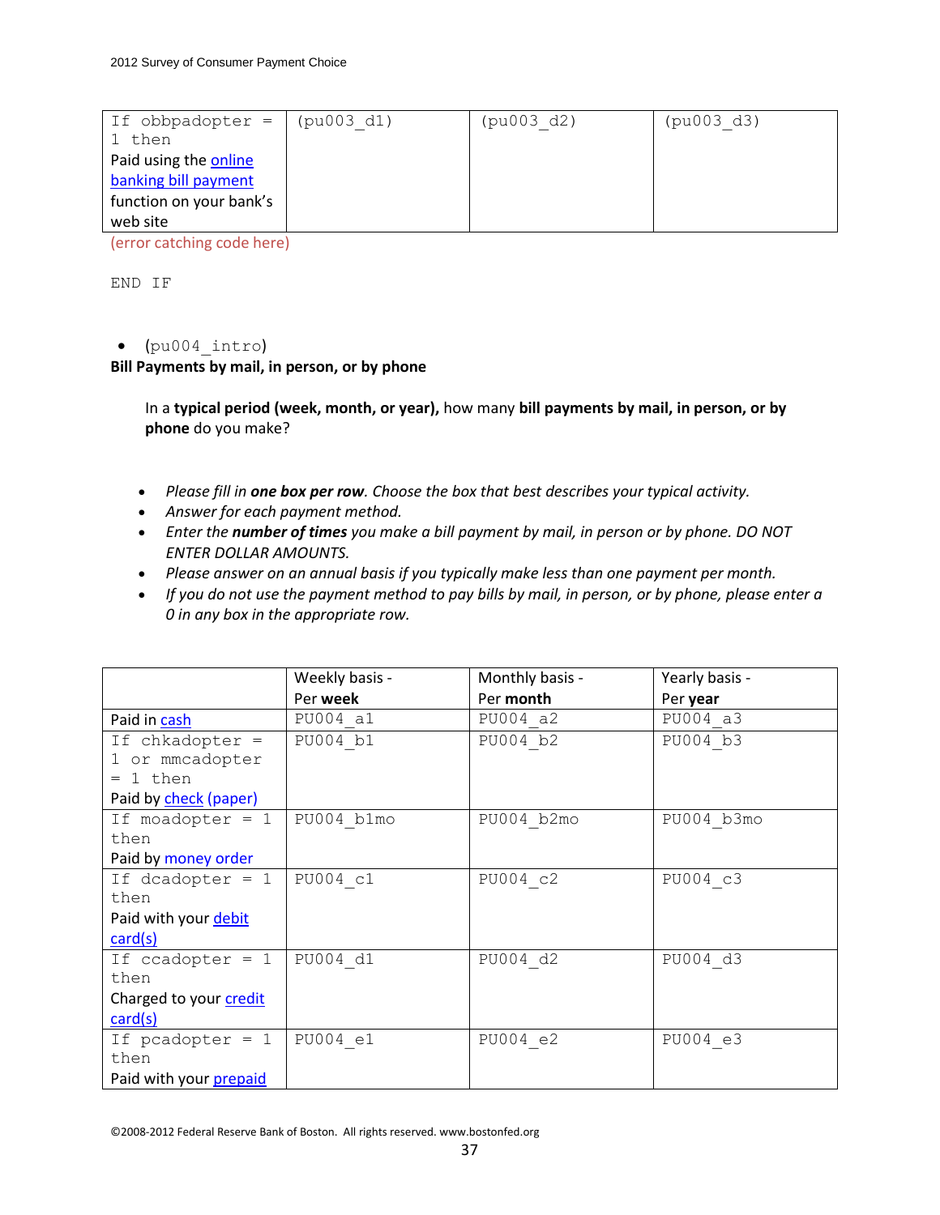| If obbpadopter = 1 then Paid using the online banking bill payment function on your bank's web site | (pu003_d1) | (pu003_d2) | (pu003_d3) |
|---|---|---|---|

(error catching code here)

END IF

- (pu004_intro)

**Bill Payments by mail, in person, or by phone**

In a **typical period (week, month, or year),** how many **bill payments by mail, in person, or by phone** do you make?

- *Please fill in **one box per row**. Choose the box that best describes your typical activity.*
- *Answer for each payment method.*
- *Enter the **number of times** you make a bill payment by mail, in person or by phone. DO NOT ENTER DOLLAR AMOUNTS.*
- *Please answer on an annual basis if you typically make less than one payment per month.*
- *If you do not use the payment method to pay bills by mail, in person, or by phone, please enter a 0 in any box in the appropriate row.*

| | Weekly basis - Per **week** | Monthly basis - Per **month** | Yearly basis - Per **year** |
|---|---|---|---|
| Paid in cash | PU004_a1 | PU004_a2 | PU004_a3 |
| If chkadopter = 1 or mmcadopter = 1 then Paid by check (paper) | PU004_b1 | PU004_b2 | PU004_b3 |
| If moadopter = 1 then Paid by money order | PU004_b1mo | PU004_b2mo | PU004_b3mo |
| If dcadopter = 1 then Paid with your debit card(s) | PU004_c1 | PU004_c2 | PU004_c3 |
| If ccadopter = 1 then Charged to your credit card(s) | PU004_d1 | PU004_d2 | PU004_d3 |
| If pcadopter = 1 then Paid with your prepaid | PU004_e1 | PU004_e2 | PU004_e3 |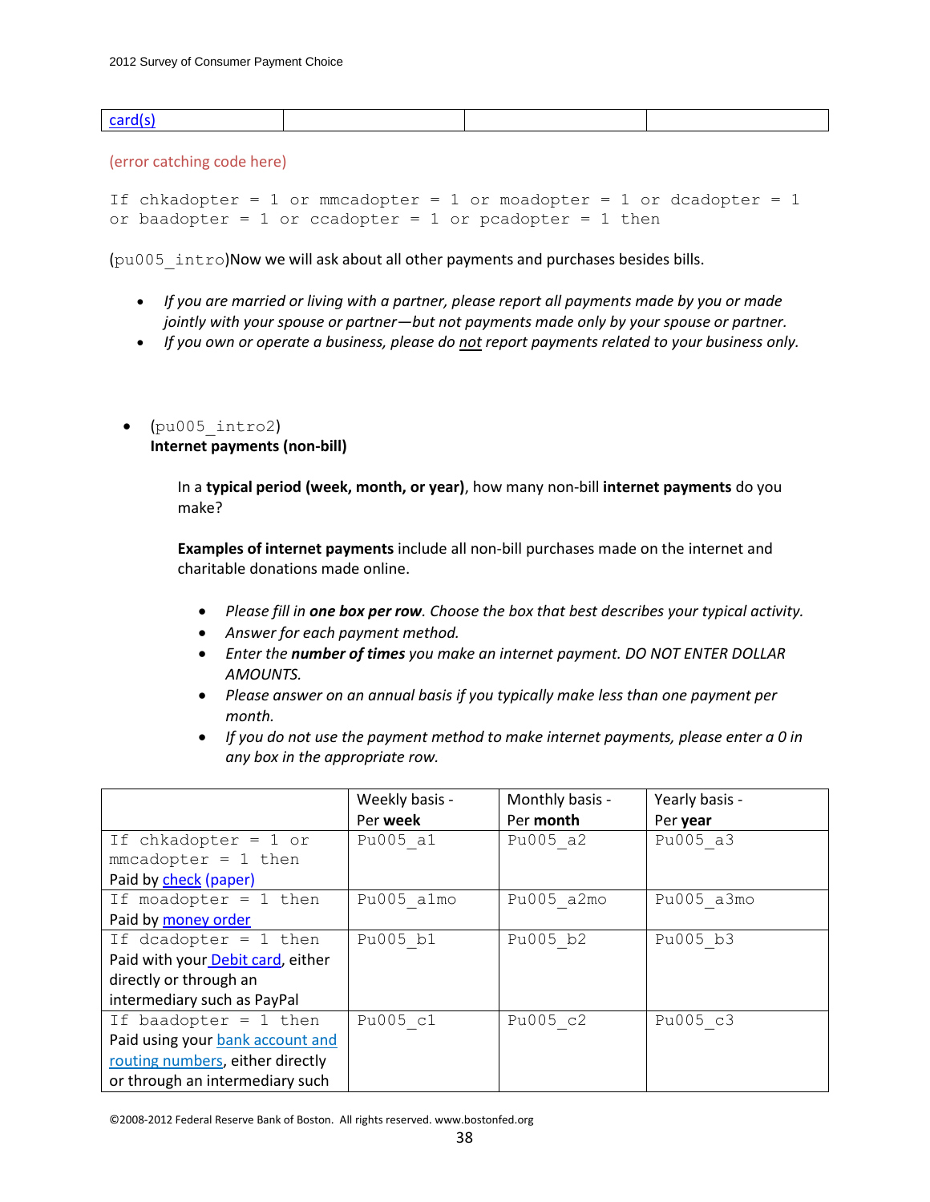| card(s) | | | |
|---|---|---|---|

(error catching code here)

```
If chkadopter = 1 or mmcadopter = 1 or moadopter = 1 or dcadopter = 1
or baadopter = 1 or ccadopter = 1 or pcadopter = 1 then
```

(pu005_intro)Now we will ask about all other payments and purchases besides bills.

- *If you are married or living with a partner, please report all payments made by you or made jointly with your spouse or partner—but not payments made only by your spouse or partner.*
- *If you own or operate a business, please do not report payments related to your business only.*

- (pu005_intro2)
  **Internet payments (non-bill)**

  In a **typical period (week, month, or year)**, how many non-bill **internet payments** do you make?

  **Examples of internet payments** include all non-bill purchases made on the internet and charitable donations made online.

  - *Please fill in **one box per row**. Choose the box that best describes your typical activity.*
  - *Answer for each payment method.*
  - *Enter the **number of times** you make an internet payment. DO NOT ENTER DOLLAR AMOUNTS.*
  - *Please answer on an annual basis if you typically make less than one payment per month.*
  - *If you do not use the payment method to make internet payments, please enter a 0 in any box in the appropriate row.*

| | Weekly basis - Per **week** | Monthly basis - Per **month** | Yearly basis - Per **year** |
|---|---|---|---|
| If chkadopter = 1 or mmcadopter = 1 then Paid by check (paper) | Pu005_a1 | Pu005_a2 | Pu005_a3 |
| If moadopter = 1 then Paid by money order | Pu005_a1mo | Pu005_a2mo | Pu005_a3mo |
| If dcadopter = 1 then Paid with your Debit card, either directly or through an intermediary such as PayPal | Pu005_b1 | Pu005_b2 | Pu005_b3 |
| If baadopter = 1 then Paid using your bank account and routing numbers, either directly or through an intermediary such | Pu005_c1 | Pu005_c2 | Pu005_c3 |

©2008-2012 Federal Reserve Bank of Boston. All rights reserved. www.bostonfed.org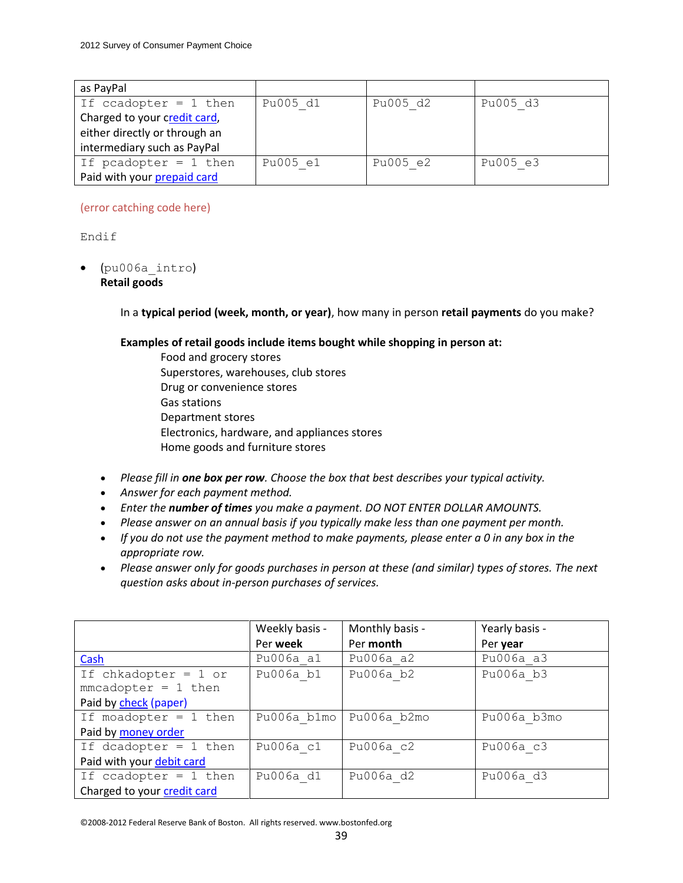| | | | |
|---|---|---|---|
| as PayPal | | | |
| If ccadopter = 1 then Charged to your credit card, either directly or through an intermediary such as PayPal | Pu005_d1 | Pu005_d2 | Pu005_d3 |
| If pcadopter = 1 then Paid with your prepaid card | Pu005_e1 | Pu005_e2 | Pu005_e3 |

(error catching code here)

Endif

- (pu006a_intro)
  **Retail goods**

  In a **typical period (week, month, or year)**, how many in person **retail payments** do you make?

  **Examples of retail goods include items bought while shopping in person at:**

  Food and grocery stores
  Superstores, warehouses, club stores
  Drug or convenience stores
  Gas stations
  Department stores
  Electronics, hardware, and appliances stores
  Home goods and furniture stores

- *Please fill in **one box per row**. Choose the box that best describes your typical activity.*
- *Answer for each payment method.*
- *Enter the **number of times** you make a payment. DO NOT ENTER DOLLAR AMOUNTS.*
- *Please answer on an annual basis if you typically make less than one payment per month.*
- *If you do not use the payment method to make payments, please enter a 0 in any box in the appropriate row.*
- *Please answer only for goods purchases in person at these (and similar) types of stores. The next question asks about in-person purchases of services.*

| | Weekly basis - Per **week** | Monthly basis - Per **month** | Yearly basis - Per **year** |
|---|---|---|---|
| Cash | Pu006a_a1 | Pu006a_a2 | Pu006a_a3 |
| If chkadopter = 1 or mmcadopter = 1 then Paid by check (paper) | Pu006a_b1 | Pu006a_b2 | Pu006a_b3 |
| If moadopter = 1 then Paid by money order | Pu006a_b1mo | Pu006a_b2mo | Pu006a_b3mo |
| If dcadopter = 1 then Paid with your debit card | Pu006a_c1 | Pu006a_c2 | Pu006a_c3 |
| If ccadopter = 1 then Charged to your credit card | Pu006a_d1 | Pu006a_d2 | Pu006a_d3 |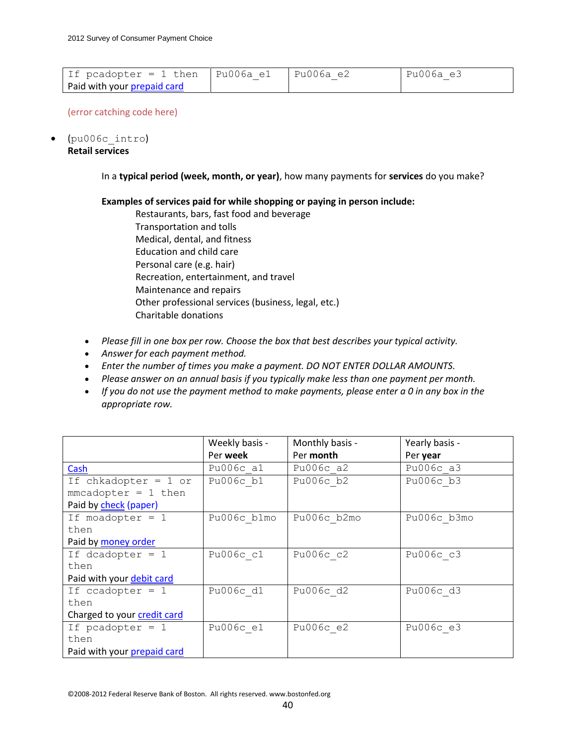| If pcadopter = 1 then Paid with your prepaid card | Pu006a_e1 | Pu006a_e2 | Pu006a_e3 |
|---|---|---|---|

(error catching code here)

- (pu006c_intro)
  **Retail services**

  In a **typical period (week, month, or year)**, how many payments for **services** do you make?

  **Examples of services paid for while shopping or paying in person include:**
  Restaurants, bars, fast food and beverage
  Transportation and tolls
  Medical, dental, and fitness
  Education and child care
  Personal care (e.g. hair)
  Recreation, entertainment, and travel
  Maintenance and repairs
  Other professional services (business, legal, etc.)
  Charitable donations

- *Please fill in one box per row. Choose the box that best describes your typical activity.*
- *Answer for each payment method.*
- *Enter the number of times you make a payment. DO NOT ENTER DOLLAR AMOUNTS.*
- *Please answer on an annual basis if you typically make less than one payment per month.*
- *If you do not use the payment method to make payments, please enter a 0 in any box in the appropriate row.*

| | Weekly basis - Per **week** | Monthly basis - Per **month** | Yearly basis - Per **year** |
|---|---|---|---|
| Cash | Pu006c_a1 | Pu006c_a2 | Pu006c_a3 |
| If chkadopter = 1 or mmcadopter = 1 then Paid by check (paper) | Pu006c_b1 | Pu006c_b2 | Pu006c_b3 |
| If moadopter = 1 then Paid by money order | Pu006c_b1mo | Pu006c_b2mo | Pu006c_b3mo |
| If dcadopter = 1 then Paid with your debit card | Pu006c_c1 | Pu006c_c2 | Pu006c_c3 |
| If ccadopter = 1 then Charged to your credit card | Pu006c_d1 | Pu006c_d2 | Pu006c_d3 |
| If pcadopter = 1 then Paid with your prepaid card | Pu006c_e1 | Pu006c_e2 | Pu006c_e3 |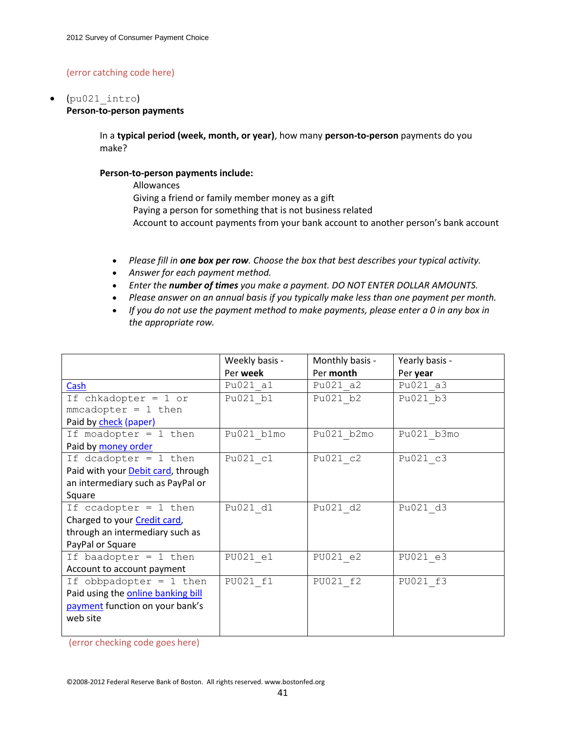(error catching code here)

- (pu021_intro)
  **Person-to-person payments**

  In a **typical period (week, month, or year)**, how many **person-to-person** payments do you make?

  **Person-to-person payments include:**

  Allowances
  Giving a friend or family member money as a gift
  Paying a person for something that is not business related
  Account to account payments from your bank account to another person's bank account

  - *Please fill in **one box per row**. Choose the box that best describes your typical activity.*
  - *Answer for each payment method.*
  - *Enter the **number of times** you make a payment. DO NOT ENTER DOLLAR AMOUNTS.*
  - *Please answer on an annual basis if you typically make less than one payment per month.*
  - *If you do not use the payment method to make payments, please enter a 0 in any box in the appropriate row.*

| | Weekly basis - Per **week** | Monthly basis - Per **month** | Yearly basis - Per **year** |
|---|---|---|---|
| Cash | Pu021_a1 | Pu021_a2 | Pu021_a3 |
| If chkadopter = 1 or mmcadopter = 1 then Paid by check (paper) | Pu021_b1 | Pu021_b2 | Pu021_b3 |
| If moadopter = 1 then Paid by money order | Pu021_b1mo | Pu021_b2mo | Pu021_b3mo |
| If dcadopter = 1 then Paid with your Debit card, through an intermediary such as PayPal or Square | Pu021_c1 | Pu021_c2 | Pu021_c3 |
| If ccadopter = 1 then Charged to your Credit card, through an intermediary such as PayPal or Square | Pu021_d1 | Pu021_d2 | Pu021_d3 |
| If baadopter = 1 then Account to account payment | PU021_e1 | PU021_e2 | PU021_e3 |
| If obbpadopter = 1 then Paid using the online banking bill payment function on your bank's web site | PU021_f1 | PU021_f2 | PU021_f3 |

(error checking code goes here)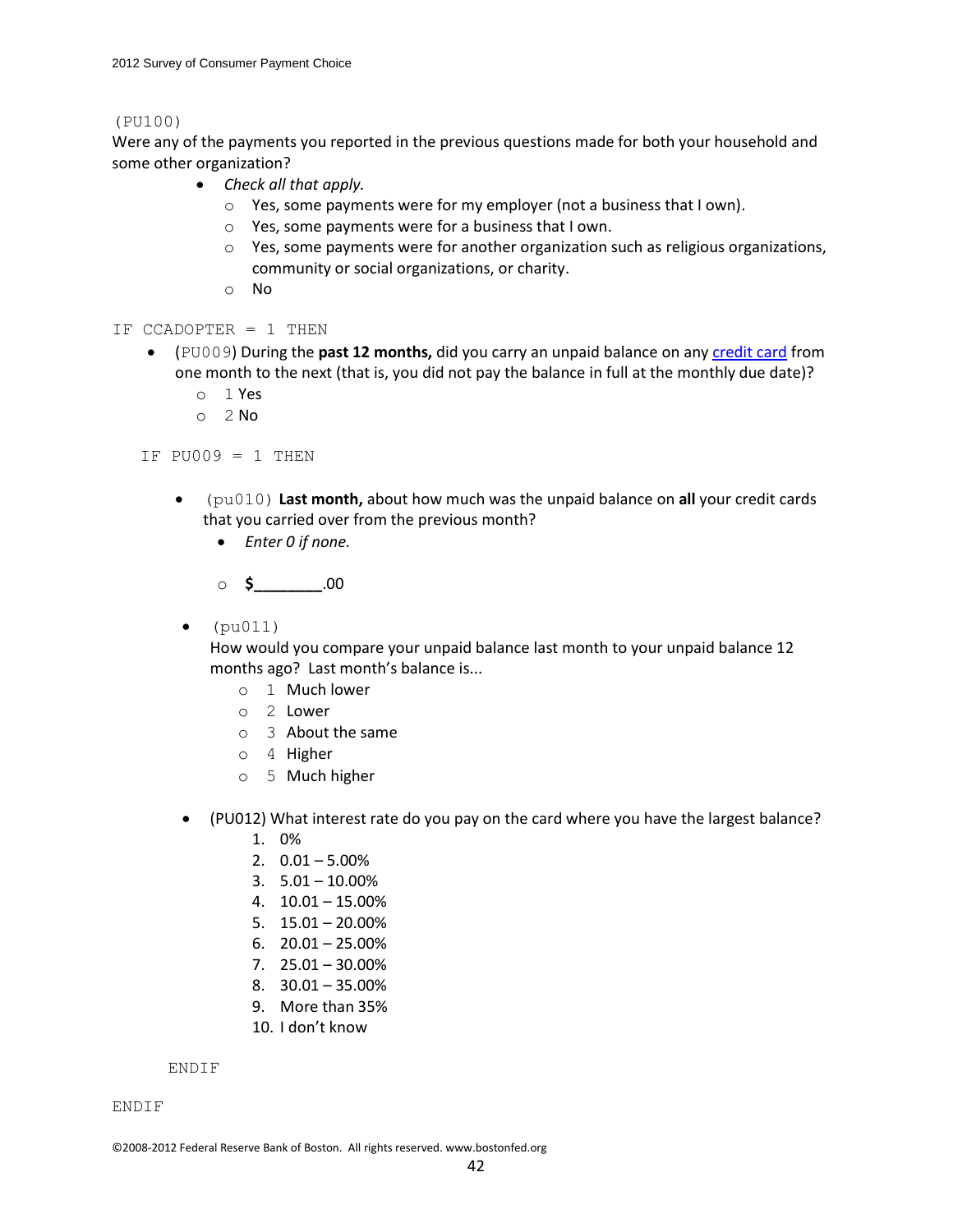(PU100)
Were any of the payments you reported in the previous questions made for both your household and some other organization?

- *Check all that apply.*
  - Yes, some payments were for my employer (not a business that I own).
  - Yes, some payments were for a business that I own.
  - Yes, some payments were for another organization such as religious organizations, community or social organizations, or charity.
  - No

IF CCADOPTER = 1 THEN

- (PU009) During the **past 12 months,** did you carry an unpaid balance on any credit card from one month to the next (that is, you did not pay the balance in full at the monthly due date)?
  - 1 Yes
  - 2 No

IF PU009 = 1 THEN

- (pu010) **Last month,** about how much was the unpaid balance on **all** your credit cards that you carried over from the previous month?
  - *Enter 0 if none.*
  - **$________**.00

- (pu011)
  How would you compare your unpaid balance last month to your unpaid balance 12 months ago? Last month's balance is...
  - 1 Much lower
  - 2 Lower
  - 3 About the same
  - 4 Higher
  - 5 Much higher

- (PU012) What interest rate do you pay on the card where you have the largest balance?
  1. 0%
  2. 0.01 – 5.00%
  3. 5.01 – 10.00%
  4. 10.01 – 15.00%
  5. 15.01 – 20.00%
  6. 20.01 – 25.00%
  7. 25.01 – 30.00%
  8. 30.01 – 35.00%
  9. More than 35%
  10. I don't know

ENDIF

ENDIF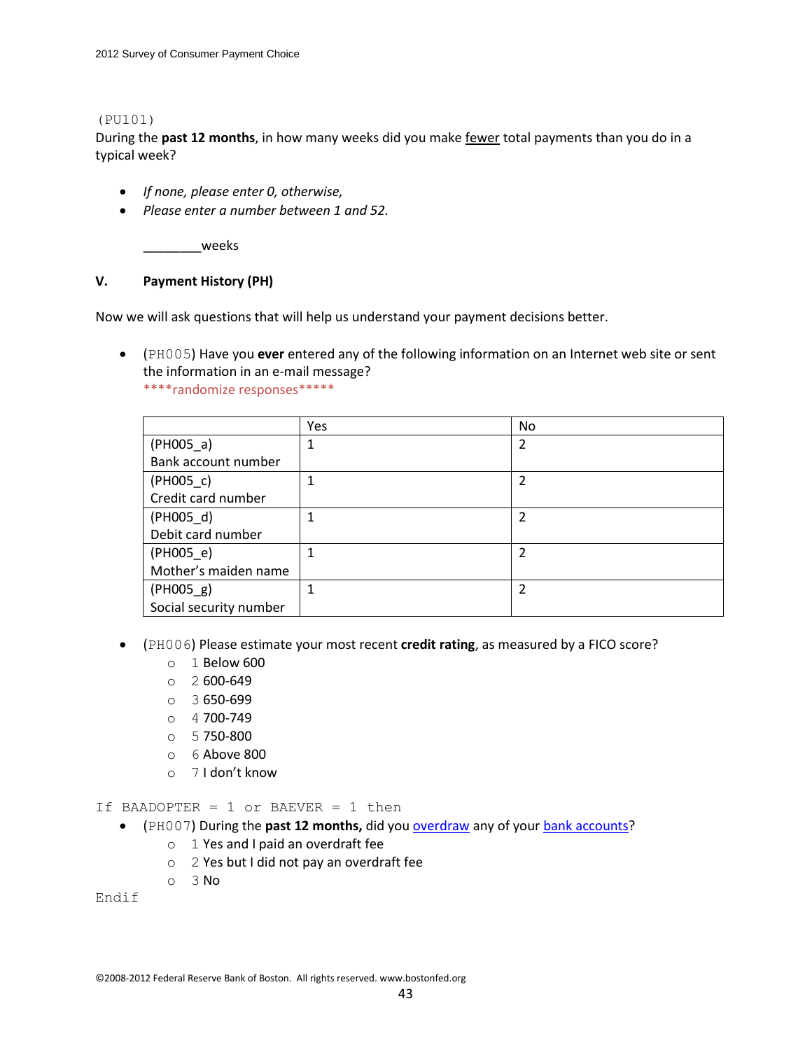(PU101)
During the **past 12 months**, in how many weeks did you make fewer total payments than you do in a typical week?

- *If none, please enter 0, otherwise,*
- *Please enter a number between 1 and 52.*

________weeks

## V. Payment History (PH)

Now we will ask questions that will help us understand your payment decisions better.

- (PH005) Have you **ever** entered any of the following information on an Internet web site or sent the information in an e-mail message?
  ****randomize responses*****

| | Yes | No |
|---|---|---|
| (PH005_a) Bank account number | 1 | 2 |
| (PH005_c) Credit card number | 1 | 2 |
| (PH005_d) Debit card number | 1 | 2 |
| (PH005_e) Mother's maiden name | 1 | 2 |
| (PH005_g) Social security number | 1 | 2 |

- (PH006) Please estimate your most recent **credit rating**, as measured by a FICO score?
  - 1 Below 600
  - 2 600-649
  - 3 650-699
  - 4 700-749
  - 5 750-800
  - 6 Above 800
  - 7 I don't know

```
If BAADOPTER = 1 or BAEVER = 1 then
```

- (PH007) During the **past 12 months,** did you overdraw any of your bank accounts?
  - 1 Yes and I paid an overdraft fee
  - 2 Yes but I did not pay an overdraft fee
  - 3 No

```
Endif
```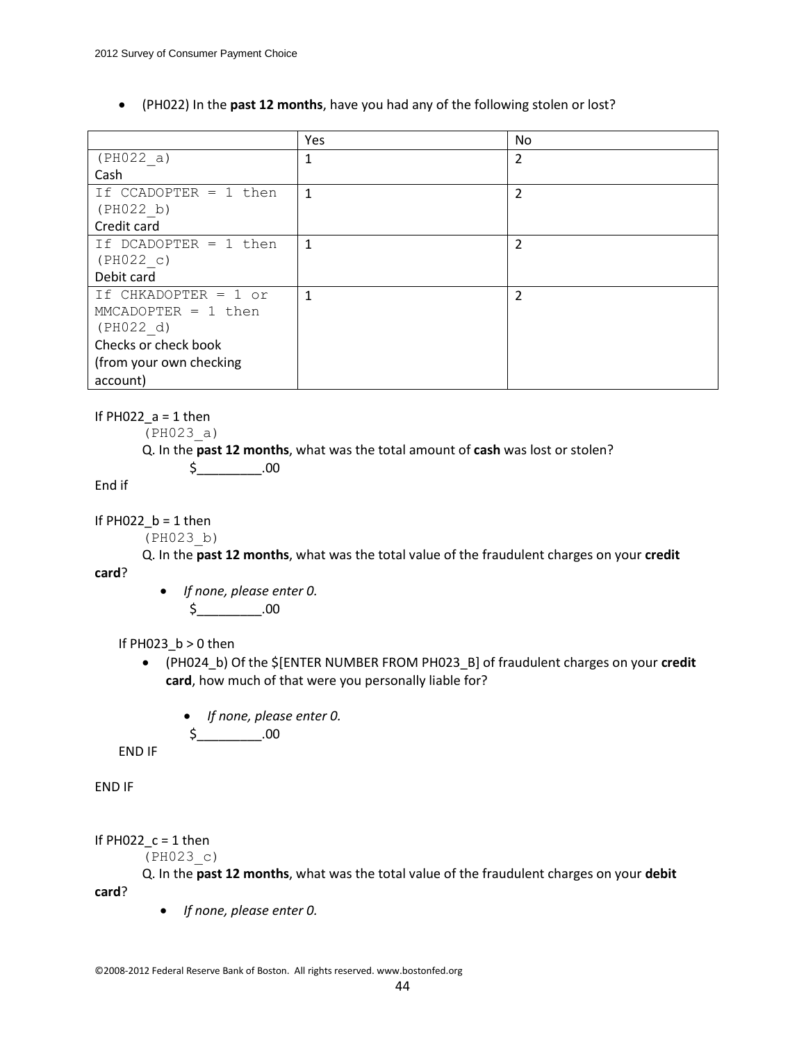- (PH022) In the **past 12 months**, have you had any of the following stolen or lost?

| | Yes | No |
|---|---|---|
| (PH022_a) Cash | 1 | 2 |
| If CCADOPTER = 1 then (PH022_b) Credit card | 1 | 2 |
| If DCADOPTER = 1 then (PH022_c) Debit card | 1 | 2 |
| If CHKADOPTER = 1 or MMCADOPTER = 1 then (PH022_d) Checks or check book (from your own checking account) | 1 | 2 |

If PH022_a = 1 then

(PH023_a)

Q. In the **past 12 months**, what was the total amount of **cash** was lost or stolen?

$_________.00

End if

If PH022_b = 1 then

(PH023_b)

Q. In the **past 12 months**, what was the total value of the fraudulent charges on your **credit card**?

- *If none, please enter 0.*

$_________.00

If PH023_b > 0 then

- (PH024_b) Of the $[ENTER NUMBER FROM PH023_B] of fraudulent charges on your **credit card**, how much of that were you personally liable for?

  - *If none, please enter 0.*

  $_________.00

END IF

END IF

If PH022_c = 1 then

(PH023_c)

Q. In the **past 12 months**, what was the total value of the fraudulent charges on your **debit card**?

- *If none, please enter 0.*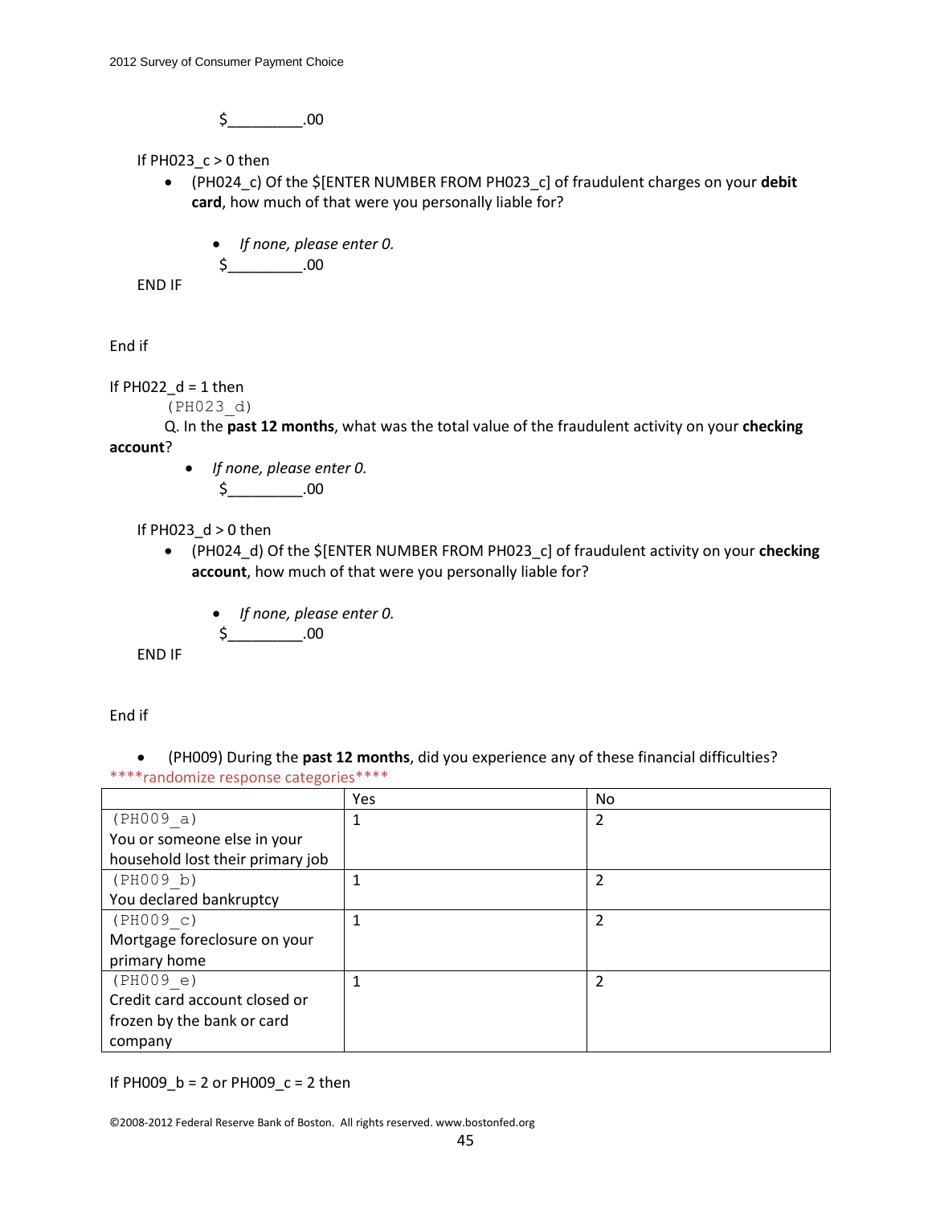$_________.00

If PH023_c > 0 then

- (PH024_c) Of the $[ENTER NUMBER FROM PH023_c] of fraudulent charges on your **debit card**, how much of that were you personally liable for?

    - *If none, please enter 0.*

    $_________.00

END IF

End if

If PH022_d = 1 then

(PH023_d)

Q. In the **past 12 months**, what was the total value of the fraudulent activity on your **checking account**?

- *If none, please enter 0.*

    $_________.00

If PH023_d > 0 then

- (PH024_d) Of the $[ENTER NUMBER FROM PH023_c] of fraudulent activity on your **checking account**, how much of that were you personally liable for?

    - *If none, please enter 0.*

    $_________.00

END IF

End if

- (PH009) During the **past 12 months**, did you experience any of these financial difficulties?

****randomize response categories****

| | Yes | No |
|---|---|---|
| (PH009_a) You or someone else in your household lost their primary job | 1 | 2 |
| (PH009_b) You declared bankruptcy | 1 | 2 |
| (PH009_c) Mortgage foreclosure on your primary home | 1 | 2 |
| (PH009_e) Credit card account closed or frozen by the bank or card company | 1 | 2 |

If PH009_b = 2 or PH009_c = 2 then

©2008-2012 Federal Reserve Bank of Boston. All rights reserved. www.bostonfed.org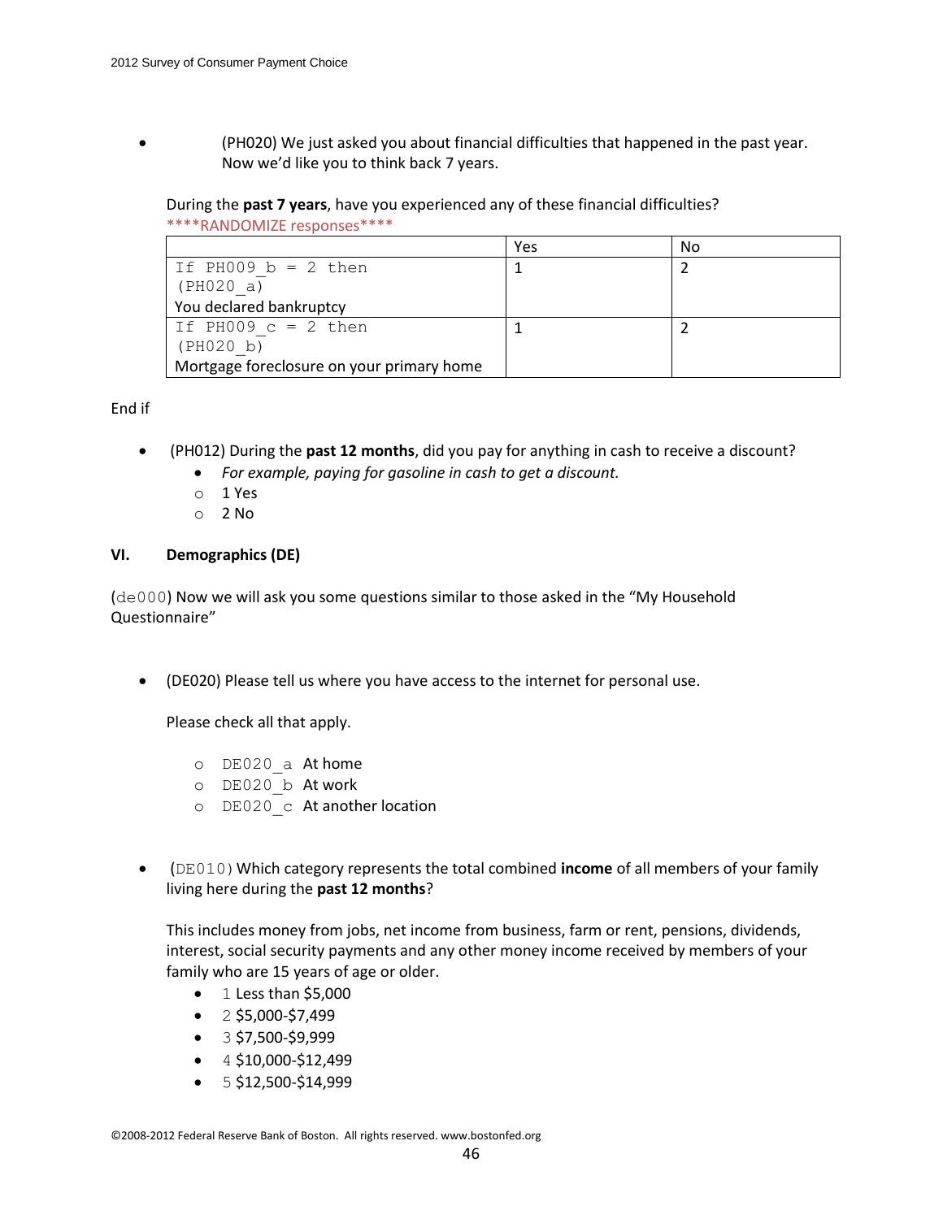- (PH020) We just asked you about financial difficulties that happened in the past year. Now we'd like you to think back 7 years.

During the **past 7 years**, have you experienced any of these financial difficulties?
****RANDOMIZE responses****

| | Yes | No |
|---|---|---|
| If PH009_b = 2 then (PH020_a) You declared bankruptcy | 1 | 2 |
| If PH009_c = 2 then (PH020_b) Mortgage foreclosure on your primary home | 1 | 2 |

End if

- (PH012) During the **past 12 months**, did you pay for anything in cash to receive a discount?
  - *For example, paying for gasoline in cash to get a discount.*
  - 1 Yes
  - 2 No

## VI. Demographics (DE)

(de000) Now we will ask you some questions similar to those asked in the "My Household Questionnaire"

- (DE020) Please tell us where you have access to the internet for personal use.

  Please check all that apply.

  - DE020_a At home
  - DE020_b At work
  - DE020_c At another location

- (DE010) Which category represents the total combined **income** of all members of your family living here during the **past 12 months**?

  This includes money from jobs, net income from business, farm or rent, pensions, dividends, interest, social security payments and any other money income received by members of your family who are 15 years of age or older.

  - 1 Less than $5,000
  - 2 $5,000-$7,499
  - 3 $7,500-$9,999
  - 4 $10,000-$12,499
  - 5 $12,500-$14,999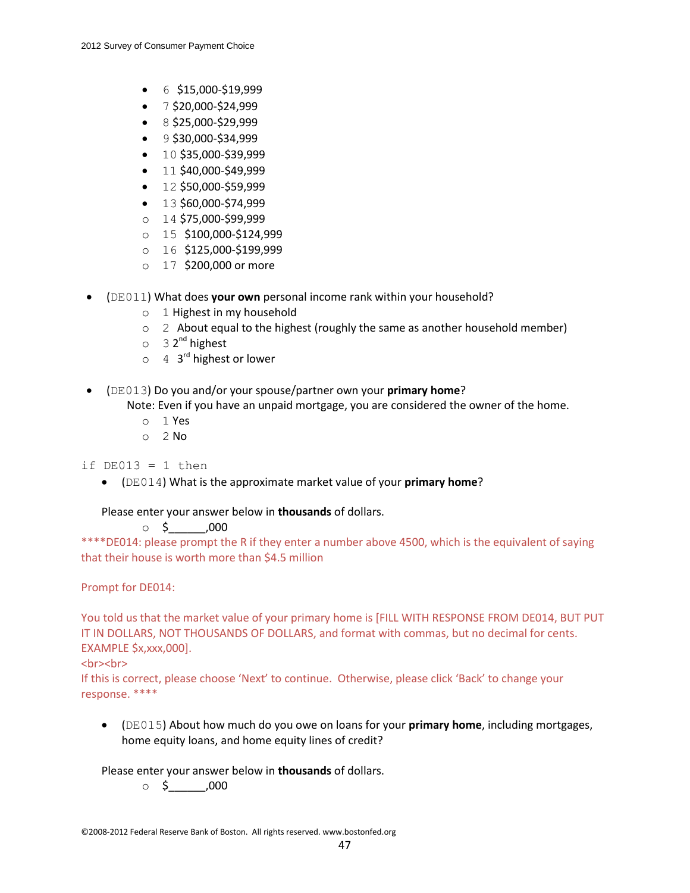- 6 $15,000-$19,999
- 7 $20,000-$24,999
- 8 $25,000-$29,999
- 9 $30,000-$34,999
- 10 $35,000-$39,999
- 11 $40,000-$49,999
- 12 $50,000-$59,999
- 13 $60,000-$74,999
- 14 $75,000-$99,999
- 15 $100,000-$124,999
- 16 $125,000-$199,999
- 17 $200,000 or more

- (DE011) What does **your own** personal income rank within your household?
  - 1 Highest in my household
  - 2 About equal to the highest (roughly the same as another household member)
  - 3 2nd highest
  - 4 3rd highest or lower

- (DE013) Do you and/or your spouse/partner own your **primary home**?
  Note: Even if you have an unpaid mortgage, you are considered the owner of the home.
  - 1 Yes
  - 2 No

```
if DE013 = 1 then
```

- (DE014) What is the approximate market value of your **primary home**?

  Please enter your answer below in **thousands** of dollars.
  - $______,000

****DE014: please prompt the R if they enter a number above 4500, which is the equivalent of saying that their house is worth more than $4.5 million

Prompt for DE014:

You told us that the market value of your primary home is [FILL WITH RESPONSE FROM DE014, BUT PUT IT IN DOLLARS, NOT THOUSANDS OF DOLLARS, and format with commas, but no decimal for cents. EXAMPLE $x,xxx,000].
<br><br>
If this is correct, please choose 'Next' to continue. Otherwise, please click 'Back' to change your response. ****

- (DE015) About how much do you owe on loans for your **primary home**, including mortgages, home equity loans, and home equity lines of credit?

  Please enter your answer below in **thousands** of dollars.
  - $______,000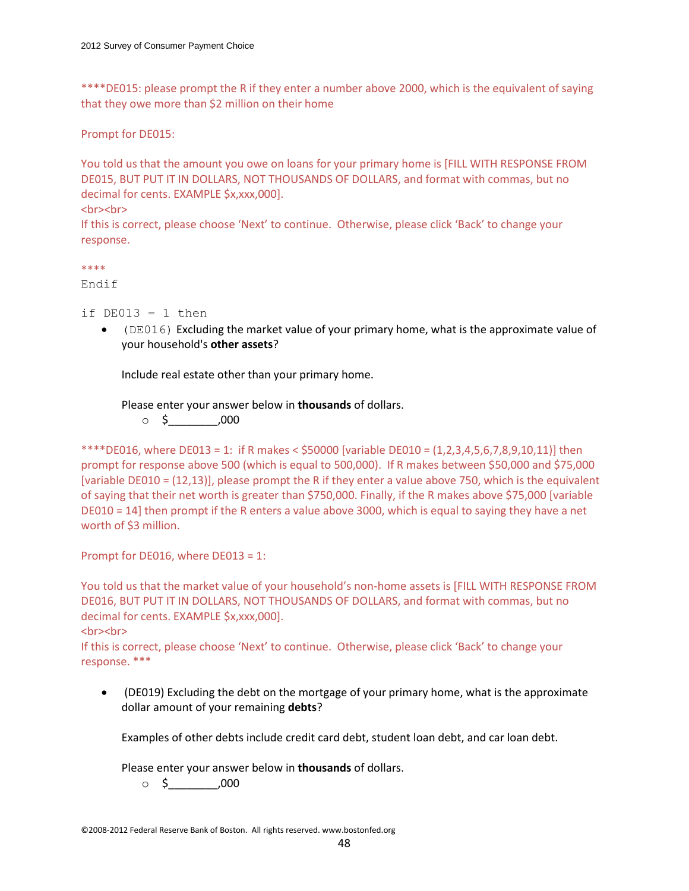****DE015: please prompt the R if they enter a number above 2000, which is the equivalent of saying that they owe more than $2 million on their home

Prompt for DE015:

You told us that the amount you owe on loans for your primary home is [FILL WITH RESPONSE FROM DE015, BUT PUT IT IN DOLLARS, NOT THOUSANDS OF DOLLARS, and format with commas, but no decimal for cents. EXAMPLE $x,xxx,000].
<br><br>
If this is correct, please choose 'Next' to continue. Otherwise, please click 'Back' to change your response.

****

```
Endif

if DE013 = 1 then
```

- (DE016) Excluding the market value of your primary home, what is the approximate value of your household's **other assets**?

  Include real estate other than your primary home.

  Please enter your answer below in **thousands** of dollars.

  - $________,000

****DE016, where DE013 = 1: if R makes < $50000 [variable DE010 = (1,2,3,4,5,6,7,8,9,10,11)] then prompt for response above 500 (which is equal to 500,000). If R makes between $50,000 and $75,000 [variable DE010 = (12,13)], please prompt the R if they enter a value above 750, which is the equivalent of saying that their net worth is greater than $750,000. Finally, if the R makes above $75,000 [variable DE010 = 14] then prompt if the R enters a value above 3000, which is equal to saying they have a net worth of $3 million.

Prompt for DE016, where DE013 = 1:

You told us that the market value of your household's non-home assets is [FILL WITH RESPONSE FROM DE016, BUT PUT IT IN DOLLARS, NOT THOUSANDS OF DOLLARS, and format with commas, but no decimal for cents. EXAMPLE $x,xxx,000].
<br><br>
If this is correct, please choose 'Next' to continue. Otherwise, please click 'Back' to change your response. ***

- (DE019) Excluding the debt on the mortgage of your primary home, what is the approximate dollar amount of your remaining **debts**?

  Examples of other debts include credit card debt, student loan debt, and car loan debt.

  Please enter your answer below in **thousands** of dollars.

  - $________,000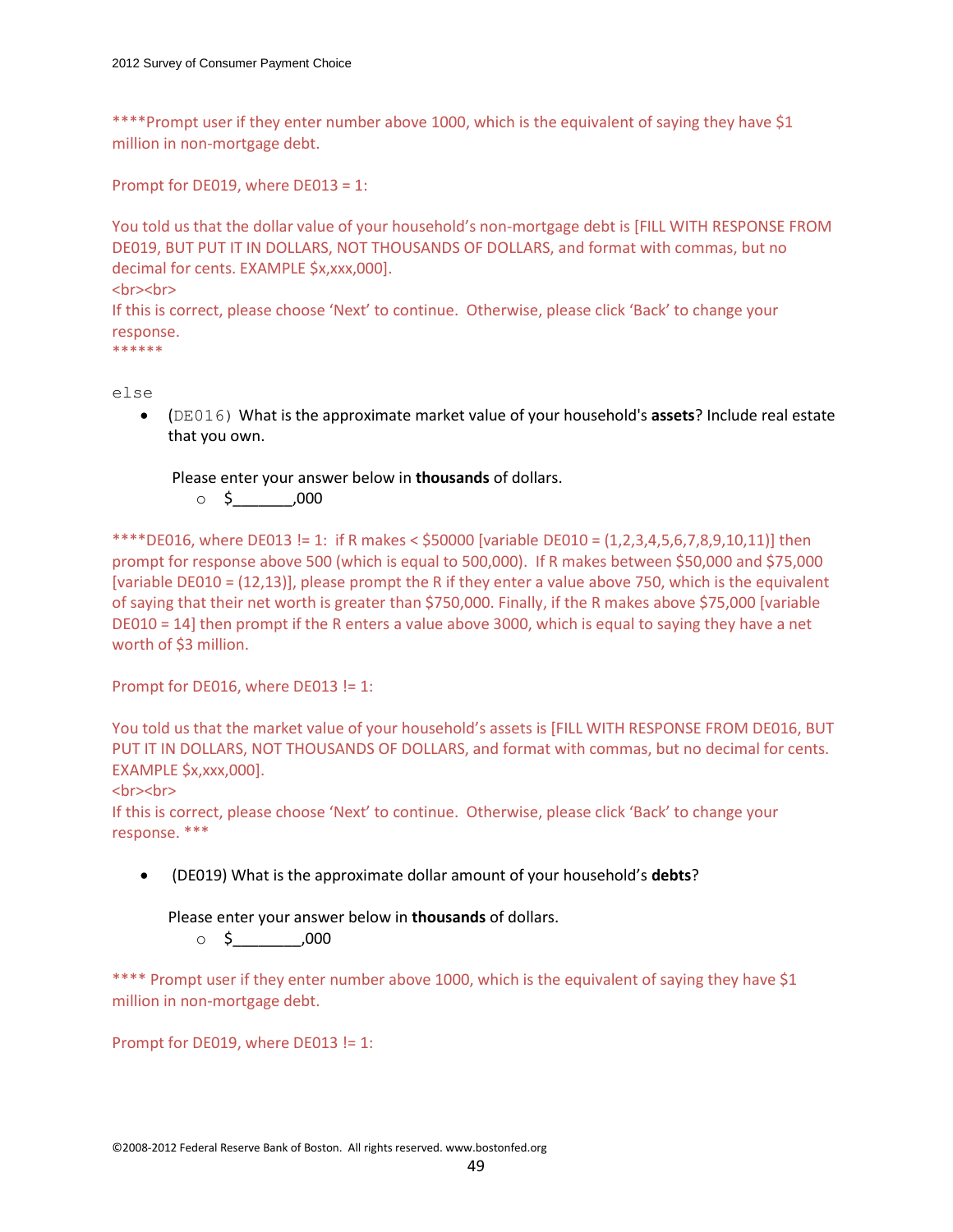****Prompt user if they enter number above 1000, which is the equivalent of saying they have $1 million in non-mortgage debt.

Prompt for DE019, where DE013 = 1:

You told us that the dollar value of your household's non-mortgage debt is [FILL WITH RESPONSE FROM DE019, BUT PUT IT IN DOLLARS, NOT THOUSANDS OF DOLLARS, and format with commas, but no decimal for cents. EXAMPLE $x,xxx,000].
<br><br>
If this is correct, please choose 'Next' to continue. Otherwise, please click 'Back' to change your response.
******

else

- (DE016) What is the approximate market value of your household's **assets**? Include real estate that you own.

  Please enter your answer below in **thousands** of dollars.
  - $_______,000

****DE016, where DE013 != 1: if R makes < $50000 [variable DE010 = (1,2,3,4,5,6,7,8,9,10,11)] then prompt for response above 500 (which is equal to 500,000). If R makes between $50,000 and $75,000 [variable DE010 = (12,13)], please prompt the R if they enter a value above 750, which is the equivalent of saying that their net worth is greater than $750,000. Finally, if the R makes above $75,000 [variable DE010 = 14] then prompt if the R enters a value above 3000, which is equal to saying they have a net worth of $3 million.

Prompt for DE016, where DE013 != 1:

You told us that the market value of your household's assets is [FILL WITH RESPONSE FROM DE016, BUT PUT IT IN DOLLARS, NOT THOUSANDS OF DOLLARS, and format with commas, but no decimal for cents. EXAMPLE $x,xxx,000].
<br><br>
If this is correct, please choose 'Next' to continue. Otherwise, please click 'Back' to change your response. ***

- (DE019) What is the approximate dollar amount of your household's **debts**?

  Please enter your answer below in **thousands** of dollars.
  - $________,000

**** Prompt user if they enter number above 1000, which is the equivalent of saying they have $1 million in non-mortgage debt.

Prompt for DE019, where DE013 != 1: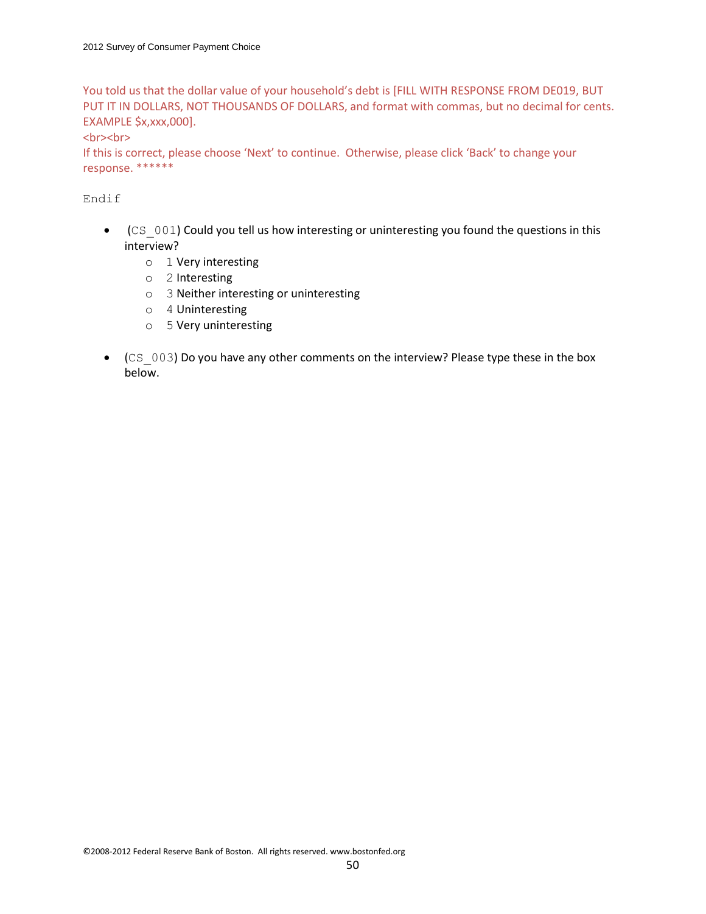You told us that the dollar value of your household's debt is [FILL WITH RESPONSE FROM DE019, BUT PUT IT IN DOLLARS, NOT THOUSANDS OF DOLLARS, and format with commas, but no decimal for cents. EXAMPLE $x,xxx,000].
<br><br>
If this is correct, please choose 'Next' to continue. Otherwise, please click 'Back' to change your response. ******

Endif

- (CS_001) Could you tell us how interesting or uninteresting you found the questions in this interview?
  - 1 Very interesting
  - 2 Interesting
  - 3 Neither interesting or uninteresting
  - 4 Uninteresting
  - 5 Very uninteresting

- (CS_003) Do you have any other comments on the interview? Please type these in the box below.

©2008-2012 Federal Reserve Bank of Boston. All rights reserved. www.bostonfed.org